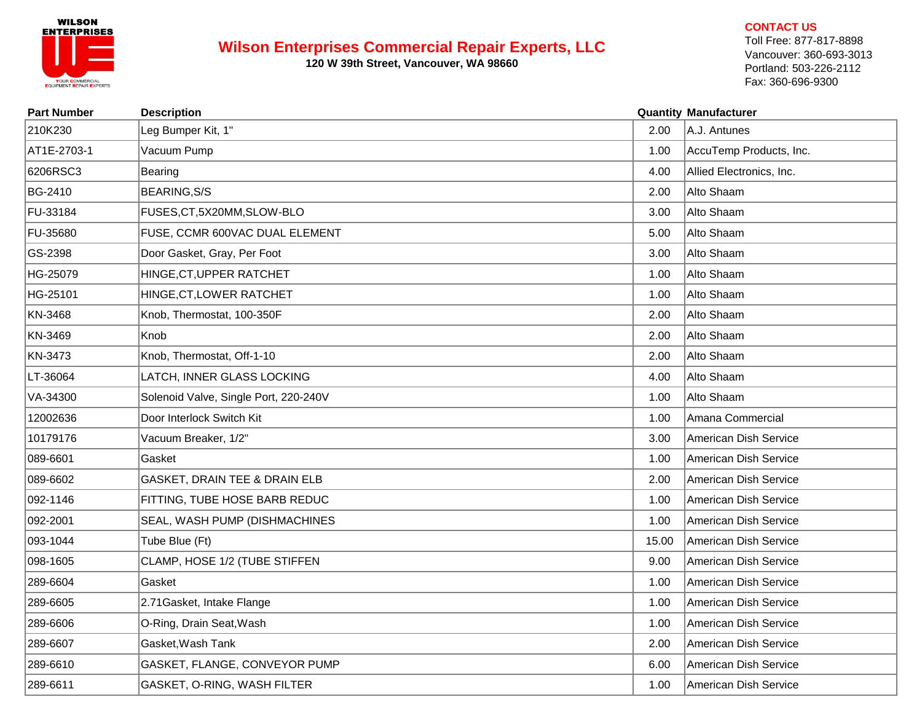# Wilson Enterprises Commercial Repair Experts, LLC

**120 W 39th Street, Vancouver, WA 98660**

**CONTACT US**
Toll Free: 877-817-8898
Vancouver: 360-693-3013
Portland: 503-226-2112
Fax: 360-696-9300

| Part Number | Description | Quantity | Manufacturer |
|---|---|---|---|
| 210K230 | Leg Bumper Kit, 1" | 2.00 | A.J. Antunes |
| AT1E-2703-1 | Vacuum Pump | 1.00 | AccuTemp Products, Inc. |
| 6206RSC3 | Bearing | 4.00 | Allied Electronics, Inc. |
| BG-2410 | BEARING,S/S | 2.00 | Alto Shaam |
| FU-33184 | FUSES,CT,5X20MM,SLOW-BLO | 3.00 | Alto Shaam |
| FU-35680 | FUSE, CCMR 600VAC DUAL ELEMENT | 5.00 | Alto Shaam |
| GS-2398 | Door Gasket, Gray, Per Foot | 3.00 | Alto Shaam |
| HG-25079 | HINGE,CT,UPPER RATCHET | 1.00 | Alto Shaam |
| HG-25101 | HINGE,CT,LOWER RATCHET | 1.00 | Alto Shaam |
| KN-3468 | Knob, Thermostat, 100-350F | 2.00 | Alto Shaam |
| KN-3469 | Knob | 2.00 | Alto Shaam |
| KN-3473 | Knob, Thermostat, Off-1-10 | 2.00 | Alto Shaam |
| LT-36064 | LATCH, INNER GLASS LOCKING | 4.00 | Alto Shaam |
| VA-34300 | Solenoid Valve, Single Port, 220-240V | 1.00 | Alto Shaam |
| 12002636 | Door Interlock Switch Kit | 1.00 | Amana Commercial |
| 10179176 | Vacuum Breaker, 1/2" | 3.00 | American Dish Service |
| 089-6601 | Gasket | 1.00 | American Dish Service |
| 089-6602 | GASKET, DRAIN TEE & DRAIN ELB | 2.00 | American Dish Service |
| 092-1146 | FITTING, TUBE HOSE BARB REDUC | 1.00 | American Dish Service |
| 092-2001 | SEAL, WASH PUMP (DISHMACHINES | 1.00 | American Dish Service |
| 093-1044 | Tube Blue (Ft) | 15.00 | American Dish Service |
| 098-1605 | CLAMP, HOSE 1/2 (TUBE STIFFEN | 9.00 | American Dish Service |
| 289-6604 | Gasket | 1.00 | American Dish Service |
| 289-6605 | 2.71Gasket, Intake Flange | 1.00 | American Dish Service |
| 289-6606 | O-Ring, Drain Seat,Wash | 1.00 | American Dish Service |
| 289-6607 | Gasket,Wash Tank | 2.00 | American Dish Service |
| 289-6610 | GASKET, FLANGE, CONVEYOR PUMP | 6.00 | American Dish Service |
| 289-6611 | GASKET, O-RING, WASH FILTER | 1.00 | American Dish Service |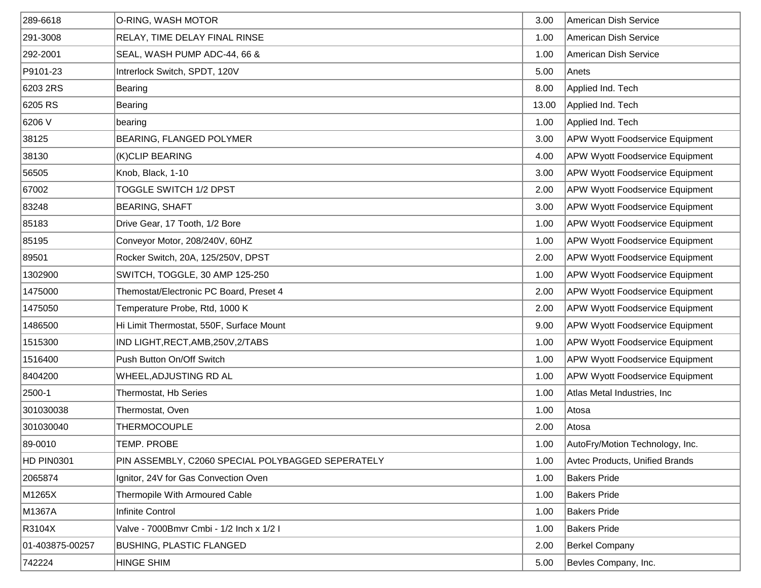| | | | |
|---|---|---|---|
| 289-6618 | O-RING, WASH MOTOR | 3.00 | American Dish Service |
| 291-3008 | RELAY, TIME DELAY FINAL RINSE | 1.00 | American Dish Service |
| 292-2001 | SEAL, WASH PUMP ADC-44, 66 & | 1.00 | American Dish Service |
| P9101-23 | Intrerlock Switch, SPDT, 120V | 5.00 | Anets |
| 6203 2RS | Bearing | 8.00 | Applied Ind. Tech |
| 6205 RS | Bearing | 13.00 | Applied Ind. Tech |
| 6206 V | bearing | 1.00 | Applied Ind. Tech |
| 38125 | BEARING, FLANGED POLYMER | 3.00 | APW Wyott Foodservice Equipment |
| 38130 | (K)CLIP BEARING | 4.00 | APW Wyott Foodservice Equipment |
| 56505 | Knob, Black, 1-10 | 3.00 | APW Wyott Foodservice Equipment |
| 67002 | TOGGLE SWITCH 1/2 DPST | 2.00 | APW Wyott Foodservice Equipment |
| 83248 | BEARING, SHAFT | 3.00 | APW Wyott Foodservice Equipment |
| 85183 | Drive Gear, 17 Tooth, 1/2 Bore | 1.00 | APW Wyott Foodservice Equipment |
| 85195 | Conveyor Motor, 208/240V, 60HZ | 1.00 | APW Wyott Foodservice Equipment |
| 89501 | Rocker Switch, 20A, 125/250V, DPST | 2.00 | APW Wyott Foodservice Equipment |
| 1302900 | SWITCH, TOGGLE, 30 AMP 125-250 | 1.00 | APW Wyott Foodservice Equipment |
| 1475000 | Themostat/Electronic PC Board, Preset 4 | 2.00 | APW Wyott Foodservice Equipment |
| 1475050 | Temperature Probe, Rtd, 1000 K | 2.00 | APW Wyott Foodservice Equipment |
| 1486500 | Hi Limit Thermostat, 550F, Surface Mount | 9.00 | APW Wyott Foodservice Equipment |
| 1515300 | IND LIGHT,RECT,AMB,250V,2/TABS | 1.00 | APW Wyott Foodservice Equipment |
| 1516400 | Push Button On/Off Switch | 1.00 | APW Wyott Foodservice Equipment |
| 8404200 | WHEEL,ADJUSTING RD AL | 1.00 | APW Wyott Foodservice Equipment |
| 2500-1 | Thermostat, Hb Series | 1.00 | Atlas Metal Industries, Inc |
| 301030038 | Thermostat, Oven | 1.00 | Atosa |
| 301030040 | THERMOCOUPLE | 2.00 | Atosa |
| 89-0010 | TEMP. PROBE | 1.00 | AutoFry/Motion Technology, Inc. |
| HD PIN0301 | PIN ASSEMBLY, C2060 SPECIAL POLYBAGGED SEPERATELY | 1.00 | Avtec Products, Unified Brands |
| 2065874 | Ignitor, 24V for Gas Convection Oven | 1.00 | Bakers Pride |
| M1265X | Thermopile With Armoured Cable | 1.00 | Bakers Pride |
| M1367A | Infinite Control | 1.00 | Bakers Pride |
| R3104X | Valve - 7000Bmvr Cmbi - 1/2 Inch x 1/2 I | 1.00 | Bakers Pride |
| 01-403875-00257 | BUSHING, PLASTIC FLANGED | 2.00 | Berkel Company |
| 742224 | HINGE SHIM | 5.00 | Bevles Company, Inc. |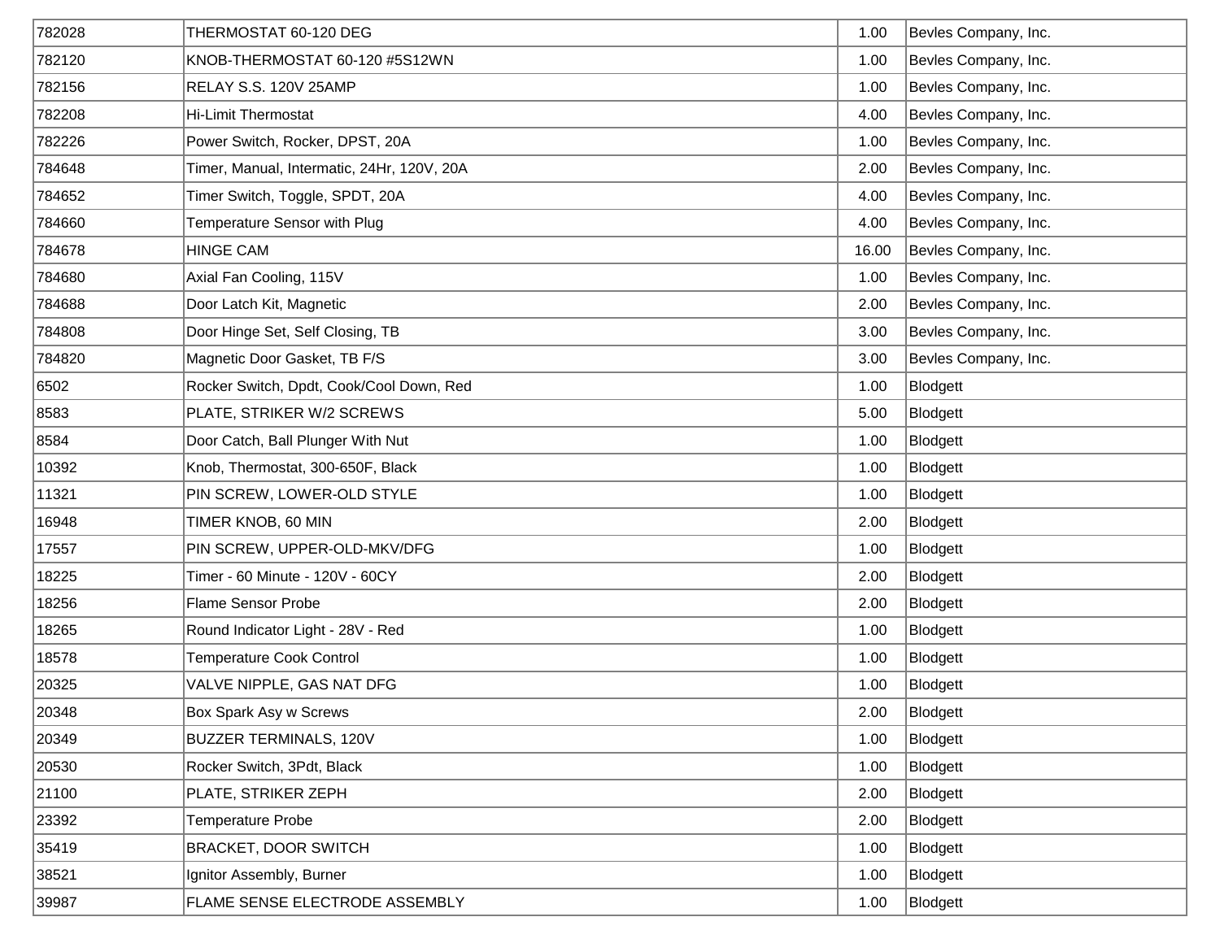| | | | |
|---|---|---|---|
| 782028 | THERMOSTAT 60-120 DEG | 1.00 | Bevles Company, Inc. |
| 782120 | KNOB-THERMOSTAT 60-120 #5S12WN | 1.00 | Bevles Company, Inc. |
| 782156 | RELAY S.S. 120V 25AMP | 1.00 | Bevles Company, Inc. |
| 782208 | Hi-Limit Thermostat | 4.00 | Bevles Company, Inc. |
| 782226 | Power Switch, Rocker, DPST, 20A | 1.00 | Bevles Company, Inc. |
| 784648 | Timer, Manual, Intermatic, 24Hr, 120V, 20A | 2.00 | Bevles Company, Inc. |
| 784652 | Timer Switch, Toggle, SPDT, 20A | 4.00 | Bevles Company, Inc. |
| 784660 | Temperature Sensor with Plug | 4.00 | Bevles Company, Inc. |
| 784678 | HINGE CAM | 16.00 | Bevles Company, Inc. |
| 784680 | Axial Fan Cooling, 115V | 1.00 | Bevles Company, Inc. |
| 784688 | Door Latch Kit, Magnetic | 2.00 | Bevles Company, Inc. |
| 784808 | Door Hinge Set, Self Closing, TB | 3.00 | Bevles Company, Inc. |
| 784820 | Magnetic Door Gasket, TB F/S | 3.00 | Bevles Company, Inc. |
| 6502 | Rocker Switch, Dpdt, Cook/Cool Down, Red | 1.00 | Blodgett |
| 8583 | PLATE, STRIKER W/2 SCREWS | 5.00 | Blodgett |
| 8584 | Door Catch, Ball Plunger With Nut | 1.00 | Blodgett |
| 10392 | Knob, Thermostat, 300-650F, Black | 1.00 | Blodgett |
| 11321 | PIN SCREW, LOWER-OLD STYLE | 1.00 | Blodgett |
| 16948 | TIMER KNOB, 60 MIN | 2.00 | Blodgett |
| 17557 | PIN SCREW, UPPER-OLD-MKV/DFG | 1.00 | Blodgett |
| 18225 | Timer - 60 Minute - 120V - 60CY | 2.00 | Blodgett |
| 18256 | Flame Sensor Probe | 2.00 | Blodgett |
| 18265 | Round Indicator Light - 28V - Red | 1.00 | Blodgett |
| 18578 | Temperature Cook Control | 1.00 | Blodgett |
| 20325 | VALVE NIPPLE, GAS NAT DFG | 1.00 | Blodgett |
| 20348 | Box Spark Asy w Screws | 2.00 | Blodgett |
| 20349 | BUZZER TERMINALS, 120V | 1.00 | Blodgett |
| 20530 | Rocker Switch, 3Pdt, Black | 1.00 | Blodgett |
| 21100 | PLATE, STRIKER ZEPH | 2.00 | Blodgett |
| 23392 | Temperature Probe | 2.00 | Blodgett |
| 35419 | BRACKET, DOOR SWITCH | 1.00 | Blodgett |
| 38521 | Ignitor Assembly, Burner | 1.00 | Blodgett |
| 39987 | FLAME SENSE ELECTRODE ASSEMBLY | 1.00 | Blodgett |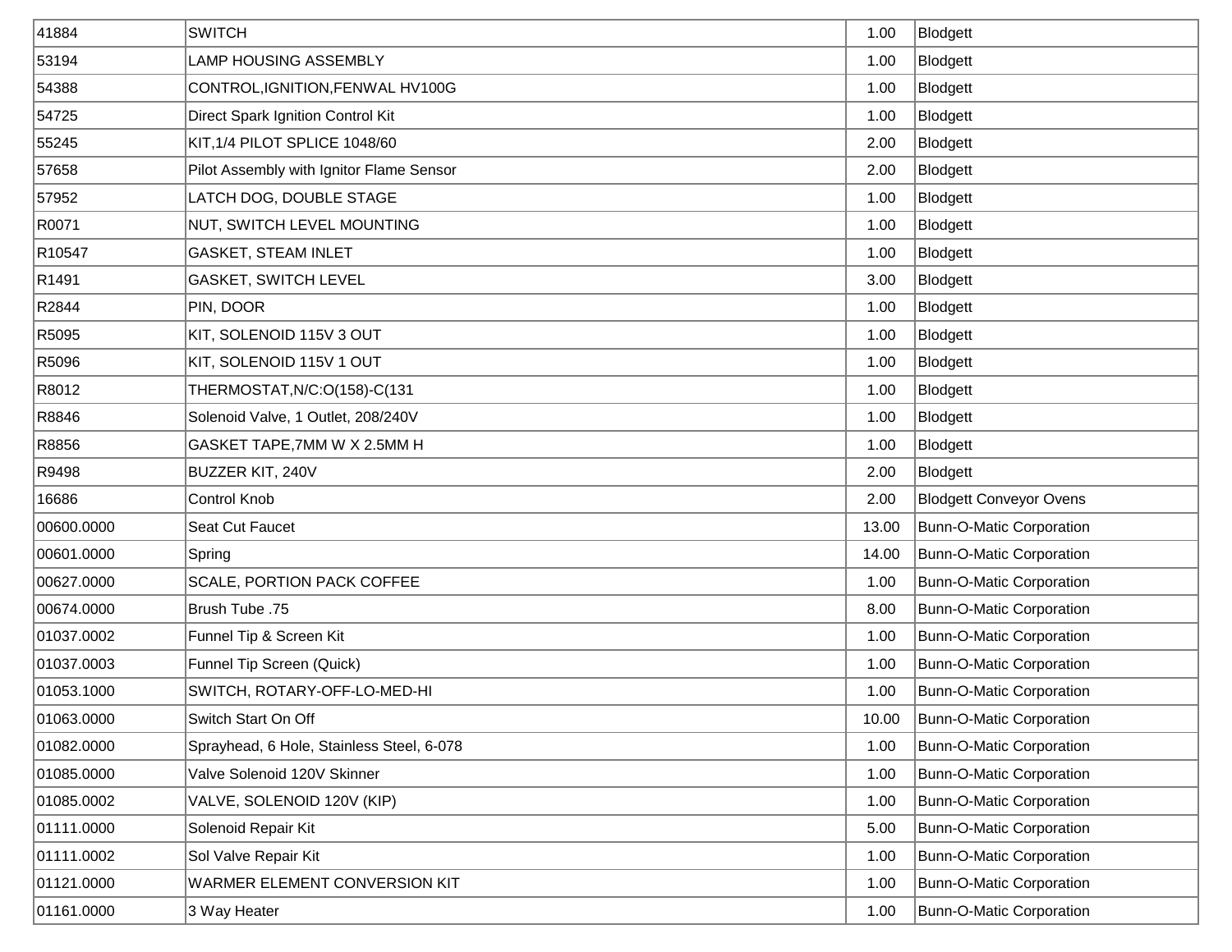| | | | |
|---|---|---|---|
| 41884 | SWITCH | 1.00 | Blodgett |
| 53194 | LAMP HOUSING ASSEMBLY | 1.00 | Blodgett |
| 54388 | CONTROL,IGNITION,FENWAL HV100G | 1.00 | Blodgett |
| 54725 | Direct Spark Ignition Control Kit | 1.00 | Blodgett |
| 55245 | KIT,1/4 PILOT SPLICE 1048/60 | 2.00 | Blodgett |
| 57658 | Pilot Assembly with Ignitor Flame Sensor | 2.00 | Blodgett |
| 57952 | LATCH DOG, DOUBLE STAGE | 1.00 | Blodgett |
| R0071 | NUT, SWITCH LEVEL MOUNTING | 1.00 | Blodgett |
| R10547 | GASKET, STEAM INLET | 1.00 | Blodgett |
| R1491 | GASKET, SWITCH LEVEL | 3.00 | Blodgett |
| R2844 | PIN, DOOR | 1.00 | Blodgett |
| R5095 | KIT, SOLENOID 115V 3 OUT | 1.00 | Blodgett |
| R5096 | KIT, SOLENOID 115V 1 OUT | 1.00 | Blodgett |
| R8012 | THERMOSTAT,N/C:O(158)-C(131 | 1.00 | Blodgett |
| R8846 | Solenoid Valve, 1 Outlet, 208/240V | 1.00 | Blodgett |
| R8856 | GASKET TAPE,7MM W X 2.5MM H | 1.00 | Blodgett |
| R9498 | BUZZER KIT, 240V | 2.00 | Blodgett |
| 16686 | Control Knob | 2.00 | Blodgett Conveyor Ovens |
| 00600.0000 | Seat Cut Faucet | 13.00 | Bunn-O-Matic Corporation |
| 00601.0000 | Spring | 14.00 | Bunn-O-Matic Corporation |
| 00627.0000 | SCALE, PORTION PACK COFFEE | 1.00 | Bunn-O-Matic Corporation |
| 00674.0000 | Brush Tube .75 | 8.00 | Bunn-O-Matic Corporation |
| 01037.0002 | Funnel Tip & Screen Kit | 1.00 | Bunn-O-Matic Corporation |
| 01037.0003 | Funnel Tip Screen (Quick) | 1.00 | Bunn-O-Matic Corporation |
| 01053.1000 | SWITCH, ROTARY-OFF-LO-MED-HI | 1.00 | Bunn-O-Matic Corporation |
| 01063.0000 | Switch Start On Off | 10.00 | Bunn-O-Matic Corporation |
| 01082.0000 | Sprayhead, 6 Hole, Stainless Steel, 6-078 | 1.00 | Bunn-O-Matic Corporation |
| 01085.0000 | Valve Solenoid 120V Skinner | 1.00 | Bunn-O-Matic Corporation |
| 01085.0002 | VALVE, SOLENOID 120V (KIP) | 1.00 | Bunn-O-Matic Corporation |
| 01111.0000 | Solenoid Repair Kit | 5.00 | Bunn-O-Matic Corporation |
| 01111.0002 | Sol Valve Repair Kit | 1.00 | Bunn-O-Matic Corporation |
| 01121.0000 | WARMER ELEMENT CONVERSION KIT | 1.00 | Bunn-O-Matic Corporation |
| 01161.0000 | 3 Way Heater | 1.00 | Bunn-O-Matic Corporation |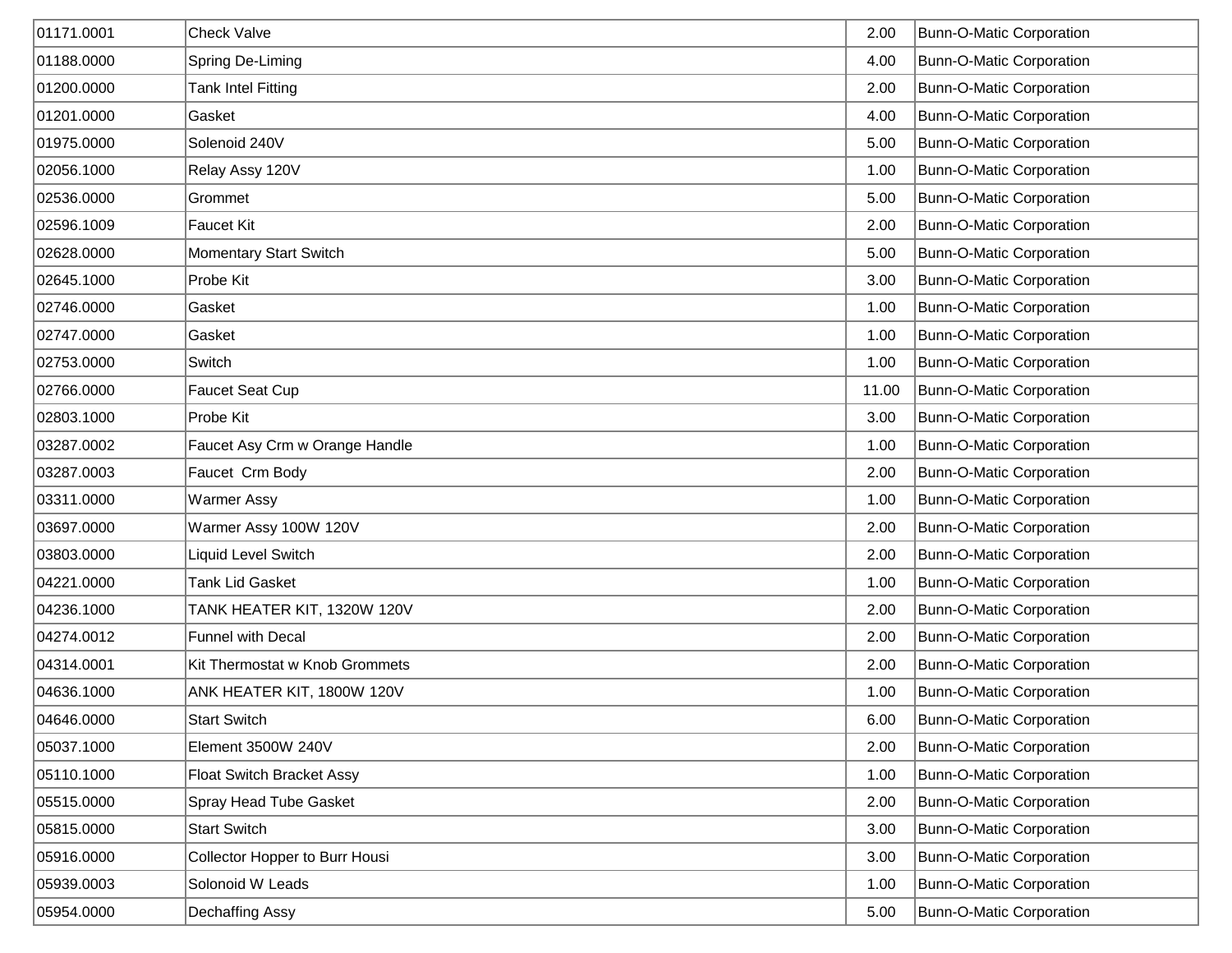| | | | |
|---|---|---|---|
| 01171.0001 | Check Valve | 2.00 | Bunn-O-Matic Corporation |
| 01188.0000 | Spring De-Liming | 4.00 | Bunn-O-Matic Corporation |
| 01200.0000 | Tank Intel Fitting | 2.00 | Bunn-O-Matic Corporation |
| 01201.0000 | Gasket | 4.00 | Bunn-O-Matic Corporation |
| 01975.0000 | Solenoid 240V | 5.00 | Bunn-O-Matic Corporation |
| 02056.1000 | Relay Assy 120V | 1.00 | Bunn-O-Matic Corporation |
| 02536.0000 | Grommet | 5.00 | Bunn-O-Matic Corporation |
| 02596.1009 | Faucet Kit | 2.00 | Bunn-O-Matic Corporation |
| 02628.0000 | Momentary Start Switch | 5.00 | Bunn-O-Matic Corporation |
| 02645.1000 | Probe Kit | 3.00 | Bunn-O-Matic Corporation |
| 02746.0000 | Gasket | 1.00 | Bunn-O-Matic Corporation |
| 02747.0000 | Gasket | 1.00 | Bunn-O-Matic Corporation |
| 02753.0000 | Switch | 1.00 | Bunn-O-Matic Corporation |
| 02766.0000 | Faucet Seat Cup | 11.00 | Bunn-O-Matic Corporation |
| 02803.1000 | Probe Kit | 3.00 | Bunn-O-Matic Corporation |
| 03287.0002 | Faucet Asy Crm w Orange Handle | 1.00 | Bunn-O-Matic Corporation |
| 03287.0003 | Faucet Crm Body | 2.00 | Bunn-O-Matic Corporation |
| 03311.0000 | Warmer Assy | 1.00 | Bunn-O-Matic Corporation |
| 03697.0000 | Warmer Assy 100W 120V | 2.00 | Bunn-O-Matic Corporation |
| 03803.0000 | Liquid Level Switch | 2.00 | Bunn-O-Matic Corporation |
| 04221.0000 | Tank Lid Gasket | 1.00 | Bunn-O-Matic Corporation |
| 04236.1000 | TANK HEATER KIT, 1320W 120V | 2.00 | Bunn-O-Matic Corporation |
| 04274.0012 | Funnel with Decal | 2.00 | Bunn-O-Matic Corporation |
| 04314.0001 | Kit Thermostat w Knob Grommets | 2.00 | Bunn-O-Matic Corporation |
| 04636.1000 | ANK HEATER KIT, 1800W 120V | 1.00 | Bunn-O-Matic Corporation |
| 04646.0000 | Start Switch | 6.00 | Bunn-O-Matic Corporation |
| 05037.1000 | Element 3500W 240V | 2.00 | Bunn-O-Matic Corporation |
| 05110.1000 | Float Switch Bracket Assy | 1.00 | Bunn-O-Matic Corporation |
| 05515.0000 | Spray Head Tube Gasket | 2.00 | Bunn-O-Matic Corporation |
| 05815.0000 | Start Switch | 3.00 | Bunn-O-Matic Corporation |
| 05916.0000 | Collector Hopper to Burr Housi | 3.00 | Bunn-O-Matic Corporation |
| 05939.0003 | Solonoid W Leads | 1.00 | Bunn-O-Matic Corporation |
| 05954.0000 | Dechaffing Assy | 5.00 | Bunn-O-Matic Corporation |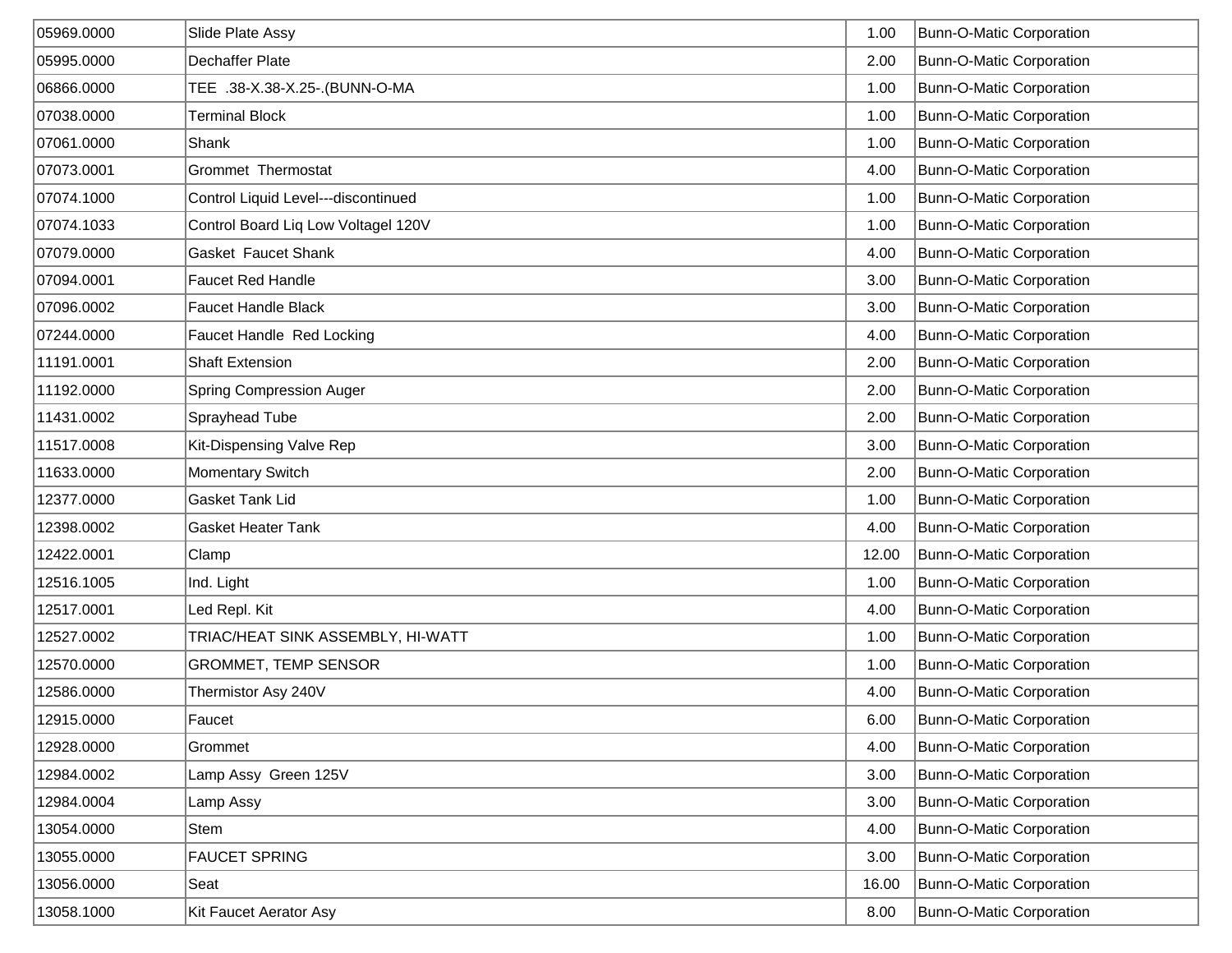| | | | |
|---|---|---|---|
| 05969.0000 | Slide Plate Assy | 1.00 | Bunn-O-Matic Corporation |
| 05995.0000 | Dechaffer Plate | 2.00 | Bunn-O-Matic Corporation |
| 06866.0000 | TEE .38-X.38-X.25-.(BUNN-O-MA | 1.00 | Bunn-O-Matic Corporation |
| 07038.0000 | Terminal Block | 1.00 | Bunn-O-Matic Corporation |
| 07061.0000 | Shank | 1.00 | Bunn-O-Matic Corporation |
| 07073.0001 | Grommet Thermostat | 4.00 | Bunn-O-Matic Corporation |
| 07074.1000 | Control Liquid Level---discontinued | 1.00 | Bunn-O-Matic Corporation |
| 07074.1033 | Control Board Liq Low Voltagel 120V | 1.00 | Bunn-O-Matic Corporation |
| 07079.0000 | Gasket Faucet Shank | 4.00 | Bunn-O-Matic Corporation |
| 07094.0001 | Faucet Red Handle | 3.00 | Bunn-O-Matic Corporation |
| 07096.0002 | Faucet Handle Black | 3.00 | Bunn-O-Matic Corporation |
| 07244.0000 | Faucet Handle Red Locking | 4.00 | Bunn-O-Matic Corporation |
| 11191.0001 | Shaft Extension | 2.00 | Bunn-O-Matic Corporation |
| 11192.0000 | Spring Compression Auger | 2.00 | Bunn-O-Matic Corporation |
| 11431.0002 | Sprayhead Tube | 2.00 | Bunn-O-Matic Corporation |
| 11517.0008 | Kit-Dispensing Valve Rep | 3.00 | Bunn-O-Matic Corporation |
| 11633.0000 | Momentary Switch | 2.00 | Bunn-O-Matic Corporation |
| 12377.0000 | Gasket Tank Lid | 1.00 | Bunn-O-Matic Corporation |
| 12398.0002 | Gasket Heater Tank | 4.00 | Bunn-O-Matic Corporation |
| 12422.0001 | Clamp | 12.00 | Bunn-O-Matic Corporation |
| 12516.1005 | Ind. Light | 1.00 | Bunn-O-Matic Corporation |
| 12517.0001 | Led Repl. Kit | 4.00 | Bunn-O-Matic Corporation |
| 12527.0002 | TRIAC/HEAT SINK ASSEMBLY, HI-WATT | 1.00 | Bunn-O-Matic Corporation |
| 12570.0000 | GROMMET, TEMP SENSOR | 1.00 | Bunn-O-Matic Corporation |
| 12586.0000 | Thermistor Asy 240V | 4.00 | Bunn-O-Matic Corporation |
| 12915.0000 | Faucet | 6.00 | Bunn-O-Matic Corporation |
| 12928.0000 | Grommet | 4.00 | Bunn-O-Matic Corporation |
| 12984.0002 | Lamp Assy Green 125V | 3.00 | Bunn-O-Matic Corporation |
| 12984.0004 | Lamp Assy | 3.00 | Bunn-O-Matic Corporation |
| 13054.0000 | Stem | 4.00 | Bunn-O-Matic Corporation |
| 13055.0000 | FAUCET SPRING | 3.00 | Bunn-O-Matic Corporation |
| 13056.0000 | Seat | 16.00 | Bunn-O-Matic Corporation |
| 13058.1000 | Kit Faucet Aerator Asy | 8.00 | Bunn-O-Matic Corporation |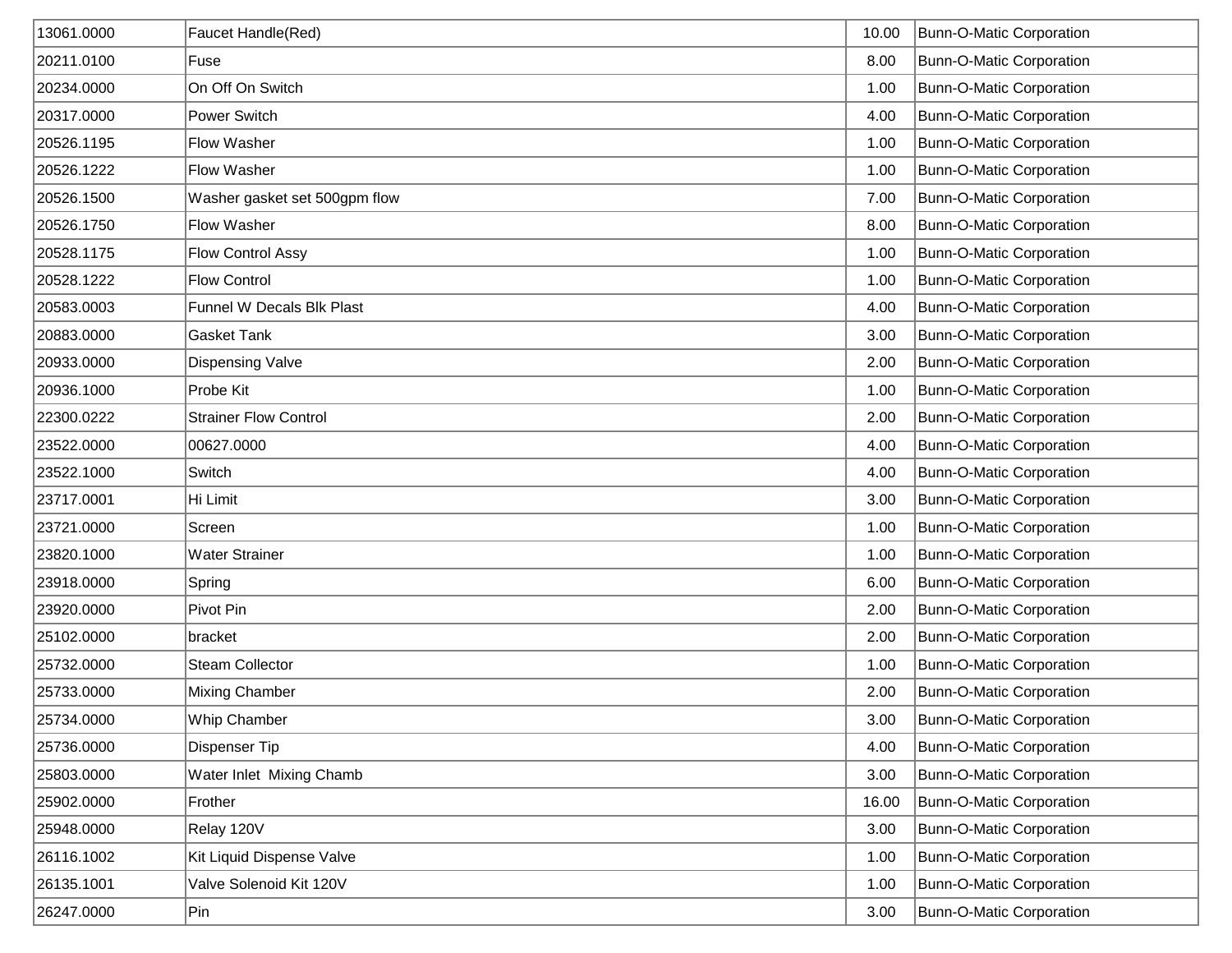| | | | |
|---|---|---|---|
| 13061.0000 | Faucet Handle(Red) | 10.00 | Bunn-O-Matic Corporation |
| 20211.0100 | Fuse | 8.00 | Bunn-O-Matic Corporation |
| 20234.0000 | On Off On Switch | 1.00 | Bunn-O-Matic Corporation |
| 20317.0000 | Power Switch | 4.00 | Bunn-O-Matic Corporation |
| 20526.1195 | Flow Washer | 1.00 | Bunn-O-Matic Corporation |
| 20526.1222 | Flow Washer | 1.00 | Bunn-O-Matic Corporation |
| 20526.1500 | Washer gasket set 500gpm flow | 7.00 | Bunn-O-Matic Corporation |
| 20526.1750 | Flow Washer | 8.00 | Bunn-O-Matic Corporation |
| 20528.1175 | Flow Control Assy | 1.00 | Bunn-O-Matic Corporation |
| 20528.1222 | Flow Control | 1.00 | Bunn-O-Matic Corporation |
| 20583.0003 | Funnel W Decals Blk Plast | 4.00 | Bunn-O-Matic Corporation |
| 20883.0000 | Gasket Tank | 3.00 | Bunn-O-Matic Corporation |
| 20933.0000 | Dispensing Valve | 2.00 | Bunn-O-Matic Corporation |
| 20936.1000 | Probe Kit | 1.00 | Bunn-O-Matic Corporation |
| 22300.0222 | Strainer Flow Control | 2.00 | Bunn-O-Matic Corporation |
| 23522.0000 | 00627.0000 | 4.00 | Bunn-O-Matic Corporation |
| 23522.1000 | Switch | 4.00 | Bunn-O-Matic Corporation |
| 23717.0001 | Hi Limit | 3.00 | Bunn-O-Matic Corporation |
| 23721.0000 | Screen | 1.00 | Bunn-O-Matic Corporation |
| 23820.1000 | Water Strainer | 1.00 | Bunn-O-Matic Corporation |
| 23918.0000 | Spring | 6.00 | Bunn-O-Matic Corporation |
| 23920.0000 | Pivot Pin | 2.00 | Bunn-O-Matic Corporation |
| 25102.0000 | bracket | 2.00 | Bunn-O-Matic Corporation |
| 25732.0000 | Steam Collector | 1.00 | Bunn-O-Matic Corporation |
| 25733.0000 | Mixing Chamber | 2.00 | Bunn-O-Matic Corporation |
| 25734.0000 | Whip Chamber | 3.00 | Bunn-O-Matic Corporation |
| 25736.0000 | Dispenser Tip | 4.00 | Bunn-O-Matic Corporation |
| 25803.0000 | Water Inlet Mixing Chamb | 3.00 | Bunn-O-Matic Corporation |
| 25902.0000 | Frother | 16.00 | Bunn-O-Matic Corporation |
| 25948.0000 | Relay 120V | 3.00 | Bunn-O-Matic Corporation |
| 26116.1002 | Kit Liquid Dispense Valve | 1.00 | Bunn-O-Matic Corporation |
| 26135.1001 | Valve Solenoid Kit 120V | 1.00 | Bunn-O-Matic Corporation |
| 26247.0000 | Pin | 3.00 | Bunn-O-Matic Corporation |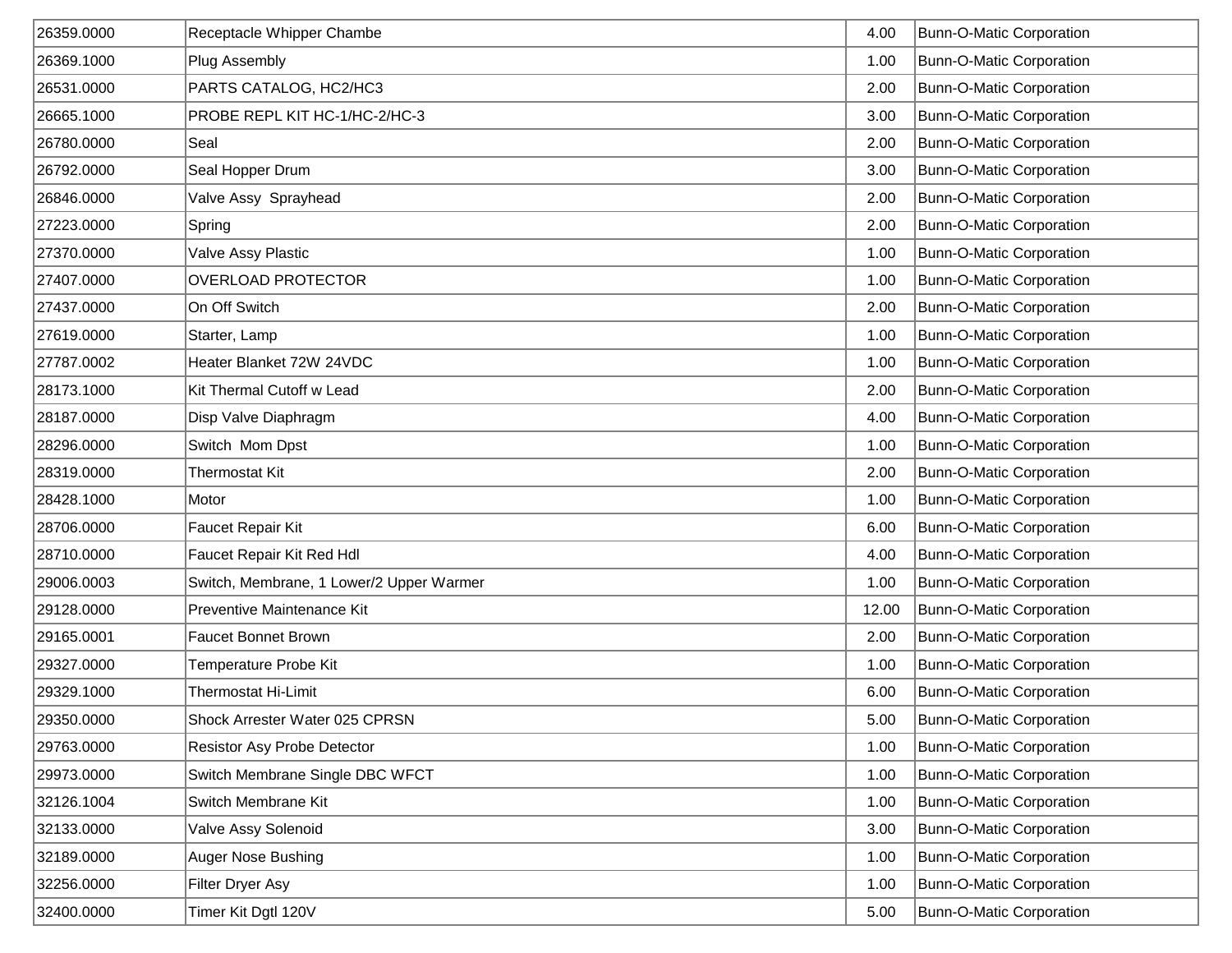| | | | |
|---|---|---|---|
| 26359.0000 | Receptacle Whipper Chambe | 4.00 | Bunn-O-Matic Corporation |
| 26369.1000 | Plug Assembly | 1.00 | Bunn-O-Matic Corporation |
| 26531.0000 | PARTS CATALOG, HC2/HC3 | 2.00 | Bunn-O-Matic Corporation |
| 26665.1000 | PROBE REPL KIT HC-1/HC-2/HC-3 | 3.00 | Bunn-O-Matic Corporation |
| 26780.0000 | Seal | 2.00 | Bunn-O-Matic Corporation |
| 26792.0000 | Seal Hopper Drum | 3.00 | Bunn-O-Matic Corporation |
| 26846.0000 | Valve Assy Sprayhead | 2.00 | Bunn-O-Matic Corporation |
| 27223.0000 | Spring | 2.00 | Bunn-O-Matic Corporation |
| 27370.0000 | Valve Assy Plastic | 1.00 | Bunn-O-Matic Corporation |
| 27407.0000 | OVERLOAD PROTECTOR | 1.00 | Bunn-O-Matic Corporation |
| 27437.0000 | On Off Switch | 2.00 | Bunn-O-Matic Corporation |
| 27619.0000 | Starter, Lamp | 1.00 | Bunn-O-Matic Corporation |
| 27787.0002 | Heater Blanket 72W 24VDC | 1.00 | Bunn-O-Matic Corporation |
| 28173.1000 | Kit Thermal Cutoff w Lead | 2.00 | Bunn-O-Matic Corporation |
| 28187.0000 | Disp Valve Diaphragm | 4.00 | Bunn-O-Matic Corporation |
| 28296.0000 | Switch Mom Dpst | 1.00 | Bunn-O-Matic Corporation |
| 28319.0000 | Thermostat Kit | 2.00 | Bunn-O-Matic Corporation |
| 28428.1000 | Motor | 1.00 | Bunn-O-Matic Corporation |
| 28706.0000 | Faucet Repair Kit | 6.00 | Bunn-O-Matic Corporation |
| 28710.0000 | Faucet Repair Kit Red Hdl | 4.00 | Bunn-O-Matic Corporation |
| 29006.0003 | Switch, Membrane, 1 Lower/2 Upper Warmer | 1.00 | Bunn-O-Matic Corporation |
| 29128.0000 | Preventive Maintenance Kit | 12.00 | Bunn-O-Matic Corporation |
| 29165.0001 | Faucet Bonnet Brown | 2.00 | Bunn-O-Matic Corporation |
| 29327.0000 | Temperature Probe Kit | 1.00 | Bunn-O-Matic Corporation |
| 29329.1000 | Thermostat Hi-Limit | 6.00 | Bunn-O-Matic Corporation |
| 29350.0000 | Shock Arrester Water 025 CPRSN | 5.00 | Bunn-O-Matic Corporation |
| 29763.0000 | Resistor Asy Probe Detector | 1.00 | Bunn-O-Matic Corporation |
| 29973.0000 | Switch Membrane Single DBC WFCT | 1.00 | Bunn-O-Matic Corporation |
| 32126.1004 | Switch Membrane Kit | 1.00 | Bunn-O-Matic Corporation |
| 32133.0000 | Valve Assy Solenoid | 3.00 | Bunn-O-Matic Corporation |
| 32189.0000 | Auger Nose Bushing | 1.00 | Bunn-O-Matic Corporation |
| 32256.0000 | Filter Dryer Asy | 1.00 | Bunn-O-Matic Corporation |
| 32400.0000 | Timer Kit Dgtl 120V | 5.00 | Bunn-O-Matic Corporation |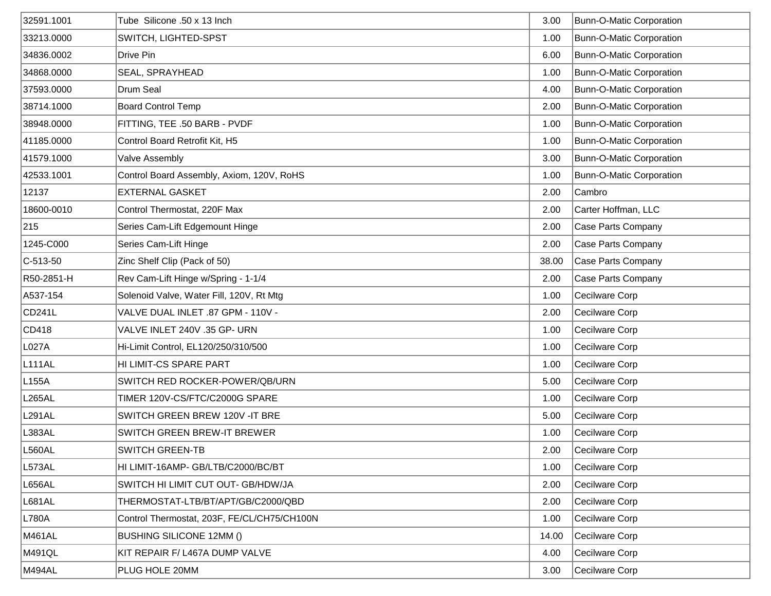| | | | |
|---|---|---|---|
| 32591.1001 | Tube  Silicone .50 x 13 Inch | 3.00 | Bunn-O-Matic Corporation |
| 33213.0000 | SWITCH, LIGHTED-SPST | 1.00 | Bunn-O-Matic Corporation |
| 34836.0002 | Drive Pin | 6.00 | Bunn-O-Matic Corporation |
| 34868.0000 | SEAL, SPRAYHEAD | 1.00 | Bunn-O-Matic Corporation |
| 37593.0000 | Drum Seal | 4.00 | Bunn-O-Matic Corporation |
| 38714.1000 | Board Control Temp | 2.00 | Bunn-O-Matic Corporation |
| 38948.0000 | FITTING, TEE .50 BARB - PVDF | 1.00 | Bunn-O-Matic Corporation |
| 41185.0000 | Control Board Retrofit Kit, H5 | 1.00 | Bunn-O-Matic Corporation |
| 41579.1000 | Valve Assembly | 3.00 | Bunn-O-Matic Corporation |
| 42533.1001 | Control Board Assembly, Axiom, 120V, RoHS | 1.00 | Bunn-O-Matic Corporation |
| 12137 | EXTERNAL GASKET | 2.00 | Cambro |
| 18600-0010 | Control Thermostat, 220F Max | 2.00 | Carter Hoffman, LLC |
| 215 | Series Cam-Lift Edgemount Hinge | 2.00 | Case Parts Company |
| 1245-C000 | Series Cam-Lift Hinge | 2.00 | Case Parts Company |
| C-513-50 | Zinc Shelf Clip (Pack of 50) | 38.00 | Case Parts Company |
| R50-2851-H | Rev Cam-Lift Hinge w/Spring - 1-1/4 | 2.00 | Case Parts Company |
| A537-154 | Solenoid Valve, Water Fill, 120V, Rt Mtg | 1.00 | Cecilware Corp |
| CD241L | VALVE DUAL INLET .87 GPM - 110V - | 2.00 | Cecilware Corp |
| CD418 | VALVE INLET 240V .35 GP- URN | 1.00 | Cecilware Corp |
| L027A | Hi-Limit Control, EL120/250/310/500 | 1.00 | Cecilware Corp |
| L111AL | HI LIMIT-CS SPARE PART | 1.00 | Cecilware Corp |
| L155A | SWITCH RED ROCKER-POWER/QB/URN | 5.00 | Cecilware Corp |
| L265AL | TIMER 120V-CS/FTC/C2000G SPARE | 1.00 | Cecilware Corp |
| L291AL | SWITCH GREEN BREW 120V -IT BRE | 5.00 | Cecilware Corp |
| L383AL | SWITCH GREEN BREW-IT BREWER | 1.00 | Cecilware Corp |
| L560AL | SWITCH GREEN-TB | 2.00 | Cecilware Corp |
| L573AL | HI LIMIT-16AMP- GB/LTB/C2000/BC/BT | 1.00 | Cecilware Corp |
| L656AL | SWITCH HI LIMIT CUT OUT- GB/HDW/JA | 2.00 | Cecilware Corp |
| L681AL | THERMOSTAT-LTB/BT/APT/GB/C2000/QBD | 2.00 | Cecilware Corp |
| L780A | Control Thermostat, 203F, FE/CL/CH75/CH100N | 1.00 | Cecilware Corp |
| M461AL | BUSHING SILICONE 12MM () | 14.00 | Cecilware Corp |
| M491QL | KIT REPAIR F/ L467A DUMP VALVE | 4.00 | Cecilware Corp |
| M494AL | PLUG HOLE 20MM | 3.00 | Cecilware Corp |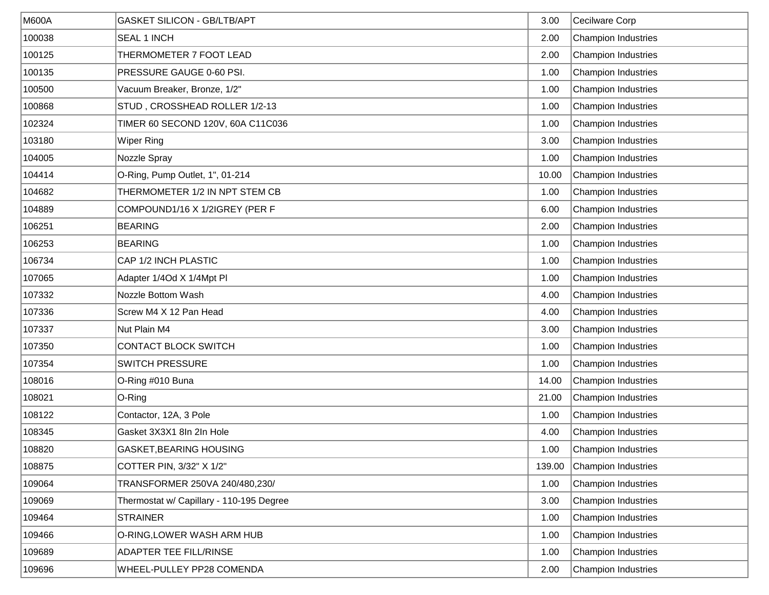| M600A | GASKET SILICON - GB/LTB/APT | 3.00 | Cecilware Corp |
|---|---|---|---|
| 100038 | SEAL 1 INCH | 2.00 | Champion Industries |
| 100125 | THERMOMETER 7 FOOT LEAD | 2.00 | Champion Industries |
| 100135 | PRESSURE GAUGE 0-60 PSI. | 1.00 | Champion Industries |
| 100500 | Vacuum Breaker, Bronze, 1/2" | 1.00 | Champion Industries |
| 100868 | STUD , CROSSHEAD ROLLER 1/2-13 | 1.00 | Champion Industries |
| 102324 | TIMER 60 SECOND 120V, 60A C11C036 | 1.00 | Champion Industries |
| 103180 | Wiper Ring | 3.00 | Champion Industries |
| 104005 | Nozzle Spray | 1.00 | Champion Industries |
| 104414 | O-Ring, Pump Outlet, 1", 01-214 | 10.00 | Champion Industries |
| 104682 | THERMOMETER 1/2 IN NPT STEM CB | 1.00 | Champion Industries |
| 104889 | COMPOUND1/16 X 1/2IGREY (PER F | 6.00 | Champion Industries |
| 106251 | BEARING | 2.00 | Champion Industries |
| 106253 | BEARING | 1.00 | Champion Industries |
| 106734 | CAP 1/2 INCH PLASTIC | 1.00 | Champion Industries |
| 107065 | Adapter 1/4Od X 1/4Mpt Pl | 1.00 | Champion Industries |
| 107332 | Nozzle Bottom Wash | 4.00 | Champion Industries |
| 107336 | Screw M4 X 12 Pan Head | 4.00 | Champion Industries |
| 107337 | Nut Plain M4 | 3.00 | Champion Industries |
| 107350 | CONTACT BLOCK SWITCH | 1.00 | Champion Industries |
| 107354 | SWITCH PRESSURE | 1.00 | Champion Industries |
| 108016 | O-Ring #010 Buna | 14.00 | Champion Industries |
| 108021 | O-Ring | 21.00 | Champion Industries |
| 108122 | Contactor, 12A, 3 Pole | 1.00 | Champion Industries |
| 108345 | Gasket 3X3X1 8In 2In Hole | 4.00 | Champion Industries |
| 108820 | GASKET,BEARING HOUSING | 1.00 | Champion Industries |
| 108875 | COTTER PIN, 3/32" X 1/2" | 139.00 | Champion Industries |
| 109064 | TRANSFORMER 250VA 240/480,230/ | 1.00 | Champion Industries |
| 109069 | Thermostat w/ Capillary - 110-195 Degree | 3.00 | Champion Industries |
| 109464 | STRAINER | 1.00 | Champion Industries |
| 109466 | O-RING,LOWER WASH ARM HUB | 1.00 | Champion Industries |
| 109689 | ADAPTER TEE FILL/RINSE | 1.00 | Champion Industries |
| 109696 | WHEEL-PULLEY PP28 COMENDA | 2.00 | Champion Industries |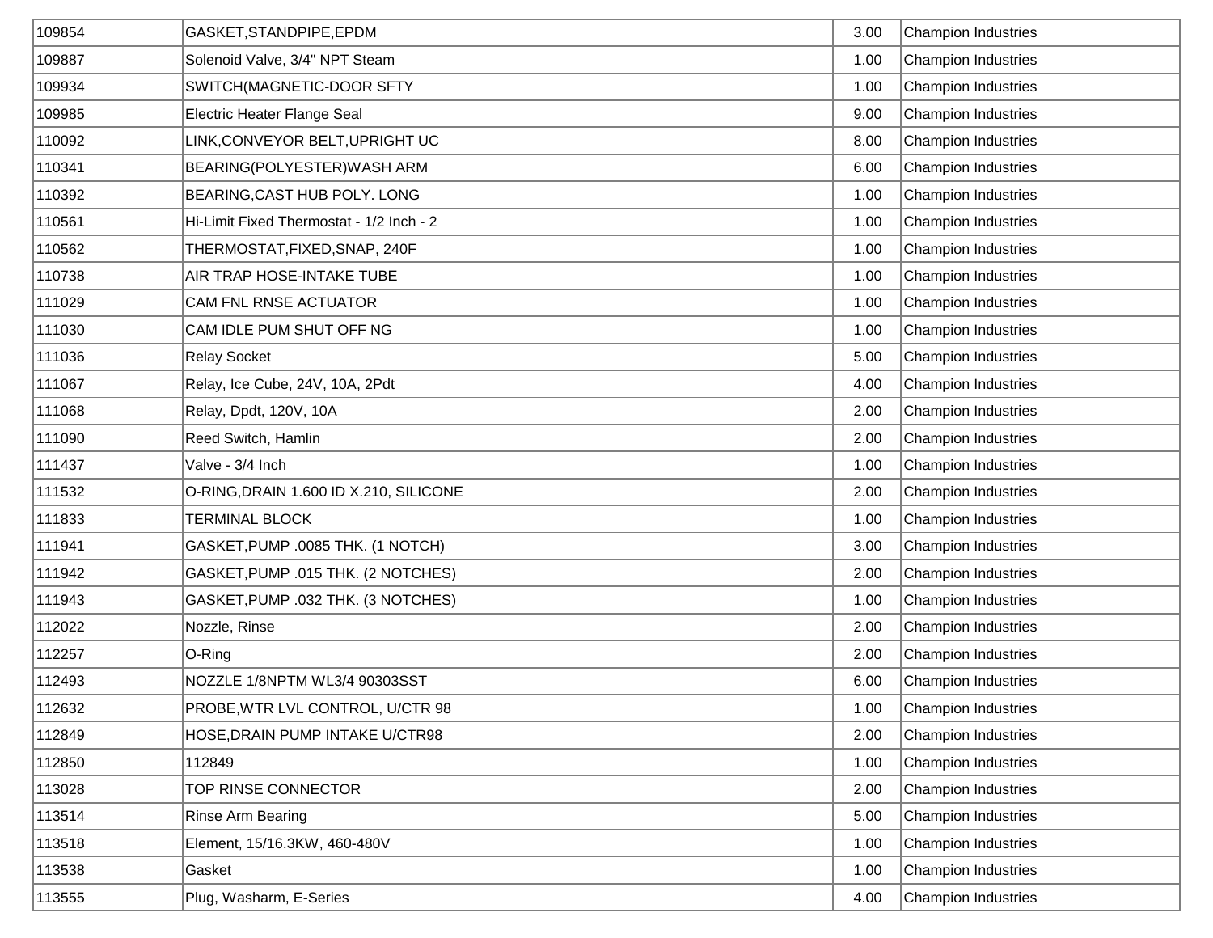| | | | |
|---|---|---|---|
| 109854 | GASKET,STANDPIPE,EPDM | 3.00 | Champion Industries |
| 109887 | Solenoid Valve, 3/4" NPT Steam | 1.00 | Champion Industries |
| 109934 | SWITCH(MAGNETIC-DOOR SFTY | 1.00 | Champion Industries |
| 109985 | Electric Heater Flange Seal | 9.00 | Champion Industries |
| 110092 | LINK,CONVEYOR BELT,UPRIGHT UC | 8.00 | Champion Industries |
| 110341 | BEARING(POLYESTER)WASH ARM | 6.00 | Champion Industries |
| 110392 | BEARING,CAST HUB POLY. LONG | 1.00 | Champion Industries |
| 110561 | Hi-Limit Fixed Thermostat - 1/2 Inch - 2 | 1.00 | Champion Industries |
| 110562 | THERMOSTAT,FIXED,SNAP, 240F | 1.00 | Champion Industries |
| 110738 | AIR TRAP HOSE-INTAKE TUBE | 1.00 | Champion Industries |
| 111029 | CAM FNL RNSE ACTUATOR | 1.00 | Champion Industries |
| 111030 | CAM IDLE PUM SHUT OFF NG | 1.00 | Champion Industries |
| 111036 | Relay Socket | 5.00 | Champion Industries |
| 111067 | Relay, Ice Cube, 24V, 10A, 2Pdt | 4.00 | Champion Industries |
| 111068 | Relay, Dpdt, 120V, 10A | 2.00 | Champion Industries |
| 111090 | Reed Switch, Hamlin | 2.00 | Champion Industries |
| 111437 | Valve - 3/4 Inch | 1.00 | Champion Industries |
| 111532 | O-RING,DRAIN 1.600 ID X.210, SILICONE | 2.00 | Champion Industries |
| 111833 | TERMINAL BLOCK | 1.00 | Champion Industries |
| 111941 | GASKET,PUMP .0085 THK. (1 NOTCH) | 3.00 | Champion Industries |
| 111942 | GASKET,PUMP .015 THK. (2 NOTCHES) | 2.00 | Champion Industries |
| 111943 | GASKET,PUMP .032 THK. (3 NOTCHES) | 1.00 | Champion Industries |
| 112022 | Nozzle, Rinse | 2.00 | Champion Industries |
| 112257 | O-Ring | 2.00 | Champion Industries |
| 112493 | NOZZLE 1/8NPTM WL3/4 90303SST | 6.00 | Champion Industries |
| 112632 | PROBE,WTR LVL CONTROL, U/CTR 98 | 1.00 | Champion Industries |
| 112849 | HOSE,DRAIN PUMP INTAKE U/CTR98 | 2.00 | Champion Industries |
| 112850 | 112849 | 1.00 | Champion Industries |
| 113028 | TOP RINSE CONNECTOR | 2.00 | Champion Industries |
| 113514 | Rinse Arm Bearing | 5.00 | Champion Industries |
| 113518 | Element, 15/16.3KW, 460-480V | 1.00 | Champion Industries |
| 113538 | Gasket | 1.00 | Champion Industries |
| 113555 | Plug, Washarm, E-Series | 4.00 | Champion Industries |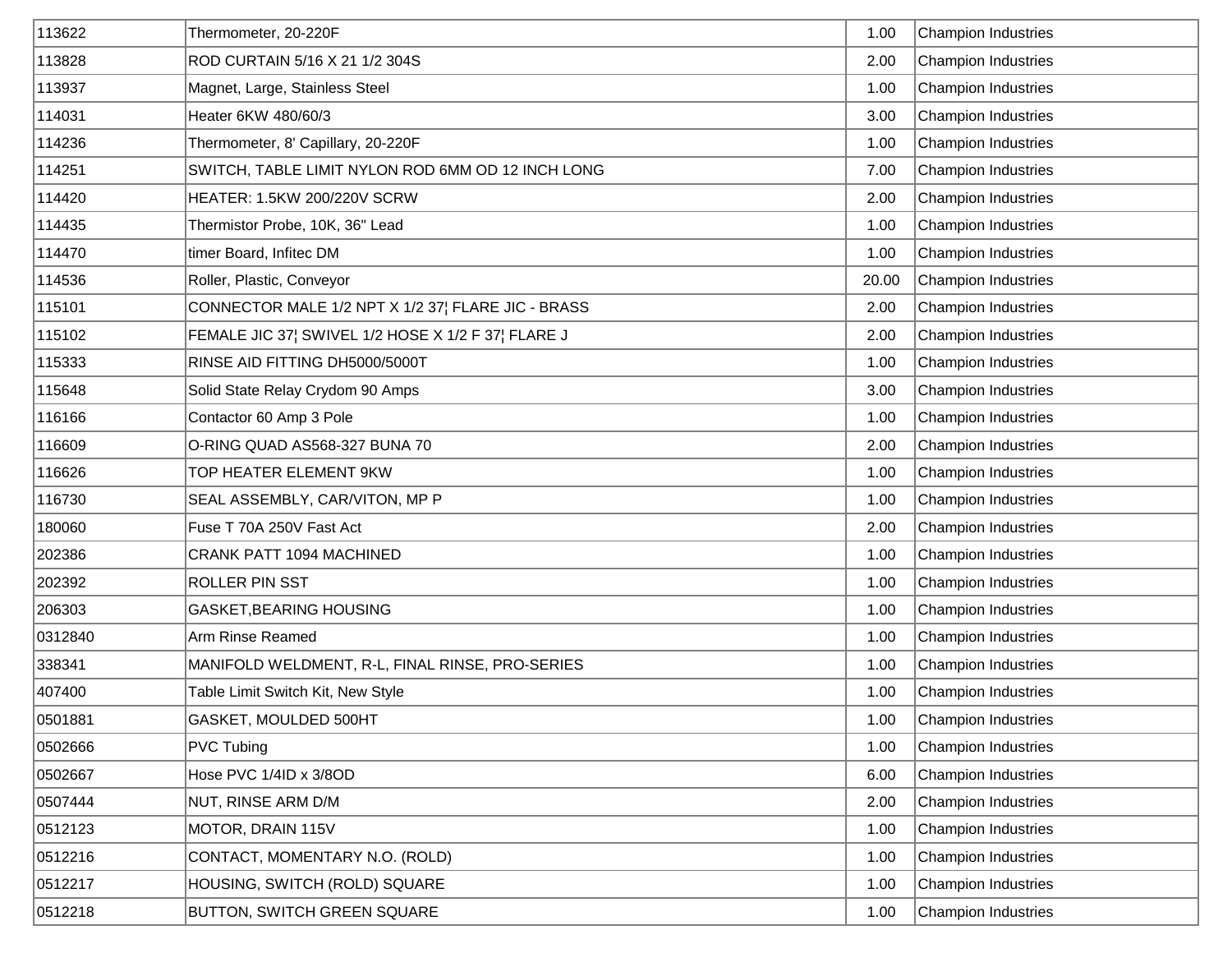| | | | |
|---|---|---|---|
| 113622 | Thermometer, 20-220F | 1.00 | Champion Industries |
| 113828 | ROD CURTAIN 5/16 X 21 1/2 304S | 2.00 | Champion Industries |
| 113937 | Magnet, Large, Stainless Steel | 1.00 | Champion Industries |
| 114031 | Heater 6KW 480/60/3 | 3.00 | Champion Industries |
| 114236 | Thermometer, 8' Capillary, 20-220F | 1.00 | Champion Industries |
| 114251 | SWITCH, TABLE LIMIT NYLON ROD 6MM OD 12 INCH LONG | 7.00 | Champion Industries |
| 114420 | HEATER: 1.5KW 200/220V SCRW | 2.00 | Champion Industries |
| 114435 | Thermistor Probe, 10K, 36" Lead | 1.00 | Champion Industries |
| 114470 | timer Board, Infitec DM | 1.00 | Champion Industries |
| 114536 | Roller, Plastic, Conveyor | 20.00 | Champion Industries |
| 115101 | CONNECTOR MALE 1/2 NPT X 1/2 37¦ FLARE JIC - BRASS | 2.00 | Champion Industries |
| 115102 | FEMALE JIC 37¦ SWIVEL 1/2 HOSE X 1/2 F 37¦ FLARE J | 2.00 | Champion Industries |
| 115333 | RINSE AID FITTING DH5000/5000T | 1.00 | Champion Industries |
| 115648 | Solid State Relay Crydom 90 Amps | 3.00 | Champion Industries |
| 116166 | Contactor 60 Amp 3 Pole | 1.00 | Champion Industries |
| 116609 | O-RING QUAD AS568-327 BUNA 70 | 2.00 | Champion Industries |
| 116626 | TOP HEATER ELEMENT 9KW | 1.00 | Champion Industries |
| 116730 | SEAL ASSEMBLY, CAR/VITON, MP P | 1.00 | Champion Industries |
| 180060 | Fuse T 70A 250V Fast Act | 2.00 | Champion Industries |
| 202386 | CRANK PATT 1094 MACHINED | 1.00 | Champion Industries |
| 202392 | ROLLER PIN SST | 1.00 | Champion Industries |
| 206303 | GASKET,BEARING HOUSING | 1.00 | Champion Industries |
| 0312840 | Arm Rinse Reamed | 1.00 | Champion Industries |
| 338341 | MANIFOLD WELDMENT, R-L, FINAL RINSE, PRO-SERIES | 1.00 | Champion Industries |
| 407400 | Table Limit Switch Kit, New Style | 1.00 | Champion Industries |
| 0501881 | GASKET, MOULDED 500HT | 1.00 | Champion Industries |
| 0502666 | PVC Tubing | 1.00 | Champion Industries |
| 0502667 | Hose PVC 1/4ID x 3/8OD | 6.00 | Champion Industries |
| 0507444 | NUT, RINSE ARM D/M | 2.00 | Champion Industries |
| 0512123 | MOTOR, DRAIN 115V | 1.00 | Champion Industries |
| 0512216 | CONTACT, MOMENTARY N.O. (ROLD) | 1.00 | Champion Industries |
| 0512217 | HOUSING, SWITCH (ROLD) SQUARE | 1.00 | Champion Industries |
| 0512218 | BUTTON, SWITCH GREEN SQUARE | 1.00 | Champion Industries |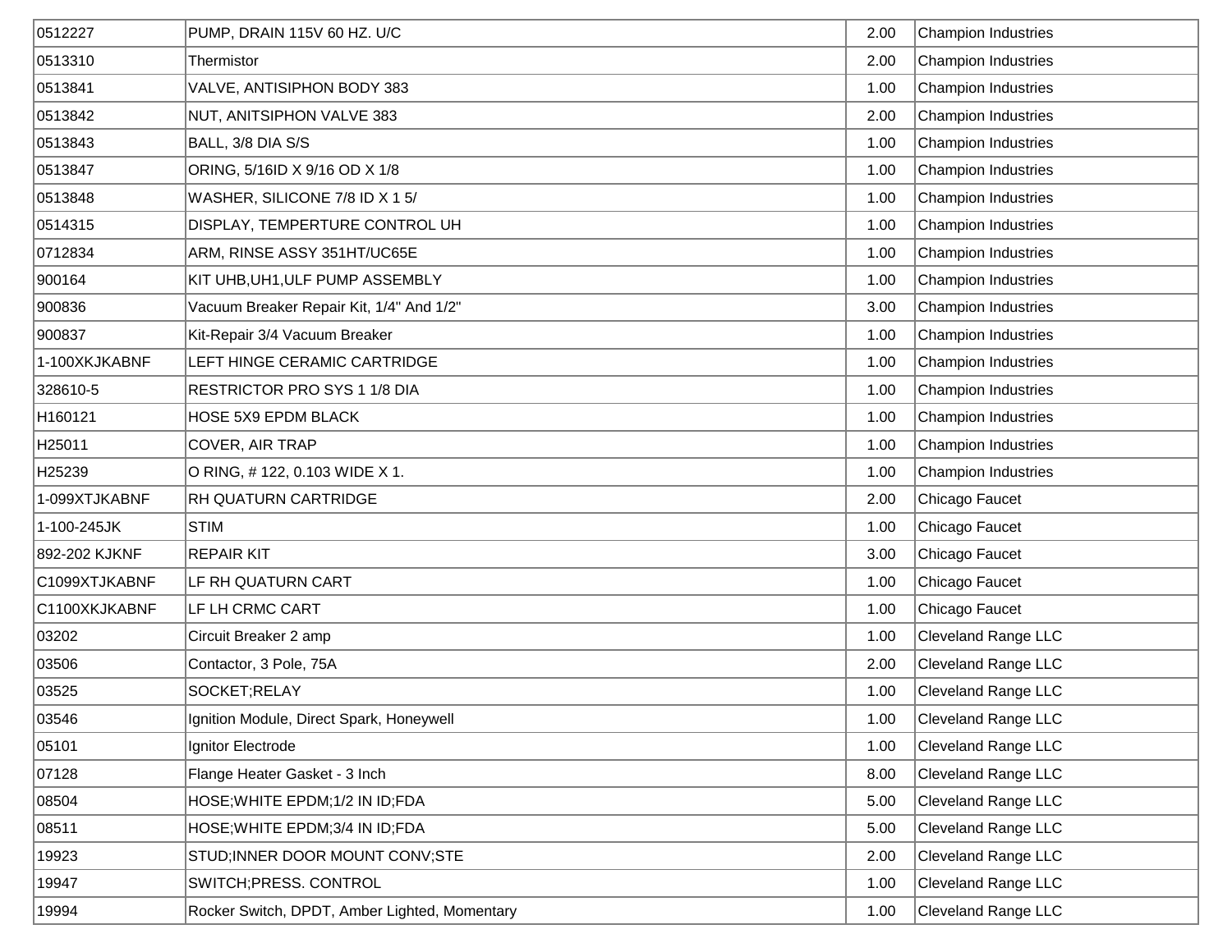| | | | |
|---|---|---|---|
| 0512227 | PUMP, DRAIN 115V 60 HZ. U/C | 2.00 | Champion Industries |
| 0513310 | Thermistor | 2.00 | Champion Industries |
| 0513841 | VALVE, ANTISIPHON BODY 383 | 1.00 | Champion Industries |
| 0513842 | NUT, ANITSIPHON VALVE 383 | 2.00 | Champion Industries |
| 0513843 | BALL, 3/8 DIA S/S | 1.00 | Champion Industries |
| 0513847 | ORING, 5/16ID X 9/16 OD X 1/8 | 1.00 | Champion Industries |
| 0513848 | WASHER, SILICONE 7/8 ID X 1 5/ | 1.00 | Champion Industries |
| 0514315 | DISPLAY, TEMPERTURE CONTROL UH | 1.00 | Champion Industries |
| 0712834 | ARM, RINSE ASSY 351HT/UC65E | 1.00 | Champion Industries |
| 900164 | KIT UHB,UH1,ULF PUMP ASSEMBLY | 1.00 | Champion Industries |
| 900836 | Vacuum Breaker Repair Kit, 1/4" And 1/2" | 3.00 | Champion Industries |
| 900837 | Kit-Repair 3/4 Vacuum Breaker | 1.00 | Champion Industries |
| 1-100XKJKABNF | LEFT HINGE CERAMIC CARTRIDGE | 1.00 | Champion Industries |
| 328610-5 | RESTRICTOR PRO SYS 1 1/8 DIA | 1.00 | Champion Industries |
| H160121 | HOSE 5X9 EPDM BLACK | 1.00 | Champion Industries |
| H25011 | COVER, AIR TRAP | 1.00 | Champion Industries |
| H25239 | O RING, # 122, 0.103 WIDE X 1. | 1.00 | Champion Industries |
| 1-099XTJKABNF | RH QUATURN CARTRIDGE | 2.00 | Chicago Faucet |
| 1-100-245JK | STIM | 1.00 | Chicago Faucet |
| 892-202 KJKNF | REPAIR KIT | 3.00 | Chicago Faucet |
| C1099XTJKABNF | LF RH QUATURN CART | 1.00 | Chicago Faucet |
| C1100XKJKABNF | LF LH CRMC CART | 1.00 | Chicago Faucet |
| 03202 | Circuit Breaker 2 amp | 1.00 | Cleveland Range LLC |
| 03506 | Contactor, 3 Pole, 75A | 2.00 | Cleveland Range LLC |
| 03525 | SOCKET;RELAY | 1.00 | Cleveland Range LLC |
| 03546 | Ignition Module, Direct Spark, Honeywell | 1.00 | Cleveland Range LLC |
| 05101 | Ignitor Electrode | 1.00 | Cleveland Range LLC |
| 07128 | Flange Heater Gasket - 3 Inch | 8.00 | Cleveland Range LLC |
| 08504 | HOSE;WHITE EPDM;1/2 IN ID;FDA | 5.00 | Cleveland Range LLC |
| 08511 | HOSE;WHITE EPDM;3/4 IN ID;FDA | 5.00 | Cleveland Range LLC |
| 19923 | STUD;INNER DOOR MOUNT CONV;STE | 2.00 | Cleveland Range LLC |
| 19947 | SWITCH;PRESS. CONTROL | 1.00 | Cleveland Range LLC |
| 19994 | Rocker Switch, DPDT, Amber Lighted, Momentary | 1.00 | Cleveland Range LLC |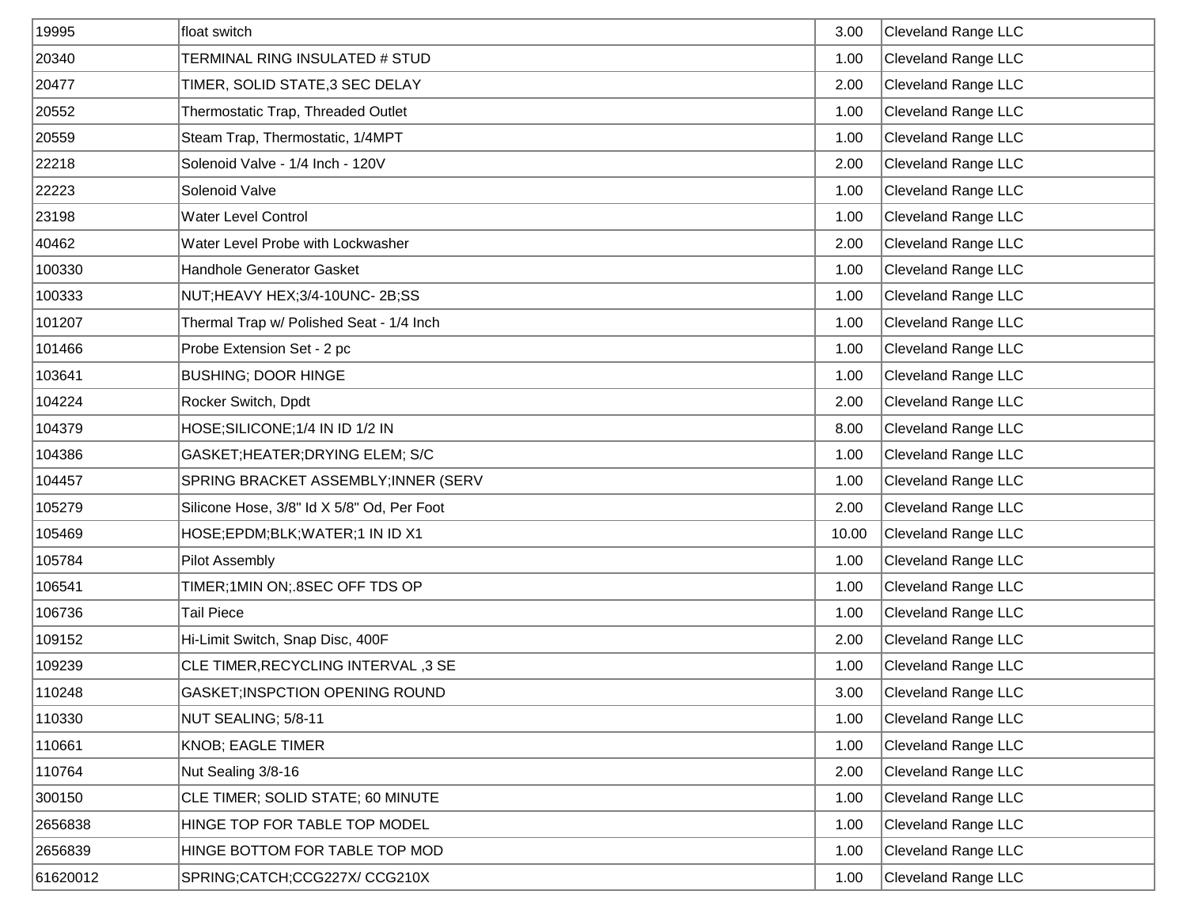| | | | |
|---|---|---|---|
| 19995 | float switch | 3.00 | Cleveland Range LLC |
| 20340 | TERMINAL RING INSULATED # STUD | 1.00 | Cleveland Range LLC |
| 20477 | TIMER, SOLID STATE,3 SEC DELAY | 2.00 | Cleveland Range LLC |
| 20552 | Thermostatic Trap, Threaded Outlet | 1.00 | Cleveland Range LLC |
| 20559 | Steam Trap, Thermostatic, 1/4MPT | 1.00 | Cleveland Range LLC |
| 22218 | Solenoid Valve - 1/4 Inch - 120V | 2.00 | Cleveland Range LLC |
| 22223 | Solenoid Valve | 1.00 | Cleveland Range LLC |
| 23198 | Water Level Control | 1.00 | Cleveland Range LLC |
| 40462 | Water Level Probe with Lockwasher | 2.00 | Cleveland Range LLC |
| 100330 | Handhole Generator Gasket | 1.00 | Cleveland Range LLC |
| 100333 | NUT;HEAVY HEX;3/4-10UNC- 2B;SS | 1.00 | Cleveland Range LLC |
| 101207 | Thermal Trap w/ Polished Seat - 1/4 Inch | 1.00 | Cleveland Range LLC |
| 101466 | Probe Extension Set - 2 pc | 1.00 | Cleveland Range LLC |
| 103641 | BUSHING; DOOR HINGE | 1.00 | Cleveland Range LLC |
| 104224 | Rocker Switch, Dpdt | 2.00 | Cleveland Range LLC |
| 104379 | HOSE;SILICONE;1/4 IN ID 1/2 IN | 8.00 | Cleveland Range LLC |
| 104386 | GASKET;HEATER;DRYING ELEM; S/C | 1.00 | Cleveland Range LLC |
| 104457 | SPRING BRACKET ASSEMBLY;INNER (SERV | 1.00 | Cleveland Range LLC |
| 105279 | Silicone Hose, 3/8" Id X 5/8" Od, Per Foot | 2.00 | Cleveland Range LLC |
| 105469 | HOSE;EPDM;BLK;WATER;1 IN ID X1 | 10.00 | Cleveland Range LLC |
| 105784 | Pilot Assembly | 1.00 | Cleveland Range LLC |
| 106541 | TIMER;1MIN ON;.8SEC OFF TDS OP | 1.00 | Cleveland Range LLC |
| 106736 | Tail Piece | 1.00 | Cleveland Range LLC |
| 109152 | Hi-Limit Switch, Snap Disc, 400F | 2.00 | Cleveland Range LLC |
| 109239 | CLE TIMER,RECYCLING INTERVAL ,3 SE | 1.00 | Cleveland Range LLC |
| 110248 | GASKET;INSPCTION OPENING ROUND | 3.00 | Cleveland Range LLC |
| 110330 | NUT SEALING; 5/8-11 | 1.00 | Cleveland Range LLC |
| 110661 | KNOB; EAGLE TIMER | 1.00 | Cleveland Range LLC |
| 110764 | Nut Sealing 3/8-16 | 2.00 | Cleveland Range LLC |
| 300150 | CLE TIMER; SOLID STATE; 60 MINUTE | 1.00 | Cleveland Range LLC |
| 2656838 | HINGE TOP FOR TABLE TOP MODEL | 1.00 | Cleveland Range LLC |
| 2656839 | HINGE BOTTOM FOR TABLE TOP MOD | 1.00 | Cleveland Range LLC |
| 61620012 | SPRING;CATCH;CCG227X/ CCG210X | 1.00 | Cleveland Range LLC |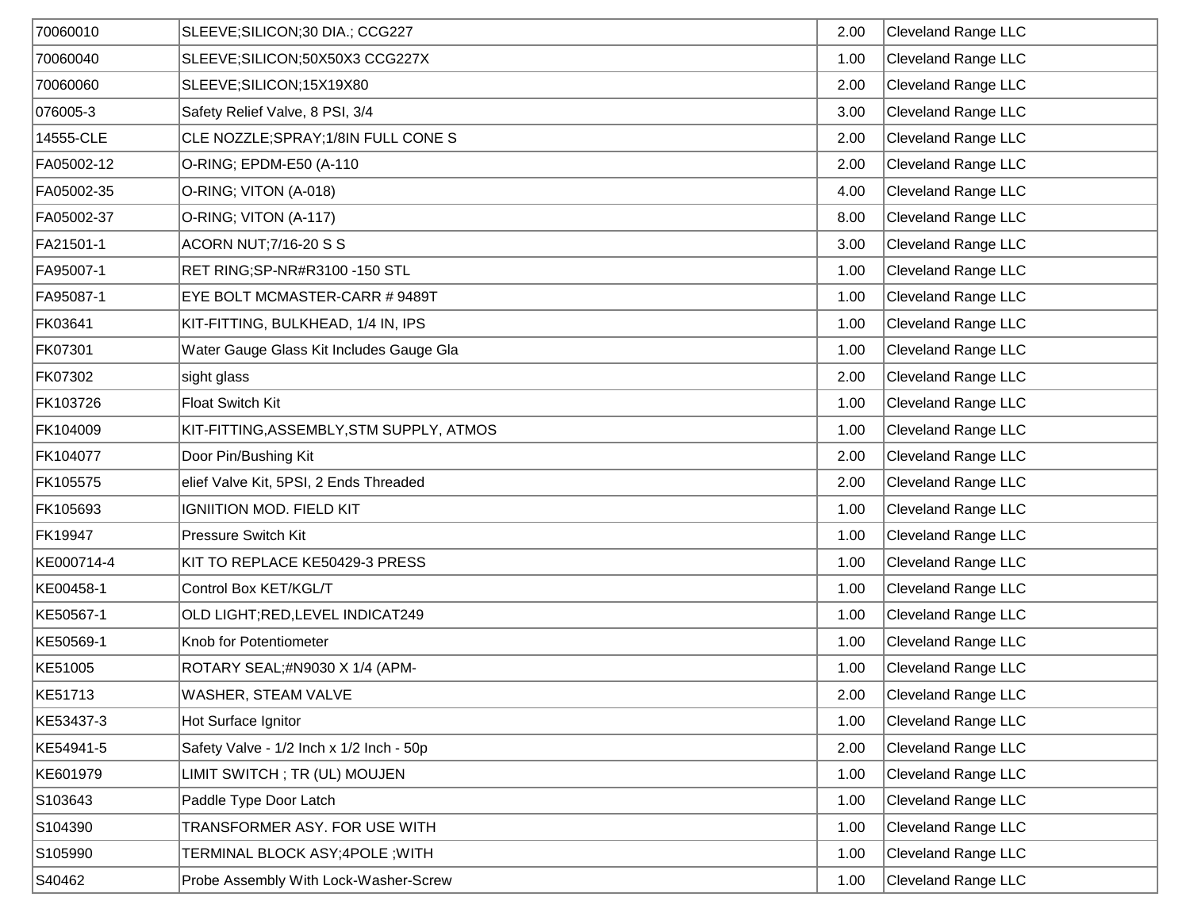| | | | |
|---|---|---|---|
| 70060010 | SLEEVE;SILICON;30 DIA.; CCG227 | 2.00 | Cleveland Range LLC |
| 70060040 | SLEEVE;SILICON;50X50X3 CCG227X | 1.00 | Cleveland Range LLC |
| 70060060 | SLEEVE;SILICON;15X19X80 | 2.00 | Cleveland Range LLC |
| 076005-3 | Safety Relief Valve, 8 PSI, 3/4 | 3.00 | Cleveland Range LLC |
| 14555-CLE | CLE NOZZLE;SPRAY;1/8IN FULL CONE S | 2.00 | Cleveland Range LLC |
| FA05002-12 | O-RING; EPDM-E50 (A-110 | 2.00 | Cleveland Range LLC |
| FA05002-35 | O-RING; VITON (A-018) | 4.00 | Cleveland Range LLC |
| FA05002-37 | O-RING; VITON (A-117) | 8.00 | Cleveland Range LLC |
| FA21501-1 | ACORN NUT;7/16-20 S S | 3.00 | Cleveland Range LLC |
| FA95007-1 | RET RING;SP-NR#R3100 -150 STL | 1.00 | Cleveland Range LLC |
| FA95087-1 | EYE BOLT MCMASTER-CARR # 9489T | 1.00 | Cleveland Range LLC |
| FK03641 | KIT-FITTING, BULKHEAD, 1/4 IN, IPS | 1.00 | Cleveland Range LLC |
| FK07301 | Water Gauge Glass Kit Includes Gauge Gla | 1.00 | Cleveland Range LLC |
| FK07302 | sight glass | 2.00 | Cleveland Range LLC |
| FK103726 | Float Switch Kit | 1.00 | Cleveland Range LLC |
| FK104009 | KIT-FITTING,ASSEMBLY,STM SUPPLY, ATMOS | 1.00 | Cleveland Range LLC |
| FK104077 | Door Pin/Bushing Kit | 2.00 | Cleveland Range LLC |
| FK105575 | elief Valve Kit, 5PSI, 2 Ends Threaded | 2.00 | Cleveland Range LLC |
| FK105693 | IGNIITION MOD. FIELD KIT | 1.00 | Cleveland Range LLC |
| FK19947 | Pressure Switch Kit | 1.00 | Cleveland Range LLC |
| KE000714-4 | KIT TO REPLACE KE50429-3 PRESS | 1.00 | Cleveland Range LLC |
| KE00458-1 | Control Box KET/KGL/T | 1.00 | Cleveland Range LLC |
| KE50567-1 | OLD LIGHT;RED,LEVEL INDICAT249 | 1.00 | Cleveland Range LLC |
| KE50569-1 | Knob for Potentiometer | 1.00 | Cleveland Range LLC |
| KE51005 | ROTARY SEAL;#N9030 X 1/4 (APM- | 1.00 | Cleveland Range LLC |
| KE51713 | WASHER, STEAM VALVE | 2.00 | Cleveland Range LLC |
| KE53437-3 | Hot Surface Ignitor | 1.00 | Cleveland Range LLC |
| KE54941-5 | Safety Valve - 1/2 Inch x 1/2 Inch - 50p | 2.00 | Cleveland Range LLC |
| KE601979 | LIMIT SWITCH ; TR (UL) MOUJEN | 1.00 | Cleveland Range LLC |
| S103643 | Paddle Type Door Latch | 1.00 | Cleveland Range LLC |
| S104390 | TRANSFORMER ASY. FOR USE WITH | 1.00 | Cleveland Range LLC |
| S105990 | TERMINAL BLOCK ASY;4POLE ;WITH | 1.00 | Cleveland Range LLC |
| S40462 | Probe Assembly With Lock-Washer-Screw | 1.00 | Cleveland Range LLC |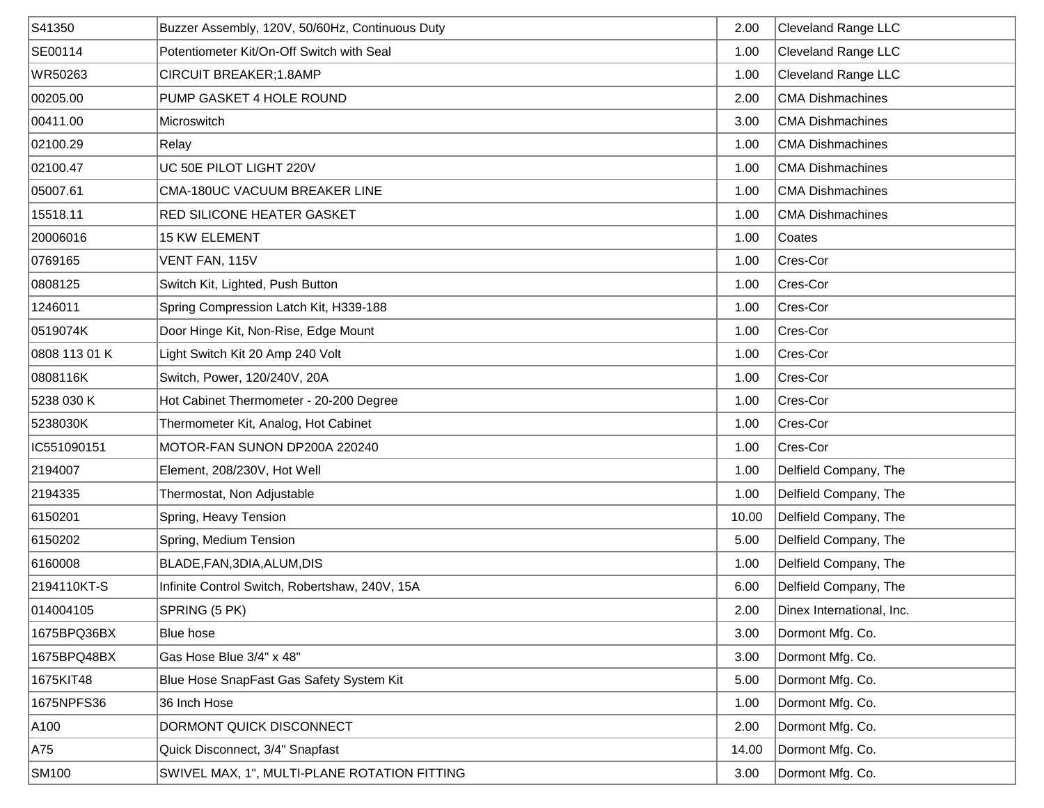| | | | |
|---|---|---|---|
| S41350 | Buzzer Assembly, 120V, 50/60Hz, Continuous Duty | 2.00 | Cleveland Range LLC |
| SE00114 | Potentiometer Kit/On-Off Switch with Seal | 1.00 | Cleveland Range LLC |
| WR50263 | CIRCUIT BREAKER;1.8AMP | 1.00 | Cleveland Range LLC |
| 00205.00 | PUMP GASKET 4 HOLE ROUND | 2.00 | CMA Dishmachines |
| 00411.00 | Microswitch | 3.00 | CMA Dishmachines |
| 02100.29 | Relay | 1.00 | CMA Dishmachines |
| 02100.47 | UC 50E PILOT LIGHT 220V | 1.00 | CMA Dishmachines |
| 05007.61 | CMA-180UC VACUUM BREAKER LINE | 1.00 | CMA Dishmachines |
| 15518.11 | RED SILICONE HEATER GASKET | 1.00 | CMA Dishmachines |
| 20006016 | 15 KW ELEMENT | 1.00 | Coates |
| 0769165 | VENT FAN, 115V | 1.00 | Cres-Cor |
| 0808125 | Switch Kit, Lighted, Push Button | 1.00 | Cres-Cor |
| 1246011 | Spring Compression Latch Kit, H339-188 | 1.00 | Cres-Cor |
| 0519074K | Door Hinge Kit, Non-Rise, Edge Mount | 1.00 | Cres-Cor |
| 0808 113 01 K | Light Switch Kit 20 Amp 240 Volt | 1.00 | Cres-Cor |
| 0808116K | Switch, Power, 120/240V, 20A | 1.00 | Cres-Cor |
| 5238 030 K | Hot Cabinet Thermometer - 20-200 Degree | 1.00 | Cres-Cor |
| 5238030K | Thermometer Kit, Analog, Hot Cabinet | 1.00 | Cres-Cor |
| IC551090151 | MOTOR-FAN SUNON DP200A 220240 | 1.00 | Cres-Cor |
| 2194007 | Element, 208/230V, Hot Well | 1.00 | Delfield Company, The |
| 2194335 | Thermostat, Non Adjustable | 1.00 | Delfield Company, The |
| 6150201 | Spring, Heavy Tension | 10.00 | Delfield Company, The |
| 6150202 | Spring, Medium Tension | 5.00 | Delfield Company, The |
| 6160008 | BLADE,FAN,3DIA,ALUM,DIS | 1.00 | Delfield Company, The |
| 2194110KT-S | Infinite Control Switch, Robertshaw, 240V, 15A | 6.00 | Delfield Company, The |
| 014004105 | SPRING (5 PK) | 2.00 | Dinex International, Inc. |
| 1675BPQ36BX | Blue hose | 3.00 | Dormont Mfg. Co. |
| 1675BPQ48BX | Gas Hose Blue 3/4" x 48" | 3.00 | Dormont Mfg. Co. |
| 1675KIT48 | Blue Hose SnapFast Gas Safety System Kit | 5.00 | Dormont Mfg. Co. |
| 1675NPFS36 | 36 Inch Hose | 1.00 | Dormont Mfg. Co. |
| A100 | DORMONT QUICK DISCONNECT | 2.00 | Dormont Mfg. Co. |
| A75 | Quick Disconnect, 3/4" Snapfast | 14.00 | Dormont Mfg. Co. |
| SM100 | SWIVEL MAX, 1", MULTI-PLANE ROTATION FITTING | 3.00 | Dormont Mfg. Co. |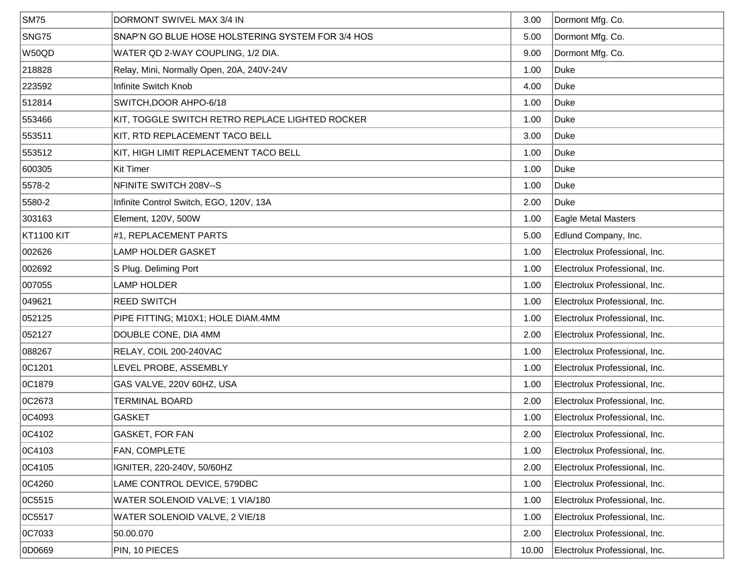| SM75 | DORMONT SWIVEL MAX 3/4 IN | 3.00 | Dormont Mfg. Co. |
|---|---|---|---|
| SNG75 | SNAP'N GO BLUE HOSE HOLSTERING SYSTEM FOR 3/4 HOS | 5.00 | Dormont Mfg. Co. |
| W50QD | WATER QD 2-WAY COUPLING, 1/2 DIA. | 9.00 | Dormont Mfg. Co. |
| 218828 | Relay, Mini, Normally Open, 20A, 240V-24V | 1.00 | Duke |
| 223592 | Infinite Switch Knob | 4.00 | Duke |
| 512814 | SWITCH,DOOR AHPO-6/18 | 1.00 | Duke |
| 553466 | KIT, TOGGLE SWITCH RETRO REPLACE LIGHTED ROCKER | 1.00 | Duke |
| 553511 | KIT, RTD REPLACEMENT TACO BELL | 3.00 | Duke |
| 553512 | KIT, HIGH LIMIT REPLACEMENT TACO BELL | 1.00 | Duke |
| 600305 | Kit Timer | 1.00 | Duke |
| 5578-2 | NFINITE SWITCH 208V--S | 1.00 | Duke |
| 5580-2 | Infinite Control Switch, EGO, 120V, 13A | 2.00 | Duke |
| 303163 | Element, 120V, 500W | 1.00 | Eagle Metal Masters |
| KT1100 KIT | #1, REPLACEMENT PARTS | 5.00 | Edlund Company, Inc. |
| 002626 | LAMP HOLDER GASKET | 1.00 | Electrolux Professional, Inc. |
| 002692 | S Plug. Deliming Port | 1.00 | Electrolux Professional, Inc. |
| 007055 | LAMP HOLDER | 1.00 | Electrolux Professional, Inc. |
| 049621 | REED SWITCH | 1.00 | Electrolux Professional, Inc. |
| 052125 | PIPE FITTING; M10X1; HOLE DIAM.4MM | 1.00 | Electrolux Professional, Inc. |
| 052127 | DOUBLE CONE, DIA 4MM | 2.00 | Electrolux Professional, Inc. |
| 088267 | RELAY, COIL 200-240VAC | 1.00 | Electrolux Professional, Inc. |
| 0C1201 | LEVEL PROBE, ASSEMBLY | 1.00 | Electrolux Professional, Inc. |
| 0C1879 | GAS VALVE, 220V 60HZ, USA | 1.00 | Electrolux Professional, Inc. |
| 0C2673 | TERMINAL BOARD | 2.00 | Electrolux Professional, Inc. |
| 0C4093 | GASKET | 1.00 | Electrolux Professional, Inc. |
| 0C4102 | GASKET, FOR FAN | 2.00 | Electrolux Professional, Inc. |
| 0C4103 | FAN, COMPLETE | 1.00 | Electrolux Professional, Inc. |
| 0C4105 | IGNITER, 220-240V, 50/60HZ | 2.00 | Electrolux Professional, Inc. |
| 0C4260 | LAME CONTROL DEVICE, 579DBC | 1.00 | Electrolux Professional, Inc. |
| 0C5515 | WATER SOLENOID VALVE; 1 VIA/180 | 1.00 | Electrolux Professional, Inc. |
| 0C5517 | WATER SOLENOID VALVE, 2 VIE/18 | 1.00 | Electrolux Professional, Inc. |
| 0C7033 | 50.00.070 | 2.00 | Electrolux Professional, Inc. |
| 0D0669 | PIN, 10 PIECES | 10.00 | Electrolux Professional, Inc. |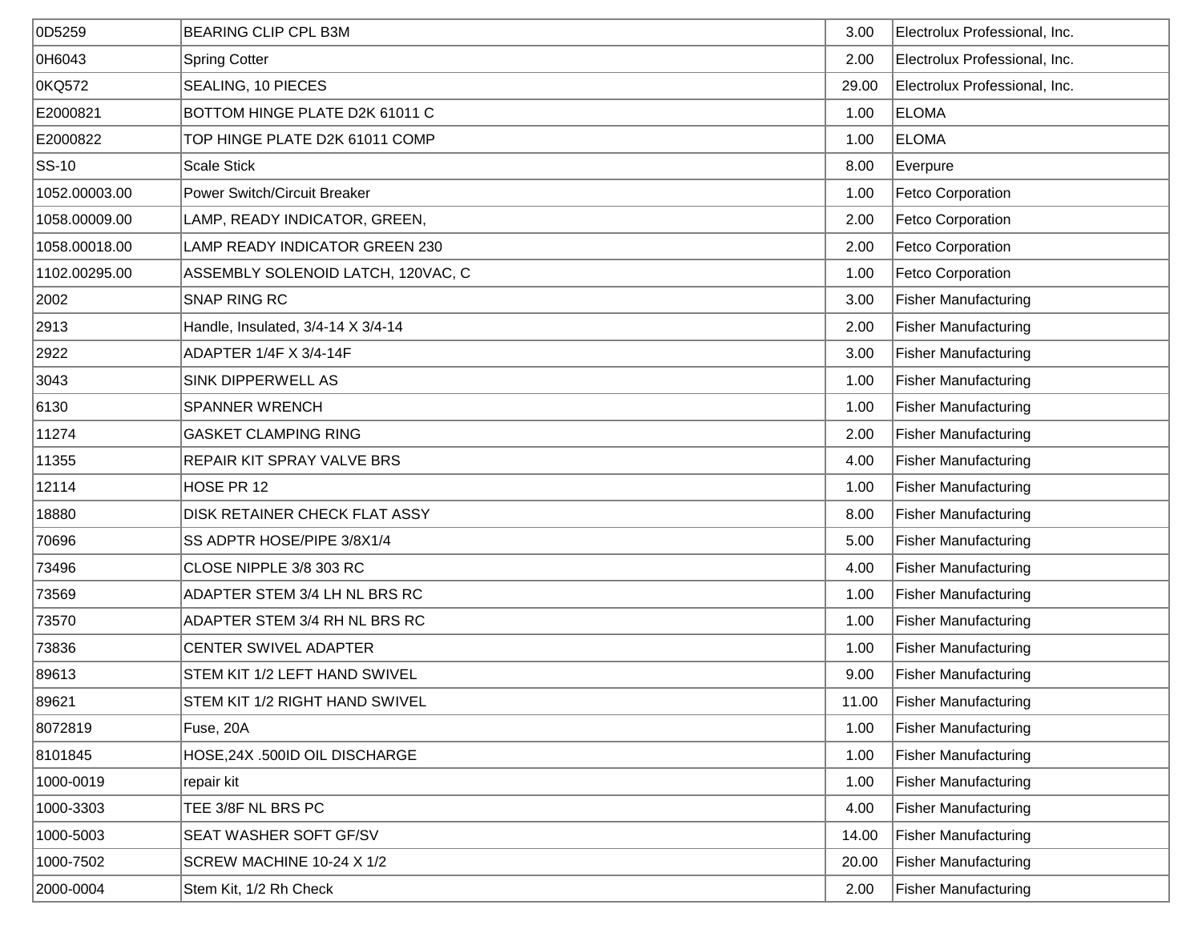| | | | |
|---|---|---|---|
| 0D5259 | BEARING CLIP CPL B3M | 3.00 | Electrolux Professional, Inc. |
| 0H6043 | Spring Cotter | 2.00 | Electrolux Professional, Inc. |
| 0KQ572 | SEALING, 10 PIECES | 29.00 | Electrolux Professional, Inc. |
| E2000821 | BOTTOM HINGE PLATE D2K 61011 C | 1.00 | ELOMA |
| E2000822 | TOP HINGE PLATE D2K 61011 COMP | 1.00 | ELOMA |
| SS-10 | Scale Stick | 8.00 | Everpure |
| 1052.00003.00 | Power Switch/Circuit Breaker | 1.00 | Fetco Corporation |
| 1058.00009.00 | LAMP, READY INDICATOR, GREEN, | 2.00 | Fetco Corporation |
| 1058.00018.00 | LAMP READY INDICATOR GREEN 230 | 2.00 | Fetco Corporation |
| 1102.00295.00 | ASSEMBLY SOLENOID LATCH, 120VAC, C | 1.00 | Fetco Corporation |
| 2002 | SNAP RING RC | 3.00 | Fisher Manufacturing |
| 2913 | Handle, Insulated, 3/4-14 X 3/4-14 | 2.00 | Fisher Manufacturing |
| 2922 | ADAPTER 1/4F X 3/4-14F | 3.00 | Fisher Manufacturing |
| 3043 | SINK DIPPERWELL AS | 1.00 | Fisher Manufacturing |
| 6130 | SPANNER WRENCH | 1.00 | Fisher Manufacturing |
| 11274 | GASKET CLAMPING RING | 2.00 | Fisher Manufacturing |
| 11355 | REPAIR KIT SPRAY VALVE BRS | 4.00 | Fisher Manufacturing |
| 12114 | HOSE PR 12 | 1.00 | Fisher Manufacturing |
| 18880 | DISK RETAINER CHECK FLAT ASSY | 8.00 | Fisher Manufacturing |
| 70696 | SS ADPTR HOSE/PIPE 3/8X1/4 | 5.00 | Fisher Manufacturing |
| 73496 | CLOSE NIPPLE 3/8 303 RC | 4.00 | Fisher Manufacturing |
| 73569 | ADAPTER STEM 3/4 LH NL BRS RC | 1.00 | Fisher Manufacturing |
| 73570 | ADAPTER STEM 3/4 RH NL BRS RC | 1.00 | Fisher Manufacturing |
| 73836 | CENTER SWIVEL ADAPTER | 1.00 | Fisher Manufacturing |
| 89613 | STEM KIT 1/2 LEFT HAND SWIVEL | 9.00 | Fisher Manufacturing |
| 89621 | STEM KIT 1/2 RIGHT HAND SWIVEL | 11.00 | Fisher Manufacturing |
| 8072819 | Fuse, 20A | 1.00 | Fisher Manufacturing |
| 8101845 | HOSE,24X .500ID OIL DISCHARGE | 1.00 | Fisher Manufacturing |
| 1000-0019 | repair kit | 1.00 | Fisher Manufacturing |
| 1000-3303 | TEE 3/8F NL BRS PC | 4.00 | Fisher Manufacturing |
| 1000-5003 | SEAT WASHER SOFT GF/SV | 14.00 | Fisher Manufacturing |
| 1000-7502 | SCREW MACHINE 10-24 X 1/2 | 20.00 | Fisher Manufacturing |
| 2000-0004 | Stem Kit, 1/2 Rh Check | 2.00 | Fisher Manufacturing |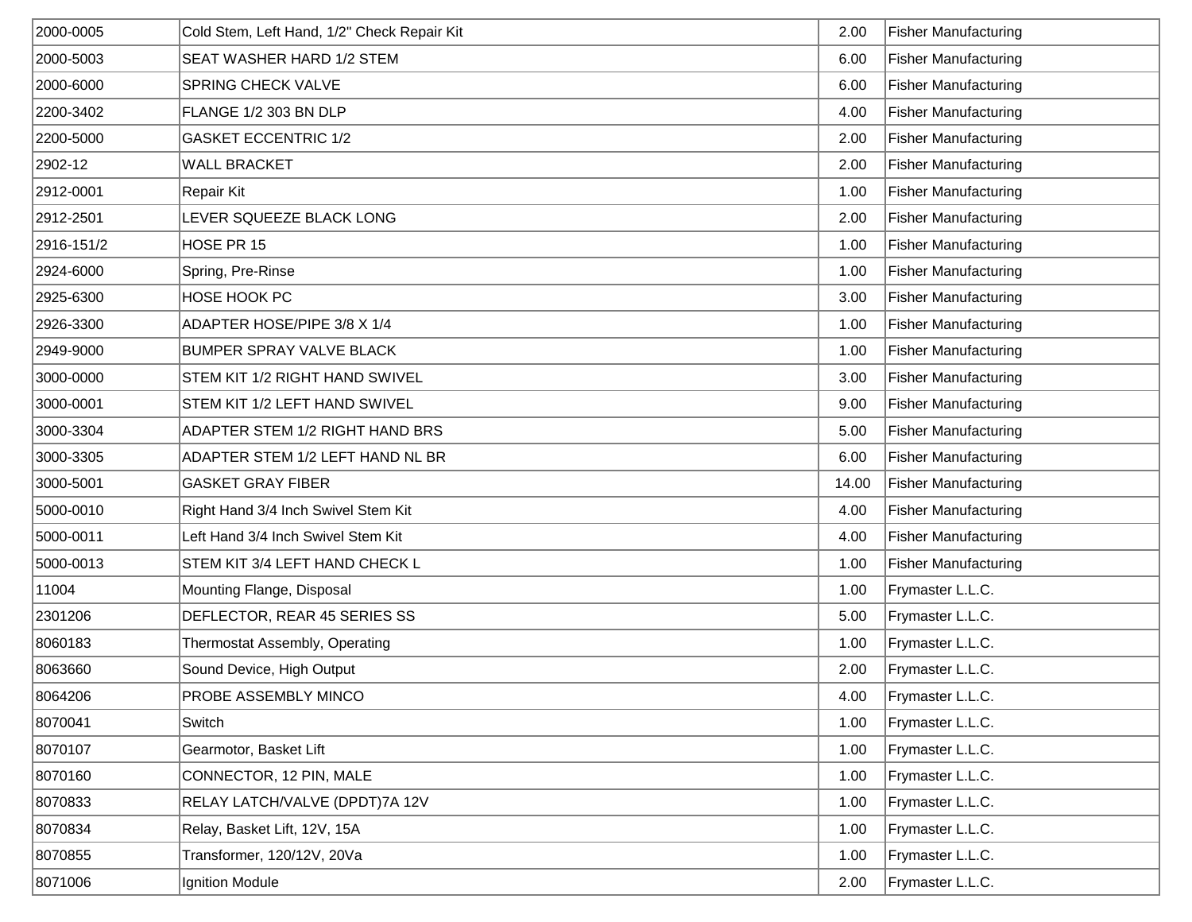| | | | |
|---|---|---|---|
| 2000-0005 | Cold Stem, Left Hand, 1/2" Check Repair Kit | 2.00 | Fisher Manufacturing |
| 2000-5003 | SEAT WASHER HARD 1/2 STEM | 6.00 | Fisher Manufacturing |
| 2000-6000 | SPRING CHECK VALVE | 6.00 | Fisher Manufacturing |
| 2200-3402 | FLANGE 1/2 303 BN DLP | 4.00 | Fisher Manufacturing |
| 2200-5000 | GASKET ECCENTRIC 1/2 | 2.00 | Fisher Manufacturing |
| 2902-12 | WALL BRACKET | 2.00 | Fisher Manufacturing |
| 2912-0001 | Repair Kit | 1.00 | Fisher Manufacturing |
| 2912-2501 | LEVER SQUEEZE BLACK LONG | 2.00 | Fisher Manufacturing |
| 2916-151/2 | HOSE PR 15 | 1.00 | Fisher Manufacturing |
| 2924-6000 | Spring, Pre-Rinse | 1.00 | Fisher Manufacturing |
| 2925-6300 | HOSE HOOK PC | 3.00 | Fisher Manufacturing |
| 2926-3300 | ADAPTER HOSE/PIPE 3/8 X 1/4 | 1.00 | Fisher Manufacturing |
| 2949-9000 | BUMPER SPRAY VALVE BLACK | 1.00 | Fisher Manufacturing |
| 3000-0000 | STEM KIT 1/2 RIGHT HAND SWIVEL | 3.00 | Fisher Manufacturing |
| 3000-0001 | STEM KIT 1/2 LEFT HAND SWIVEL | 9.00 | Fisher Manufacturing |
| 3000-3304 | ADAPTER STEM 1/2 RIGHT HAND BRS | 5.00 | Fisher Manufacturing |
| 3000-3305 | ADAPTER STEM 1/2 LEFT HAND NL BR | 6.00 | Fisher Manufacturing |
| 3000-5001 | GASKET GRAY FIBER | 14.00 | Fisher Manufacturing |
| 5000-0010 | Right Hand 3/4 Inch Swivel Stem Kit | 4.00 | Fisher Manufacturing |
| 5000-0011 | Left Hand 3/4 Inch Swivel Stem Kit | 4.00 | Fisher Manufacturing |
| 5000-0013 | STEM KIT 3/4 LEFT HAND CHECK L | 1.00 | Fisher Manufacturing |
| 11004 | Mounting Flange, Disposal | 1.00 | Frymaster L.L.C. |
| 2301206 | DEFLECTOR, REAR 45 SERIES SS | 5.00 | Frymaster L.L.C. |
| 8060183 | Thermostat Assembly, Operating | 1.00 | Frymaster L.L.C. |
| 8063660 | Sound Device, High Output | 2.00 | Frymaster L.L.C. |
| 8064206 | PROBE ASSEMBLY MINCO | 4.00 | Frymaster L.L.C. |
| 8070041 | Switch | 1.00 | Frymaster L.L.C. |
| 8070107 | Gearmotor, Basket Lift | 1.00 | Frymaster L.L.C. |
| 8070160 | CONNECTOR, 12 PIN, MALE | 1.00 | Frymaster L.L.C. |
| 8070833 | RELAY LATCH/VALVE (DPDT)7A 12V | 1.00 | Frymaster L.L.C. |
| 8070834 | Relay, Basket Lift, 12V, 15A | 1.00 | Frymaster L.L.C. |
| 8070855 | Transformer, 120/12V, 20Va | 1.00 | Frymaster L.L.C. |
| 8071006 | Ignition Module | 2.00 | Frymaster L.L.C. |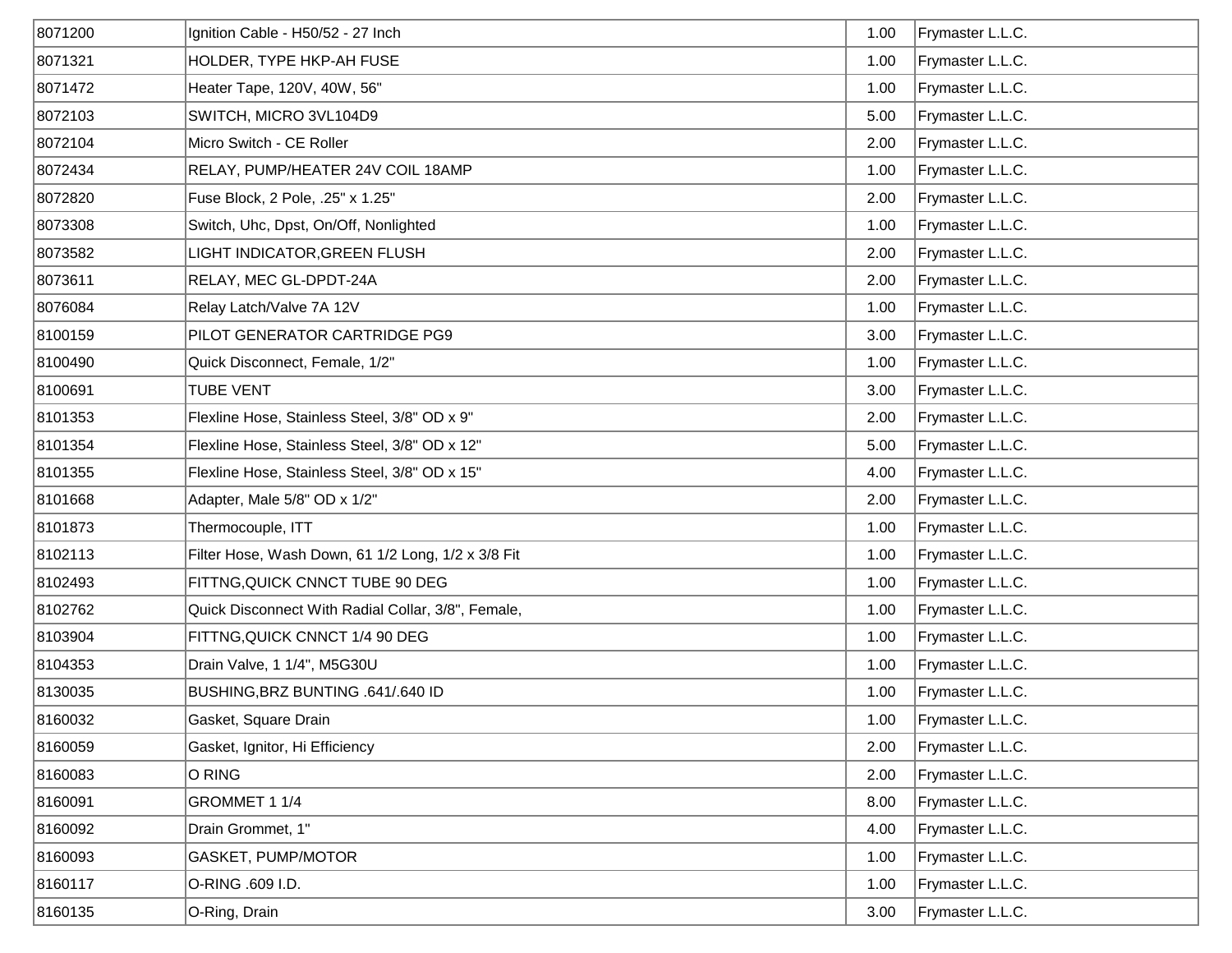| | | | |
|---|---|---|---|
| 8071200 | Ignition Cable - H50/52 - 27 Inch | 1.00 | Frymaster L.L.C. |
| 8071321 | HOLDER, TYPE HKP-AH FUSE | 1.00 | Frymaster L.L.C. |
| 8071472 | Heater Tape, 120V, 40W, 56" | 1.00 | Frymaster L.L.C. |
| 8072103 | SWITCH, MICRO 3VL104D9 | 5.00 | Frymaster L.L.C. |
| 8072104 | Micro Switch - CE Roller | 2.00 | Frymaster L.L.C. |
| 8072434 | RELAY, PUMP/HEATER 24V COIL 18AMP | 1.00 | Frymaster L.L.C. |
| 8072820 | Fuse Block, 2 Pole, .25" x 1.25" | 2.00 | Frymaster L.L.C. |
| 8073308 | Switch, Uhc, Dpst, On/Off, Nonlighted | 1.00 | Frymaster L.L.C. |
| 8073582 | LIGHT INDICATOR,GREEN FLUSH | 2.00 | Frymaster L.L.C. |
| 8073611 | RELAY, MEC GL-DPDT-24A | 2.00 | Frymaster L.L.C. |
| 8076084 | Relay Latch/Valve 7A 12V | 1.00 | Frymaster L.L.C. |
| 8100159 | PILOT GENERATOR CARTRIDGE PG9 | 3.00 | Frymaster L.L.C. |
| 8100490 | Quick Disconnect, Female, 1/2" | 1.00 | Frymaster L.L.C. |
| 8100691 | TUBE VENT | 3.00 | Frymaster L.L.C. |
| 8101353 | Flexline Hose, Stainless Steel, 3/8" OD x 9" | 2.00 | Frymaster L.L.C. |
| 8101354 | Flexline Hose, Stainless Steel, 3/8" OD x 12" | 5.00 | Frymaster L.L.C. |
| 8101355 | Flexline Hose, Stainless Steel, 3/8" OD x 15" | 4.00 | Frymaster L.L.C. |
| 8101668 | Adapter, Male 5/8" OD x 1/2" | 2.00 | Frymaster L.L.C. |
| 8101873 | Thermocouple, ITT | 1.00 | Frymaster L.L.C. |
| 8102113 | Filter Hose, Wash Down, 61 1/2 Long, 1/2 x 3/8 Fit | 1.00 | Frymaster L.L.C. |
| 8102493 | FITTNG,QUICK CNNCT TUBE 90 DEG | 1.00 | Frymaster L.L.C. |
| 8102762 | Quick Disconnect With Radial Collar, 3/8", Female, | 1.00 | Frymaster L.L.C. |
| 8103904 | FITTNG,QUICK CNNCT 1/4 90 DEG | 1.00 | Frymaster L.L.C. |
| 8104353 | Drain Valve, 1 1/4", M5G30U | 1.00 | Frymaster L.L.C. |
| 8130035 | BUSHING,BRZ BUNTING .641/.640 ID | 1.00 | Frymaster L.L.C. |
| 8160032 | Gasket, Square Drain | 1.00 | Frymaster L.L.C. |
| 8160059 | Gasket, Ignitor, Hi Efficiency | 2.00 | Frymaster L.L.C. |
| 8160083 | O RING | 2.00 | Frymaster L.L.C. |
| 8160091 | GROMMET 1 1/4 | 8.00 | Frymaster L.L.C. |
| 8160092 | Drain Grommet, 1" | 4.00 | Frymaster L.L.C. |
| 8160093 | GASKET, PUMP/MOTOR | 1.00 | Frymaster L.L.C. |
| 8160117 | O-RING .609 I.D. | 1.00 | Frymaster L.L.C. |
| 8160135 | O-Ring, Drain | 3.00 | Frymaster L.L.C. |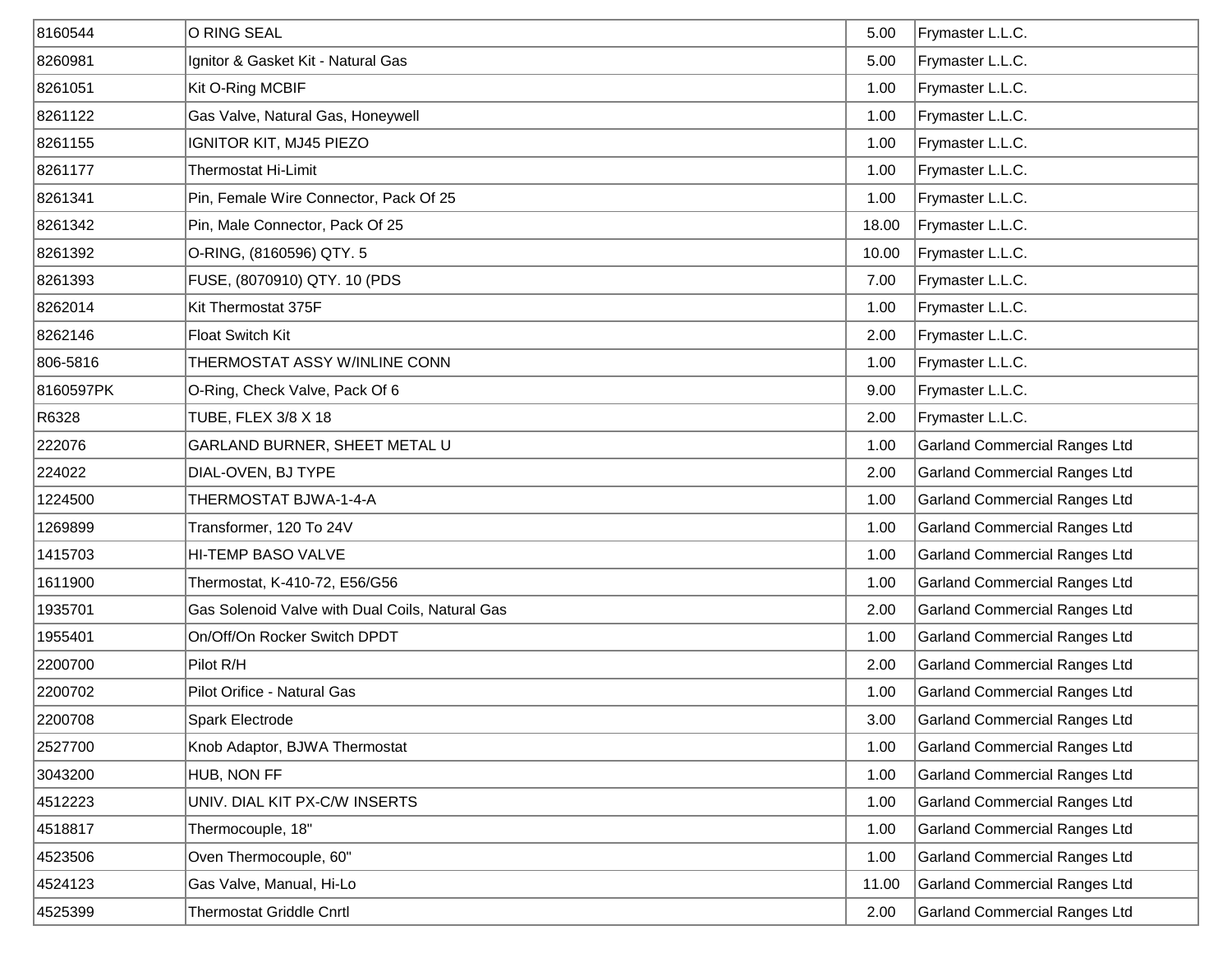| | | | |
|---|---|---|---|
| 8160544 | O RING SEAL | 5.00 | Frymaster L.L.C. |
| 8260981 | Ignitor & Gasket Kit - Natural Gas | 5.00 | Frymaster L.L.C. |
| 8261051 | Kit O-Ring MCBIF | 1.00 | Frymaster L.L.C. |
| 8261122 | Gas Valve, Natural Gas, Honeywell | 1.00 | Frymaster L.L.C. |
| 8261155 | IGNITOR KIT, MJ45 PIEZO | 1.00 | Frymaster L.L.C. |
| 8261177 | Thermostat Hi-Limit | 1.00 | Frymaster L.L.C. |
| 8261341 | Pin, Female Wire Connector, Pack Of 25 | 1.00 | Frymaster L.L.C. |
| 8261342 | Pin, Male Connector, Pack Of 25 | 18.00 | Frymaster L.L.C. |
| 8261392 | O-RING, (8160596) QTY. 5 | 10.00 | Frymaster L.L.C. |
| 8261393 | FUSE, (8070910) QTY. 10 (PDS | 7.00 | Frymaster L.L.C. |
| 8262014 | Kit Thermostat 375F | 1.00 | Frymaster L.L.C. |
| 8262146 | Float Switch Kit | 2.00 | Frymaster L.L.C. |
| 806-5816 | THERMOSTAT ASSY W/INLINE CONN | 1.00 | Frymaster L.L.C. |
| 8160597PK | O-Ring, Check Valve, Pack Of 6 | 9.00 | Frymaster L.L.C. |
| R6328 | TUBE, FLEX 3/8 X 18 | 2.00 | Frymaster L.L.C. |
| 222076 | GARLAND BURNER, SHEET METAL U | 1.00 | Garland Commercial Ranges Ltd |
| 224022 | DIAL-OVEN, BJ TYPE | 2.00 | Garland Commercial Ranges Ltd |
| 1224500 | THERMOSTAT BJWA-1-4-A | 1.00 | Garland Commercial Ranges Ltd |
| 1269899 | Transformer, 120 To 24V | 1.00 | Garland Commercial Ranges Ltd |
| 1415703 | HI-TEMP BASO VALVE | 1.00 | Garland Commercial Ranges Ltd |
| 1611900 | Thermostat, K-410-72, E56/G56 | 1.00 | Garland Commercial Ranges Ltd |
| 1935701 | Gas Solenoid Valve with Dual Coils, Natural Gas | 2.00 | Garland Commercial Ranges Ltd |
| 1955401 | On/Off/On Rocker Switch DPDT | 1.00 | Garland Commercial Ranges Ltd |
| 2200700 | Pilot R/H | 2.00 | Garland Commercial Ranges Ltd |
| 2200702 | Pilot Orifice - Natural Gas | 1.00 | Garland Commercial Ranges Ltd |
| 2200708 | Spark Electrode | 3.00 | Garland Commercial Ranges Ltd |
| 2527700 | Knob Adaptor, BJWA Thermostat | 1.00 | Garland Commercial Ranges Ltd |
| 3043200 | HUB, NON FF | 1.00 | Garland Commercial Ranges Ltd |
| 4512223 | UNIV. DIAL KIT PX-C/W INSERTS | 1.00 | Garland Commercial Ranges Ltd |
| 4518817 | Thermocouple, 18" | 1.00 | Garland Commercial Ranges Ltd |
| 4523506 | Oven Thermocouple, 60" | 1.00 | Garland Commercial Ranges Ltd |
| 4524123 | Gas Valve, Manual, Hi-Lo | 11.00 | Garland Commercial Ranges Ltd |
| 4525399 | Thermostat Griddle Cnrtl | 2.00 | Garland Commercial Ranges Ltd |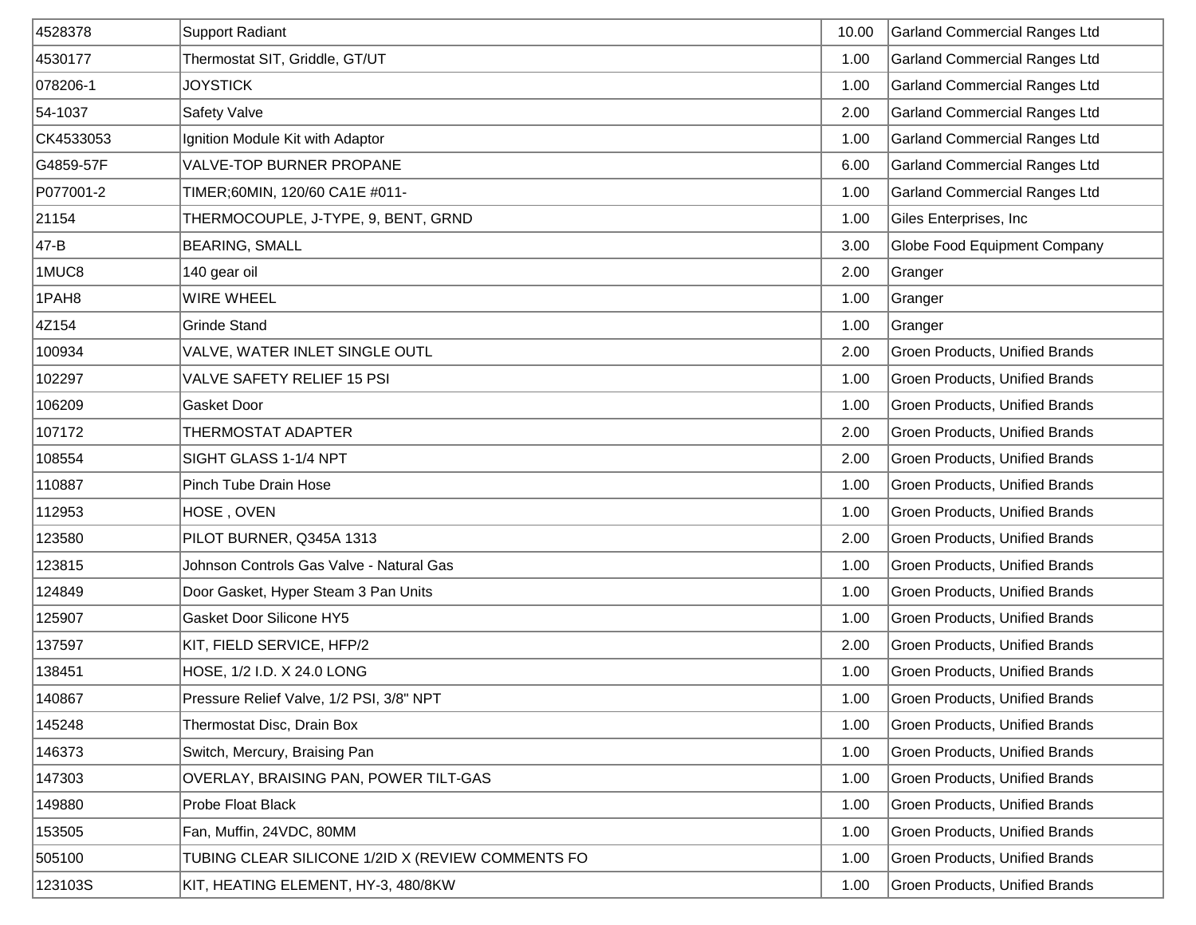| | | | |
|---|---|---|---|
| 4528378 | Support Radiant | 10.00 | Garland Commercial Ranges Ltd |
| 4530177 | Thermostat SIT, Griddle, GT/UT | 1.00 | Garland Commercial Ranges Ltd |
| 078206-1 | JOYSTICK | 1.00 | Garland Commercial Ranges Ltd |
| 54-1037 | Safety Valve | 2.00 | Garland Commercial Ranges Ltd |
| CK4533053 | Ignition Module Kit with Adaptor | 1.00 | Garland Commercial Ranges Ltd |
| G4859-57F | VALVE-TOP BURNER PROPANE | 6.00 | Garland Commercial Ranges Ltd |
| P077001-2 | TIMER;60MIN, 120/60 CA1E #011- | 1.00 | Garland Commercial Ranges Ltd |
| 21154 | THERMOCOUPLE, J-TYPE, 9, BENT, GRND | 1.00 | Giles Enterprises, Inc |
| 47-B | BEARING, SMALL | 3.00 | Globe Food Equipment Company |
| 1MUC8 | 140 gear oil | 2.00 | Granger |
| 1PAH8 | WIRE WHEEL | 1.00 | Granger |
| 4Z154 | Grinde Stand | 1.00 | Granger |
| 100934 | VALVE, WATER INLET SINGLE OUTL | 2.00 | Groen Products, Unified Brands |
| 102297 | VALVE SAFETY RELIEF 15 PSI | 1.00 | Groen Products, Unified Brands |
| 106209 | Gasket Door | 1.00 | Groen Products, Unified Brands |
| 107172 | THERMOSTAT ADAPTER | 2.00 | Groen Products, Unified Brands |
| 108554 | SIGHT GLASS 1-1/4 NPT | 2.00 | Groen Products, Unified Brands |
| 110887 | Pinch Tube Drain Hose | 1.00 | Groen Products, Unified Brands |
| 112953 | HOSE , OVEN | 1.00 | Groen Products, Unified Brands |
| 123580 | PILOT BURNER, Q345A 1313 | 2.00 | Groen Products, Unified Brands |
| 123815 | Johnson Controls Gas Valve - Natural Gas | 1.00 | Groen Products, Unified Brands |
| 124849 | Door Gasket, Hyper Steam 3 Pan Units | 1.00 | Groen Products, Unified Brands |
| 125907 | Gasket Door Silicone HY5 | 1.00 | Groen Products, Unified Brands |
| 137597 | KIT, FIELD SERVICE, HFP/2 | 2.00 | Groen Products, Unified Brands |
| 138451 | HOSE, 1/2 I.D. X 24.0 LONG | 1.00 | Groen Products, Unified Brands |
| 140867 | Pressure Relief Valve, 1/2 PSI, 3/8" NPT | 1.00 | Groen Products, Unified Brands |
| 145248 | Thermostat Disc, Drain Box | 1.00 | Groen Products, Unified Brands |
| 146373 | Switch, Mercury, Braising Pan | 1.00 | Groen Products, Unified Brands |
| 147303 | OVERLAY, BRAISING PAN, POWER TILT-GAS | 1.00 | Groen Products, Unified Brands |
| 149880 | Probe Float Black | 1.00 | Groen Products, Unified Brands |
| 153505 | Fan, Muffin, 24VDC, 80MM | 1.00 | Groen Products, Unified Brands |
| 505100 | TUBING CLEAR SILICONE 1/2ID X (REVIEW COMMENTS FO | 1.00 | Groen Products, Unified Brands |
| 123103S | KIT, HEATING ELEMENT, HY-3, 480/8KW | 1.00 | Groen Products, Unified Brands |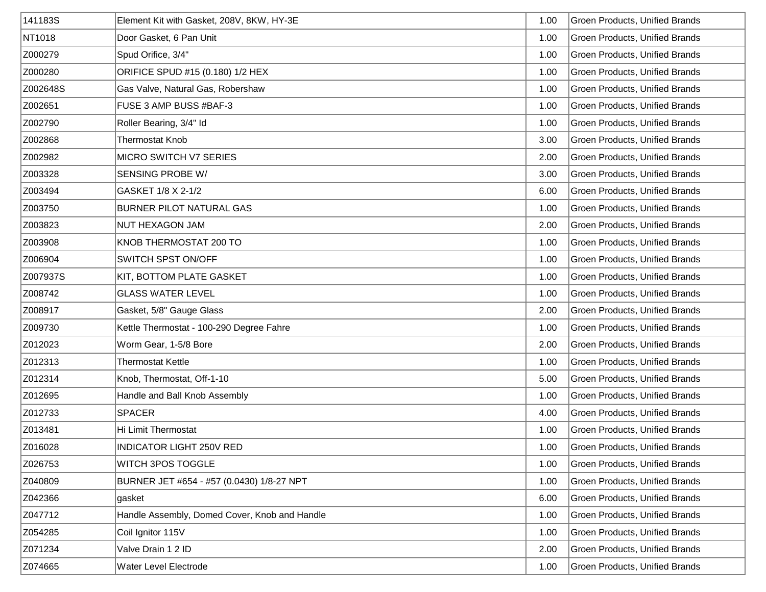| 141183S | Element Kit with Gasket, 208V, 8KW, HY-3E | 1.00 | Groen Products, Unified Brands |
|---|---|---|---|
| NT1018 | Door Gasket, 6 Pan Unit | 1.00 | Groen Products, Unified Brands |
| Z000279 | Spud Orifice, 3/4" | 1.00 | Groen Products, Unified Brands |
| Z000280 | ORIFICE SPUD #15 (0.180) 1/2 HEX | 1.00 | Groen Products, Unified Brands |
| Z002648S | Gas Valve, Natural Gas, Robershaw | 1.00 | Groen Products, Unified Brands |
| Z002651 | FUSE 3 AMP BUSS #BAF-3 | 1.00 | Groen Products, Unified Brands |
| Z002790 | Roller Bearing, 3/4" Id | 1.00 | Groen Products, Unified Brands |
| Z002868 | Thermostat Knob | 3.00 | Groen Products, Unified Brands |
| Z002982 | MICRO SWITCH V7 SERIES | 2.00 | Groen Products, Unified Brands |
| Z003328 | SENSING PROBE W/ | 3.00 | Groen Products, Unified Brands |
| Z003494 | GASKET 1/8 X 2-1/2 | 6.00 | Groen Products, Unified Brands |
| Z003750 | BURNER PILOT NATURAL GAS | 1.00 | Groen Products, Unified Brands |
| Z003823 | NUT HEXAGON JAM | 2.00 | Groen Products, Unified Brands |
| Z003908 | KNOB THERMOSTAT 200 TO | 1.00 | Groen Products, Unified Brands |
| Z006904 | SWITCH SPST ON/OFF | 1.00 | Groen Products, Unified Brands |
| Z007937S | KIT, BOTTOM PLATE GASKET | 1.00 | Groen Products, Unified Brands |
| Z008742 | GLASS WATER LEVEL | 1.00 | Groen Products, Unified Brands |
| Z008917 | Gasket, 5/8" Gauge Glass | 2.00 | Groen Products, Unified Brands |
| Z009730 | Kettle Thermostat - 100-290 Degree Fahre | 1.00 | Groen Products, Unified Brands |
| Z012023 | Worm Gear, 1-5/8 Bore | 2.00 | Groen Products, Unified Brands |
| Z012313 | Thermostat Kettle | 1.00 | Groen Products, Unified Brands |
| Z012314 | Knob, Thermostat, Off-1-10 | 5.00 | Groen Products, Unified Brands |
| Z012695 | Handle and Ball Knob Assembly | 1.00 | Groen Products, Unified Brands |
| Z012733 | SPACER | 4.00 | Groen Products, Unified Brands |
| Z013481 | Hi Limit Thermostat | 1.00 | Groen Products, Unified Brands |
| Z016028 | INDICATOR LIGHT 250V RED | 1.00 | Groen Products, Unified Brands |
| Z026753 | WITCH 3POS TOGGLE | 1.00 | Groen Products, Unified Brands |
| Z040809 | BURNER JET #654 - #57 (0.0430) 1/8-27 NPT | 1.00 | Groen Products, Unified Brands |
| Z042366 | gasket | 6.00 | Groen Products, Unified Brands |
| Z047712 | Handle Assembly, Domed Cover, Knob and Handle | 1.00 | Groen Products, Unified Brands |
| Z054285 | Coil Ignitor 115V | 1.00 | Groen Products, Unified Brands |
| Z071234 | Valve Drain 1 2 ID | 2.00 | Groen Products, Unified Brands |
| Z074665 | Water Level Electrode | 1.00 | Groen Products, Unified Brands |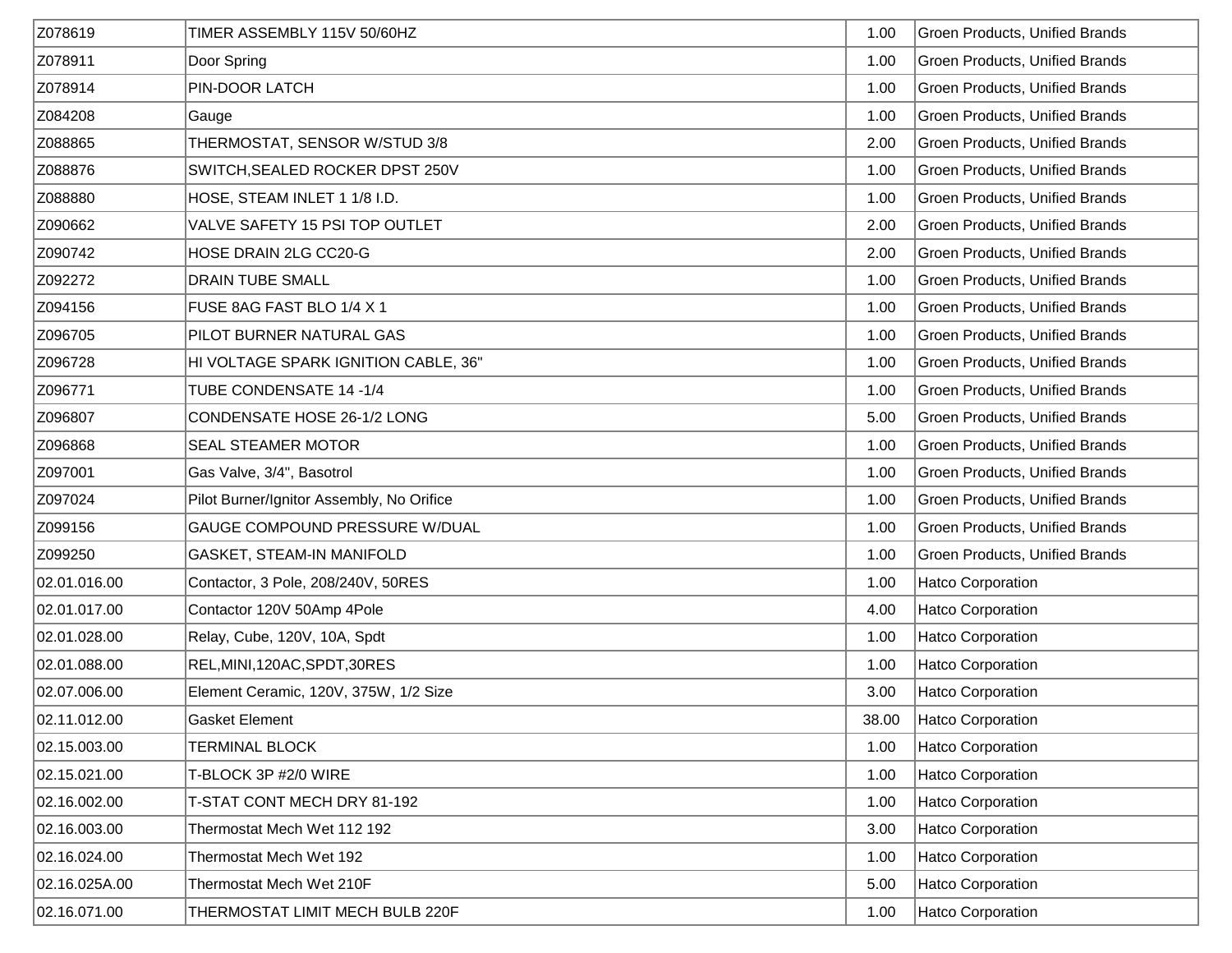| | | | |
|---|---|---|---|
| Z078619 | TIMER ASSEMBLY 115V 50/60HZ | 1.00 | Groen Products, Unified Brands |
| Z078911 | Door Spring | 1.00 | Groen Products, Unified Brands |
| Z078914 | PIN-DOOR LATCH | 1.00 | Groen Products, Unified Brands |
| Z084208 | Gauge | 1.00 | Groen Products, Unified Brands |
| Z088865 | THERMOSTAT, SENSOR W/STUD 3/8 | 2.00 | Groen Products, Unified Brands |
| Z088876 | SWITCH,SEALED ROCKER DPST 250V | 1.00 | Groen Products, Unified Brands |
| Z088880 | HOSE, STEAM INLET 1 1/8 I.D. | 1.00 | Groen Products, Unified Brands |
| Z090662 | VALVE SAFETY 15 PSI TOP OUTLET | 2.00 | Groen Products, Unified Brands |
| Z090742 | HOSE DRAIN 2LG CC20-G | 2.00 | Groen Products, Unified Brands |
| Z092272 | DRAIN TUBE SMALL | 1.00 | Groen Products, Unified Brands |
| Z094156 | FUSE 8AG FAST BLO 1/4 X 1 | 1.00 | Groen Products, Unified Brands |
| Z096705 | PILOT BURNER NATURAL GAS | 1.00 | Groen Products, Unified Brands |
| Z096728 | HI VOLTAGE SPARK IGNITION CABLE, 36" | 1.00 | Groen Products, Unified Brands |
| Z096771 | TUBE CONDENSATE 14 -1/4 | 1.00 | Groen Products, Unified Brands |
| Z096807 | CONDENSATE HOSE 26-1/2 LONG | 5.00 | Groen Products, Unified Brands |
| Z096868 | SEAL STEAMER MOTOR | 1.00 | Groen Products, Unified Brands |
| Z097001 | Gas Valve, 3/4", Basotrol | 1.00 | Groen Products, Unified Brands |
| Z097024 | Pilot Burner/Ignitor Assembly, No Orifice | 1.00 | Groen Products, Unified Brands |
| Z099156 | GAUGE COMPOUND PRESSURE W/DUAL | 1.00 | Groen Products, Unified Brands |
| Z099250 | GASKET, STEAM-IN MANIFOLD | 1.00 | Groen Products, Unified Brands |
| 02.01.016.00 | Contactor, 3 Pole, 208/240V, 50RES | 1.00 | Hatco Corporation |
| 02.01.017.00 | Contactor 120V 50Amp 4Pole | 4.00 | Hatco Corporation |
| 02.01.028.00 | Relay, Cube, 120V, 10A, Spdt | 1.00 | Hatco Corporation |
| 02.01.088.00 | REL,MINI,120AC,SPDT,30RES | 1.00 | Hatco Corporation |
| 02.07.006.00 | Element Ceramic, 120V, 375W, 1/2 Size | 3.00 | Hatco Corporation |
| 02.11.012.00 | Gasket Element | 38.00 | Hatco Corporation |
| 02.15.003.00 | TERMINAL BLOCK | 1.00 | Hatco Corporation |
| 02.15.021.00 | T-BLOCK 3P #2/0 WIRE | 1.00 | Hatco Corporation |
| 02.16.002.00 | T-STAT CONT MECH DRY 81-192 | 1.00 | Hatco Corporation |
| 02.16.003.00 | Thermostat Mech Wet 112 192 | 3.00 | Hatco Corporation |
| 02.16.024.00 | Thermostat Mech Wet 192 | 1.00 | Hatco Corporation |
| 02.16.025A.00 | Thermostat Mech Wet 210F | 5.00 | Hatco Corporation |
| 02.16.071.00 | THERMOSTAT LIMIT MECH BULB 220F | 1.00 | Hatco Corporation |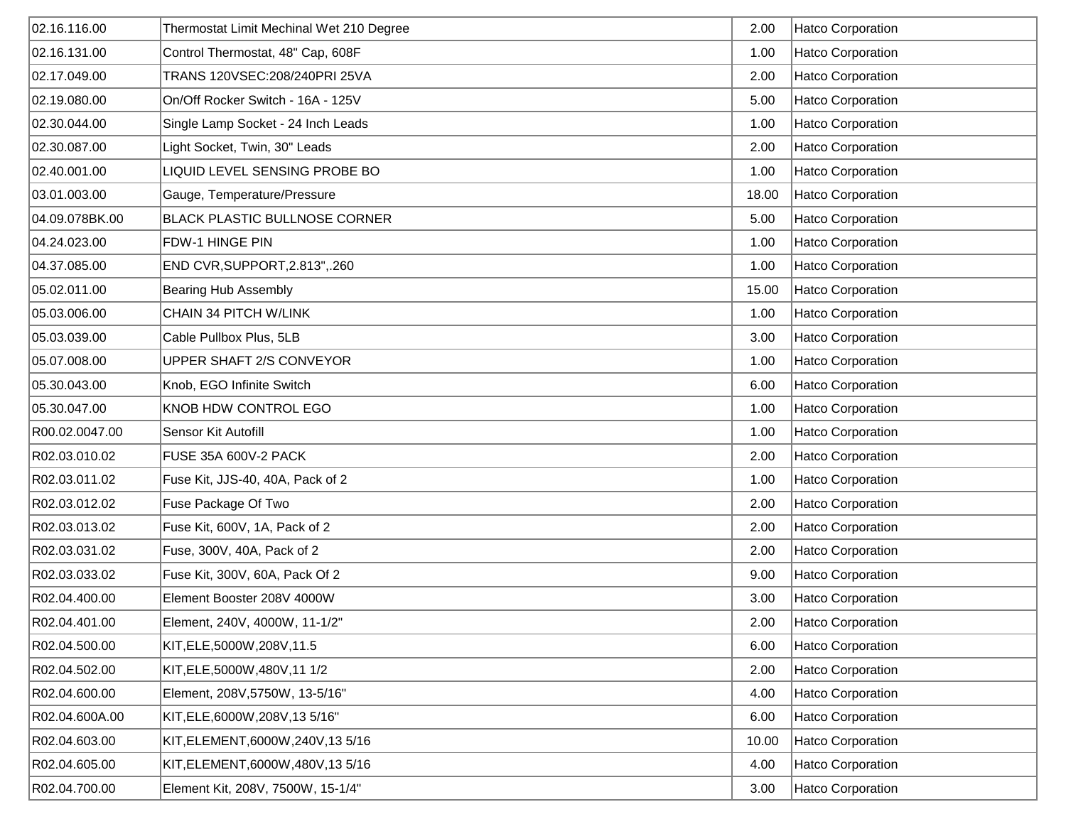| | | | |
|---|---|---|---|
| 02.16.116.00 | Thermostat Limit Mechinal Wet 210 Degree | 2.00 | Hatco Corporation |
| 02.16.131.00 | Control Thermostat, 48" Cap, 608F | 1.00 | Hatco Corporation |
| 02.17.049.00 | TRANS 120VSEC:208/240PRI 25VA | 2.00 | Hatco Corporation |
| 02.19.080.00 | On/Off Rocker Switch - 16A - 125V | 5.00 | Hatco Corporation |
| 02.30.044.00 | Single Lamp Socket - 24 Inch Leads | 1.00 | Hatco Corporation |
| 02.30.087.00 | Light Socket, Twin, 30" Leads | 2.00 | Hatco Corporation |
| 02.40.001.00 | LIQUID LEVEL SENSING PROBE BO | 1.00 | Hatco Corporation |
| 03.01.003.00 | Gauge, Temperature/Pressure | 18.00 | Hatco Corporation |
| 04.09.078BK.00 | BLACK PLASTIC BULLNOSE CORNER | 5.00 | Hatco Corporation |
| 04.24.023.00 | FDW-1 HINGE PIN | 1.00 | Hatco Corporation |
| 04.37.085.00 | END CVR,SUPPORT,2.813",.260 | 1.00 | Hatco Corporation |
| 05.02.011.00 | Bearing Hub Assembly | 15.00 | Hatco Corporation |
| 05.03.006.00 | CHAIN 34 PITCH W/LINK | 1.00 | Hatco Corporation |
| 05.03.039.00 | Cable Pullbox Plus, 5LB | 3.00 | Hatco Corporation |
| 05.07.008.00 | UPPER SHAFT 2/S CONVEYOR | 1.00 | Hatco Corporation |
| 05.30.043.00 | Knob, EGO Infinite Switch | 6.00 | Hatco Corporation |
| 05.30.047.00 | KNOB HDW CONTROL EGO | 1.00 | Hatco Corporation |
| R00.02.0047.00 | Sensor Kit Autofill | 1.00 | Hatco Corporation |
| R02.03.010.02 | FUSE 35A 600V-2 PACK | 2.00 | Hatco Corporation |
| R02.03.011.02 | Fuse Kit, JJS-40, 40A, Pack of 2 | 1.00 | Hatco Corporation |
| R02.03.012.02 | Fuse Package Of Two | 2.00 | Hatco Corporation |
| R02.03.013.02 | Fuse Kit, 600V, 1A, Pack of 2 | 2.00 | Hatco Corporation |
| R02.03.031.02 | Fuse, 300V, 40A, Pack of 2 | 2.00 | Hatco Corporation |
| R02.03.033.02 | Fuse Kit, 300V, 60A, Pack Of 2 | 9.00 | Hatco Corporation |
| R02.04.400.00 | Element Booster 208V 4000W | 3.00 | Hatco Corporation |
| R02.04.401.00 | Element, 240V, 4000W, 11-1/2" | 2.00 | Hatco Corporation |
| R02.04.500.00 | KIT,ELE,5000W,208V,11.5 | 6.00 | Hatco Corporation |
| R02.04.502.00 | KIT,ELE,5000W,480V,11 1/2 | 2.00 | Hatco Corporation |
| R02.04.600.00 | Element, 208V,5750W, 13-5/16" | 4.00 | Hatco Corporation |
| R02.04.600A.00 | KIT,ELE,6000W,208V,13 5/16" | 6.00 | Hatco Corporation |
| R02.04.603.00 | KIT,ELEMENT,6000W,240V,13 5/16 | 10.00 | Hatco Corporation |
| R02.04.605.00 | KIT,ELEMENT,6000W,480V,13 5/16 | 4.00 | Hatco Corporation |
| R02.04.700.00 | Element Kit, 208V, 7500W, 15-1/4" | 3.00 | Hatco Corporation |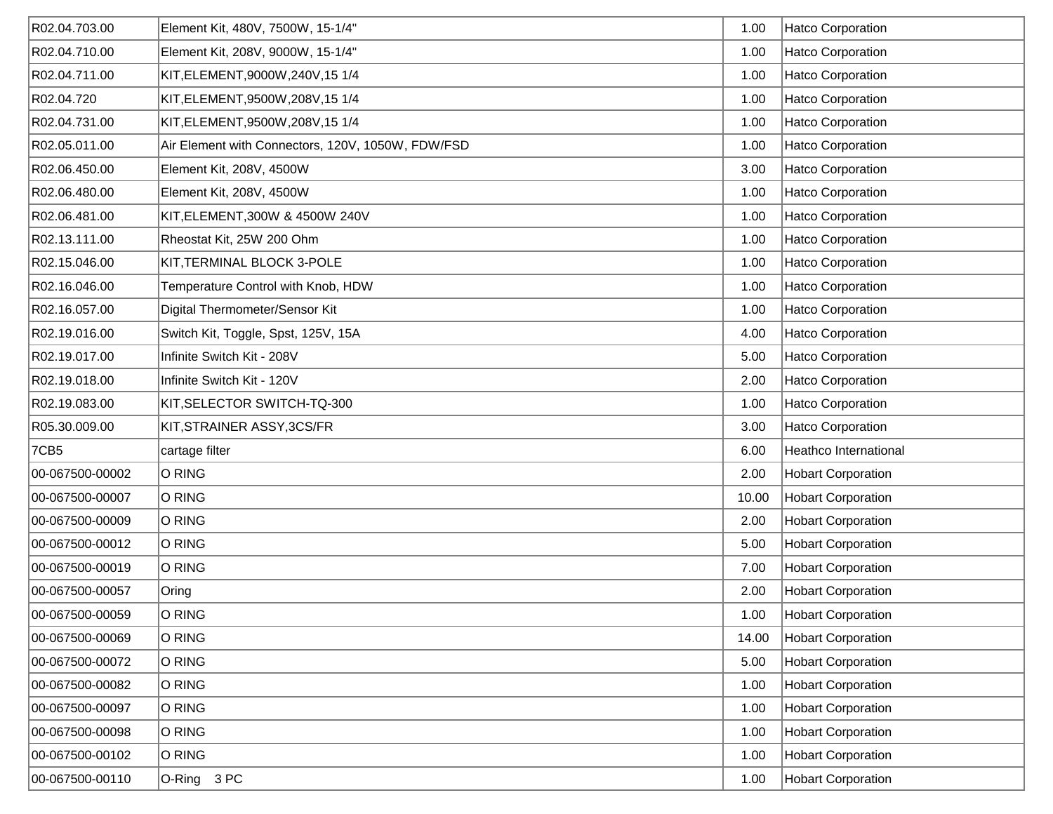| R02.04.703.00 | Element Kit, 480V, 7500W, 15-1/4" | 1.00 | Hatco Corporation |
|---|---|---|---|
| R02.04.710.00 | Element Kit, 208V, 9000W, 15-1/4" | 1.00 | Hatco Corporation |
| R02.04.711.00 | KIT,ELEMENT,9000W,240V,15 1/4 | 1.00 | Hatco Corporation |
| R02.04.720 | KIT,ELEMENT,9500W,208V,15 1/4 | 1.00 | Hatco Corporation |
| R02.04.731.00 | KIT,ELEMENT,9500W,208V,15 1/4 | 1.00 | Hatco Corporation |
| R02.05.011.00 | Air Element with Connectors, 120V, 1050W, FDW/FSD | 1.00 | Hatco Corporation |
| R02.06.450.00 | Element Kit, 208V, 4500W | 3.00 | Hatco Corporation |
| R02.06.480.00 | Element Kit, 208V, 4500W | 1.00 | Hatco Corporation |
| R02.06.481.00 | KIT,ELEMENT,300W & 4500W 240V | 1.00 | Hatco Corporation |
| R02.13.111.00 | Rheostat Kit, 25W 200 Ohm | 1.00 | Hatco Corporation |
| R02.15.046.00 | KIT,TERMINAL BLOCK 3-POLE | 1.00 | Hatco Corporation |
| R02.16.046.00 | Temperature Control with Knob, HDW | 1.00 | Hatco Corporation |
| R02.16.057.00 | Digital Thermometer/Sensor Kit | 1.00 | Hatco Corporation |
| R02.19.016.00 | Switch Kit, Toggle, Spst, 125V, 15A | 4.00 | Hatco Corporation |
| R02.19.017.00 | Infinite Switch Kit - 208V | 5.00 | Hatco Corporation |
| R02.19.018.00 | Infinite Switch Kit - 120V | 2.00 | Hatco Corporation |
| R02.19.083.00 | KIT,SELECTOR SWITCH-TQ-300 | 1.00 | Hatco Corporation |
| R05.30.009.00 | KIT,STRAINER ASSY,3CS/FR | 3.00 | Hatco Corporation |
| 7CB5 | cartage filter | 6.00 | Heathco International |
| 00-067500-00002 | O RING | 2.00 | Hobart Corporation |
| 00-067500-00007 | O RING | 10.00 | Hobart Corporation |
| 00-067500-00009 | O RING | 2.00 | Hobart Corporation |
| 00-067500-00012 | O RING | 5.00 | Hobart Corporation |
| 00-067500-00019 | O RING | 7.00 | Hobart Corporation |
| 00-067500-00057 | Oring | 2.00 | Hobart Corporation |
| 00-067500-00059 | O RING | 1.00 | Hobart Corporation |
| 00-067500-00069 | O RING | 14.00 | Hobart Corporation |
| 00-067500-00072 | O RING | 5.00 | Hobart Corporation |
| 00-067500-00082 | O RING | 1.00 | Hobart Corporation |
| 00-067500-00097 | O RING | 1.00 | Hobart Corporation |
| 00-067500-00098 | O RING | 1.00 | Hobart Corporation |
| 00-067500-00102 | O RING | 1.00 | Hobart Corporation |
| 00-067500-00110 | O-Ring 3 PC | 1.00 | Hobart Corporation |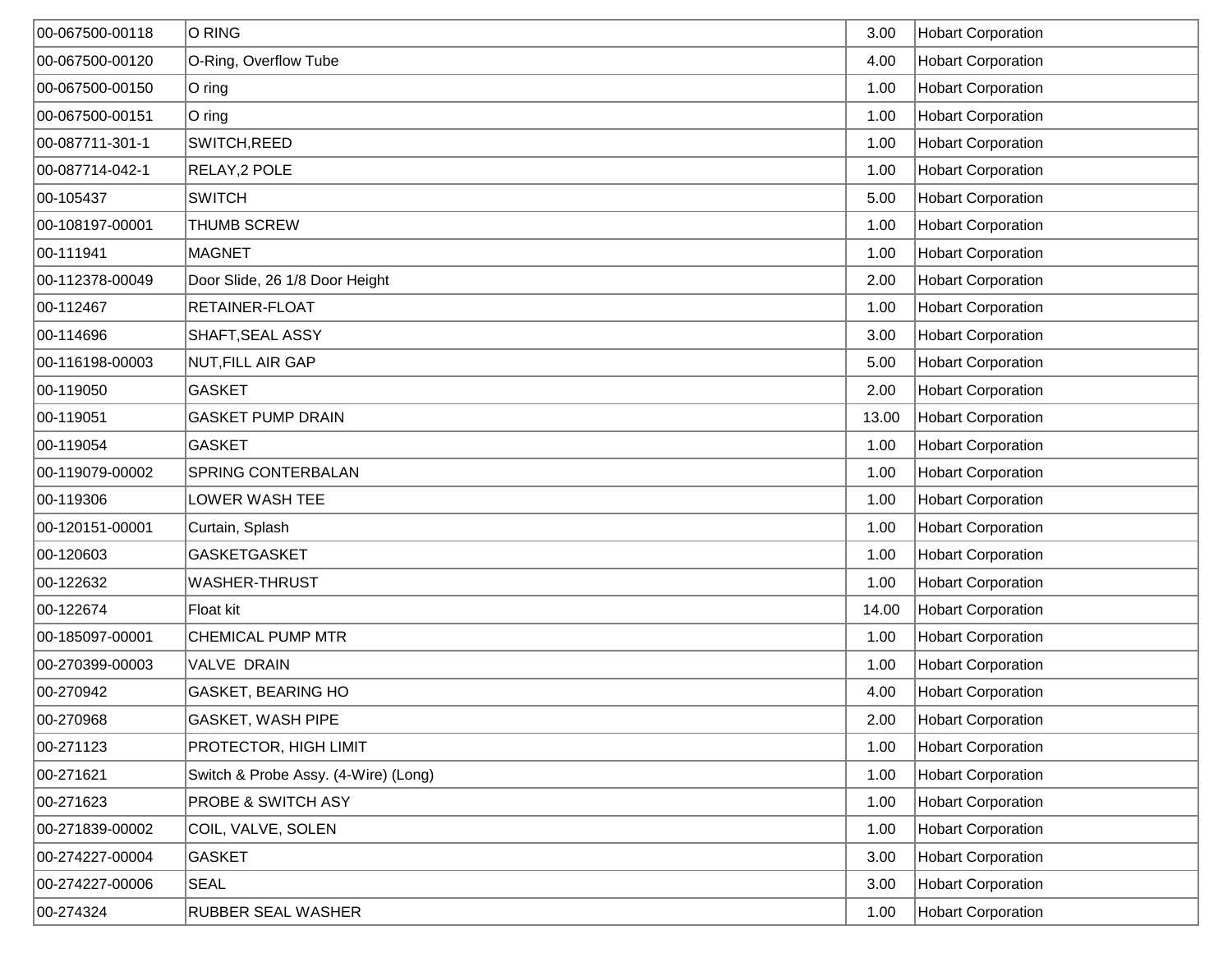| | | | |
|---|---|---|---|
| 00-067500-00118 | O RING | 3.00 | Hobart Corporation |
| 00-067500-00120 | O-Ring, Overflow Tube | 4.00 | Hobart Corporation |
| 00-067500-00150 | O ring | 1.00 | Hobart Corporation |
| 00-067500-00151 | O ring | 1.00 | Hobart Corporation |
| 00-087711-301-1 | SWITCH,REED | 1.00 | Hobart Corporation |
| 00-087714-042-1 | RELAY,2 POLE | 1.00 | Hobart Corporation |
| 00-105437 | SWITCH | 5.00 | Hobart Corporation |
| 00-108197-00001 | THUMB SCREW | 1.00 | Hobart Corporation |
| 00-111941 | MAGNET | 1.00 | Hobart Corporation |
| 00-112378-00049 | Door Slide, 26 1/8 Door Height | 2.00 | Hobart Corporation |
| 00-112467 | RETAINER-FLOAT | 1.00 | Hobart Corporation |
| 00-114696 | SHAFT,SEAL ASSY | 3.00 | Hobart Corporation |
| 00-116198-00003 | NUT,FILL AIR GAP | 5.00 | Hobart Corporation |
| 00-119050 | GASKET | 2.00 | Hobart Corporation |
| 00-119051 | GASKET PUMP DRAIN | 13.00 | Hobart Corporation |
| 00-119054 | GASKET | 1.00 | Hobart Corporation |
| 00-119079-00002 | SPRING CONTERBALAN | 1.00 | Hobart Corporation |
| 00-119306 | LOWER WASH TEE | 1.00 | Hobart Corporation |
| 00-120151-00001 | Curtain, Splash | 1.00 | Hobart Corporation |
| 00-120603 | GASKETGASKET | 1.00 | Hobart Corporation |
| 00-122632 | WASHER-THRUST | 1.00 | Hobart Corporation |
| 00-122674 | Float kit | 14.00 | Hobart Corporation |
| 00-185097-00001 | CHEMICAL PUMP MTR | 1.00 | Hobart Corporation |
| 00-270399-00003 | VALVE DRAIN | 1.00 | Hobart Corporation |
| 00-270942 | GASKET, BEARING HO | 4.00 | Hobart Corporation |
| 00-270968 | GASKET, WASH PIPE | 2.00 | Hobart Corporation |
| 00-271123 | PROTECTOR, HIGH LIMIT | 1.00 | Hobart Corporation |
| 00-271621 | Switch & Probe Assy. (4-Wire) (Long) | 1.00 | Hobart Corporation |
| 00-271623 | PROBE & SWITCH ASY | 1.00 | Hobart Corporation |
| 00-271839-00002 | COIL, VALVE, SOLEN | 1.00 | Hobart Corporation |
| 00-274227-00004 | GASKET | 3.00 | Hobart Corporation |
| 00-274227-00006 | SEAL | 3.00 | Hobart Corporation |
| 00-274324 | RUBBER SEAL WASHER | 1.00 | Hobart Corporation |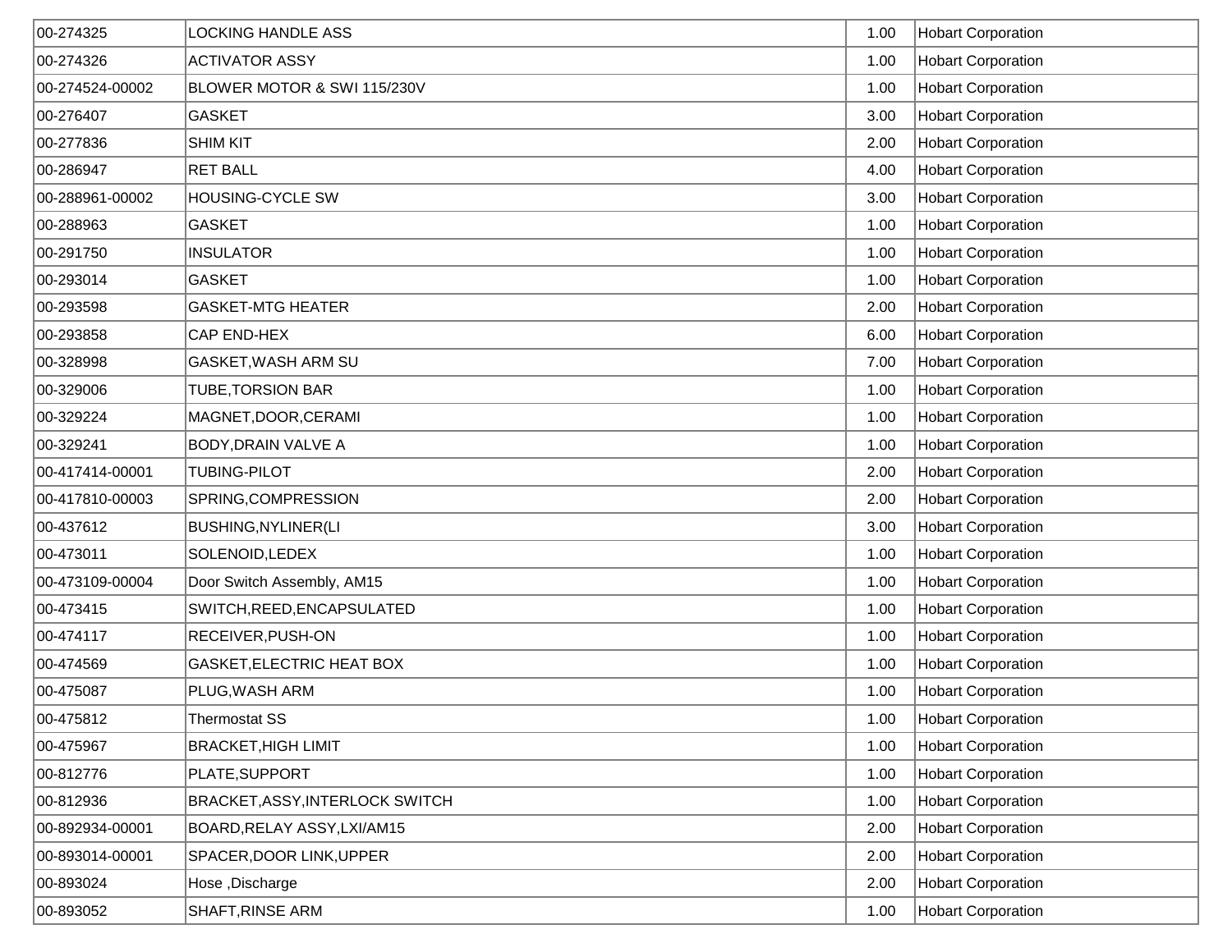| | | | |
|---|---|---|---|
| 00-274325 | LOCKING HANDLE ASS | 1.00 | Hobart Corporation |
| 00-274326 | ACTIVATOR ASSY | 1.00 | Hobart Corporation |
| 00-274524-00002 | BLOWER MOTOR & SWI 115/230V | 1.00 | Hobart Corporation |
| 00-276407 | GASKET | 3.00 | Hobart Corporation |
| 00-277836 | SHIM KIT | 2.00 | Hobart Corporation |
| 00-286947 | RET BALL | 4.00 | Hobart Corporation |
| 00-288961-00002 | HOUSING-CYCLE SW | 3.00 | Hobart Corporation |
| 00-288963 | GASKET | 1.00 | Hobart Corporation |
| 00-291750 | INSULATOR | 1.00 | Hobart Corporation |
| 00-293014 | GASKET | 1.00 | Hobart Corporation |
| 00-293598 | GASKET-MTG HEATER | 2.00 | Hobart Corporation |
| 00-293858 | CAP END-HEX | 6.00 | Hobart Corporation |
| 00-328998 | GASKET,WASH ARM SU | 7.00 | Hobart Corporation |
| 00-329006 | TUBE,TORSION BAR | 1.00 | Hobart Corporation |
| 00-329224 | MAGNET,DOOR,CERAMI | 1.00 | Hobart Corporation |
| 00-329241 | BODY,DRAIN VALVE A | 1.00 | Hobart Corporation |
| 00-417414-00001 | TUBING-PILOT | 2.00 | Hobart Corporation |
| 00-417810-00003 | SPRING,COMPRESSION | 2.00 | Hobart Corporation |
| 00-437612 | BUSHING,NYLINER(LI | 3.00 | Hobart Corporation |
| 00-473011 | SOLENOID,LEDEX | 1.00 | Hobart Corporation |
| 00-473109-00004 | Door Switch Assembly, AM15 | 1.00 | Hobart Corporation |
| 00-473415 | SWITCH,REED,ENCAPSULATED | 1.00 | Hobart Corporation |
| 00-474117 | RECEIVER,PUSH-ON | 1.00 | Hobart Corporation |
| 00-474569 | GASKET,ELECTRIC HEAT BOX | 1.00 | Hobart Corporation |
| 00-475087 | PLUG,WASH ARM | 1.00 | Hobart Corporation |
| 00-475812 | Thermostat SS | 1.00 | Hobart Corporation |
| 00-475967 | BRACKET,HIGH LIMIT | 1.00 | Hobart Corporation |
| 00-812776 | PLATE,SUPPORT | 1.00 | Hobart Corporation |
| 00-812936 | BRACKET,ASSY,INTERLOCK SWITCH | 1.00 | Hobart Corporation |
| 00-892934-00001 | BOARD,RELAY ASSY,LXI/AM15 | 2.00 | Hobart Corporation |
| 00-893014-00001 | SPACER,DOOR LINK,UPPER | 2.00 | Hobart Corporation |
| 00-893024 | Hose ,Discharge | 2.00 | Hobart Corporation |
| 00-893052 | SHAFT,RINSE ARM | 1.00 | Hobart Corporation |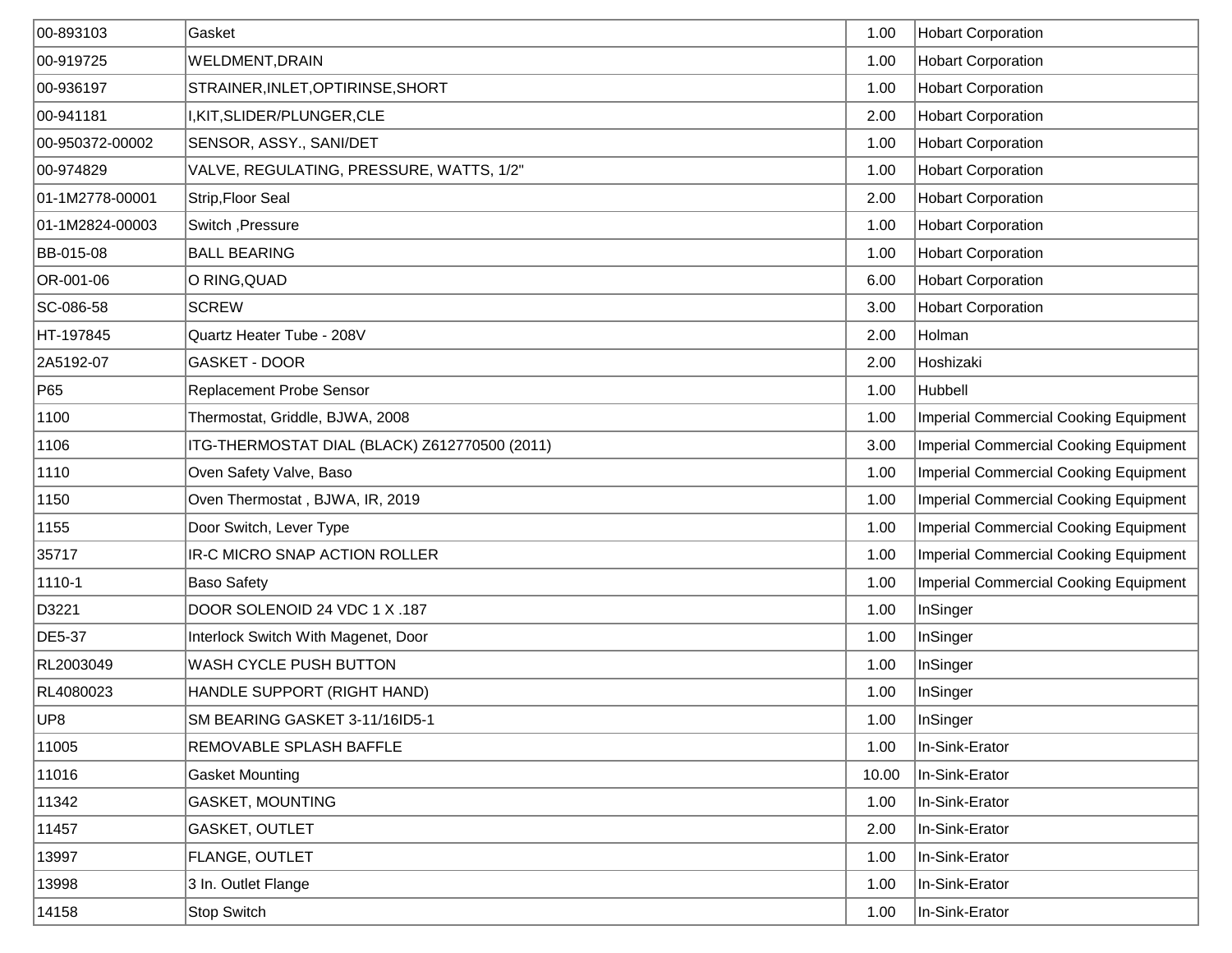| | | | |
|---|---|---|---|
| 00-893103 | Gasket | 1.00 | Hobart Corporation |
| 00-919725 | WELDMENT,DRAIN | 1.00 | Hobart Corporation |
| 00-936197 | STRAINER,INLET,OPTIRINSE,SHORT | 1.00 | Hobart Corporation |
| 00-941181 | I,KIT,SLIDER/PLUNGER,CLE | 2.00 | Hobart Corporation |
| 00-950372-00002 | SENSOR, ASSY., SANI/DET | 1.00 | Hobart Corporation |
| 00-974829 | VALVE, REGULATING, PRESSURE, WATTS, 1/2" | 1.00 | Hobart Corporation |
| 01-1M2778-00001 | Strip,Floor Seal | 2.00 | Hobart Corporation |
| 01-1M2824-00003 | Switch ,Pressure | 1.00 | Hobart Corporation |
| BB-015-08 | BALL BEARING | 1.00 | Hobart Corporation |
| OR-001-06 | O RING,QUAD | 6.00 | Hobart Corporation |
| SC-086-58 | SCREW | 3.00 | Hobart Corporation |
| HT-197845 | Quartz Heater Tube - 208V | 2.00 | Holman |
| 2A5192-07 | GASKET - DOOR | 2.00 | Hoshizaki |
| P65 | Replacement Probe Sensor | 1.00 | Hubbell |
| 1100 | Thermostat, Griddle, BJWA, 2008 | 1.00 | Imperial Commercial Cooking Equipment |
| 1106 | ITG-THERMOSTAT DIAL (BLACK) Z612770500 (2011) | 3.00 | Imperial Commercial Cooking Equipment |
| 1110 | Oven Safety Valve, Baso | 1.00 | Imperial Commercial Cooking Equipment |
| 1150 | Oven Thermostat , BJWA, IR, 2019 | 1.00 | Imperial Commercial Cooking Equipment |
| 1155 | Door Switch, Lever Type | 1.00 | Imperial Commercial Cooking Equipment |
| 35717 | IR-C MICRO SNAP ACTION ROLLER | 1.00 | Imperial Commercial Cooking Equipment |
| 1110-1 | Baso Safety | 1.00 | Imperial Commercial Cooking Equipment |
| D3221 | DOOR SOLENOID 24 VDC 1 X .187 | 1.00 | InSinger |
| DE5-37 | Interlock Switch With Magenet, Door | 1.00 | InSinger |
| RL2003049 | WASH CYCLE PUSH BUTTON | 1.00 | InSinger |
| RL4080023 | HANDLE SUPPORT (RIGHT HAND) | 1.00 | InSinger |
| UP8 | SM BEARING GASKET 3-11/16ID5-1 | 1.00 | InSinger |
| 11005 | REMOVABLE SPLASH BAFFLE | 1.00 | In-Sink-Erator |
| 11016 | Gasket Mounting | 10.00 | In-Sink-Erator |
| 11342 | GASKET, MOUNTING | 1.00 | In-Sink-Erator |
| 11457 | GASKET, OUTLET | 2.00 | In-Sink-Erator |
| 13997 | FLANGE, OUTLET | 1.00 | In-Sink-Erator |
| 13998 | 3 In. Outlet Flange | 1.00 | In-Sink-Erator |
| 14158 | Stop Switch | 1.00 | In-Sink-Erator |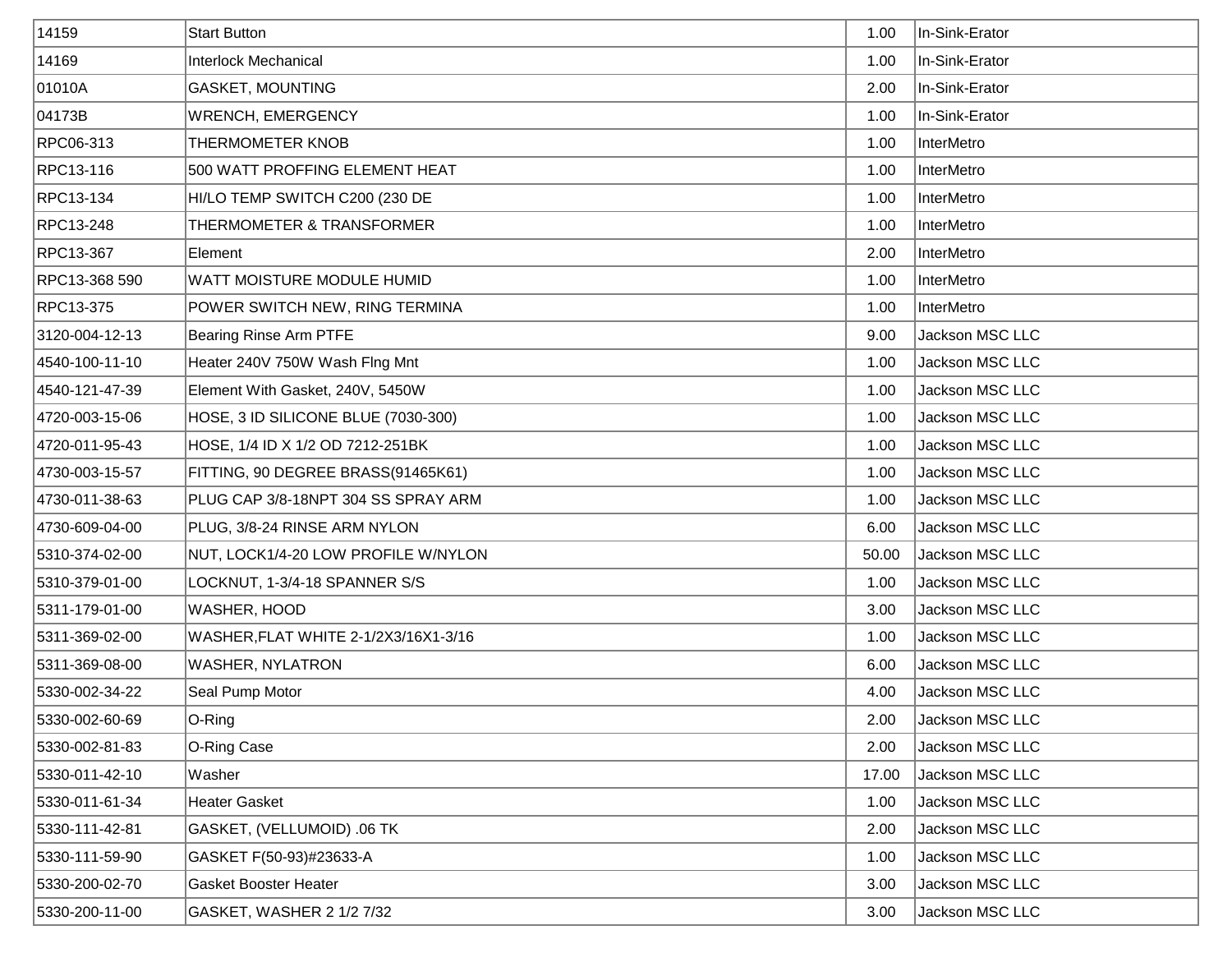| | | | |
|---|---|---|---|
| 14159 | Start Button | 1.00 | In-Sink-Erator |
| 14169 | Interlock Mechanical | 1.00 | In-Sink-Erator |
| 01010A | GASKET, MOUNTING | 2.00 | In-Sink-Erator |
| 04173B | WRENCH, EMERGENCY | 1.00 | In-Sink-Erator |
| RPC06-313 | THERMOMETER KNOB | 1.00 | InterMetro |
| RPC13-116 | 500 WATT PROFFING ELEMENT HEAT | 1.00 | InterMetro |
| RPC13-134 | HI/LO TEMP SWITCH C200 (230 DE | 1.00 | InterMetro |
| RPC13-248 | THERMOMETER & TRANSFORMER | 1.00 | InterMetro |
| RPC13-367 | Element | 2.00 | InterMetro |
| RPC13-368 590 | WATT MOISTURE MODULE HUMID | 1.00 | InterMetro |
| RPC13-375 | POWER SWITCH NEW, RING TERMINA | 1.00 | InterMetro |
| 3120-004-12-13 | Bearing Rinse Arm PTFE | 9.00 | Jackson MSC LLC |
| 4540-100-11-10 | Heater 240V 750W Wash Flng Mnt | 1.00 | Jackson MSC LLC |
| 4540-121-47-39 | Element With Gasket, 240V, 5450W | 1.00 | Jackson MSC LLC |
| 4720-003-15-06 | HOSE, 3 ID SILICONE BLUE (7030-300) | 1.00 | Jackson MSC LLC |
| 4720-011-95-43 | HOSE, 1/4 ID X 1/2 OD 7212-251BK | 1.00 | Jackson MSC LLC |
| 4730-003-15-57 | FITTING, 90 DEGREE BRASS(91465K61) | 1.00 | Jackson MSC LLC |
| 4730-011-38-63 | PLUG CAP 3/8-18NPT 304 SS SPRAY ARM | 1.00 | Jackson MSC LLC |
| 4730-609-04-00 | PLUG, 3/8-24 RINSE ARM NYLON | 6.00 | Jackson MSC LLC |
| 5310-374-02-00 | NUT, LOCK1/4-20 LOW PROFILE W/NYLON | 50.00 | Jackson MSC LLC |
| 5310-379-01-00 | LOCKNUT, 1-3/4-18 SPANNER S/S | 1.00 | Jackson MSC LLC |
| 5311-179-01-00 | WASHER, HOOD | 3.00 | Jackson MSC LLC |
| 5311-369-02-00 | WASHER,FLAT WHITE 2-1/2X3/16X1-3/16 | 1.00 | Jackson MSC LLC |
| 5311-369-08-00 | WASHER, NYLATRON | 6.00 | Jackson MSC LLC |
| 5330-002-34-22 | Seal Pump Motor | 4.00 | Jackson MSC LLC |
| 5330-002-60-69 | O-Ring | 2.00 | Jackson MSC LLC |
| 5330-002-81-83 | O-Ring Case | 2.00 | Jackson MSC LLC |
| 5330-011-42-10 | Washer | 17.00 | Jackson MSC LLC |
| 5330-011-61-34 | Heater Gasket | 1.00 | Jackson MSC LLC |
| 5330-111-42-81 | GASKET, (VELLUMOID) .06 TK | 2.00 | Jackson MSC LLC |
| 5330-111-59-90 | GASKET F(50-93)#23633-A | 1.00 | Jackson MSC LLC |
| 5330-200-02-70 | Gasket Booster Heater | 3.00 | Jackson MSC LLC |
| 5330-200-11-00 | GASKET, WASHER 2 1/2 7/32 | 3.00 | Jackson MSC LLC |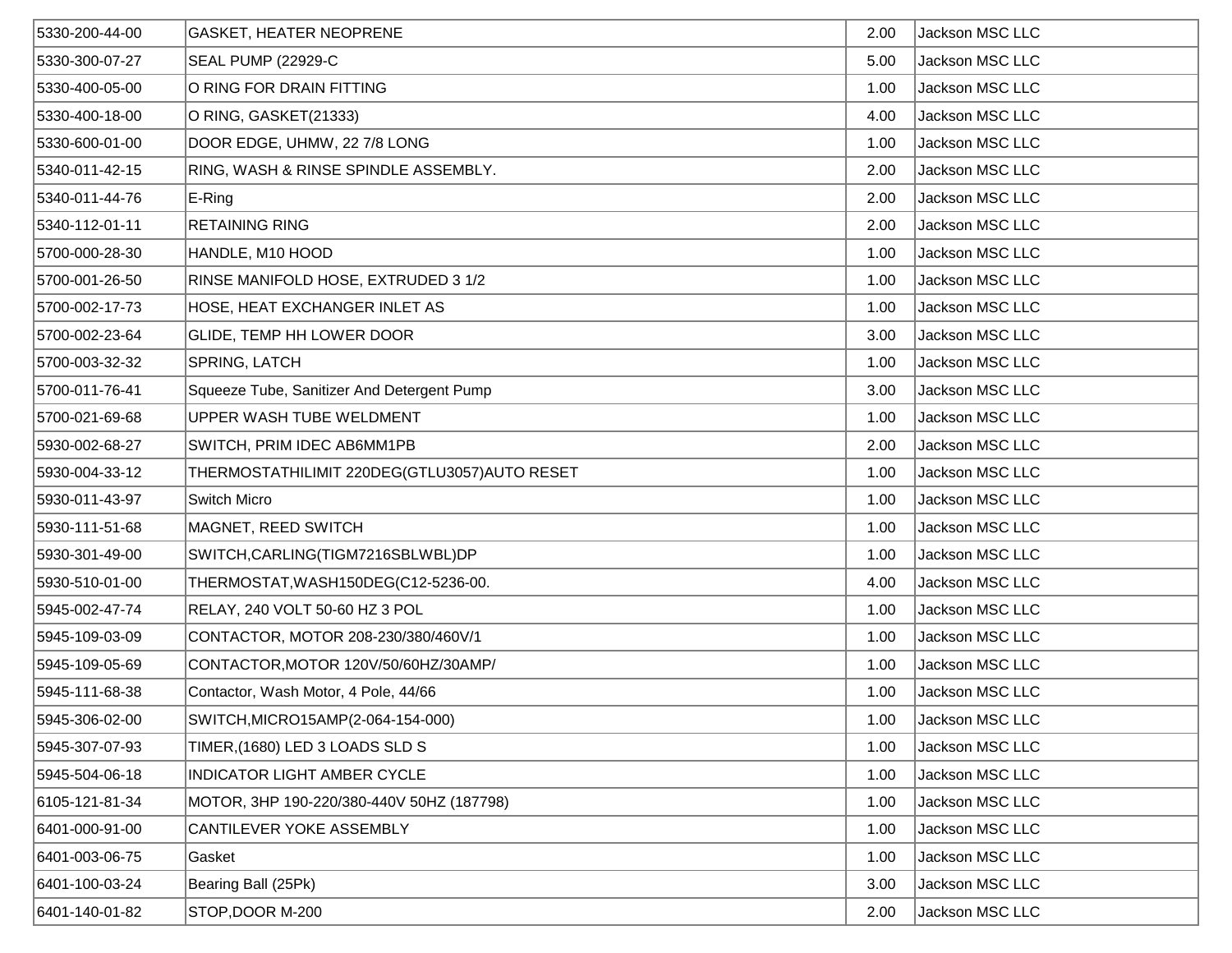| | | | |
|---|---|---|---|
| 5330-200-44-00 | GASKET, HEATER NEOPRENE | 2.00 | Jackson MSC LLC |
| 5330-300-07-27 | SEAL PUMP (22929-C | 5.00 | Jackson MSC LLC |
| 5330-400-05-00 | O RING FOR DRAIN FITTING | 1.00 | Jackson MSC LLC |
| 5330-400-18-00 | O RING, GASKET(21333) | 4.00 | Jackson MSC LLC |
| 5330-600-01-00 | DOOR EDGE, UHMW, 22 7/8 LONG | 1.00 | Jackson MSC LLC |
| 5340-011-42-15 | RING, WASH & RINSE SPINDLE ASSEMBLY. | 2.00 | Jackson MSC LLC |
| 5340-011-44-76 | E-Ring | 2.00 | Jackson MSC LLC |
| 5340-112-01-11 | RETAINING RING | 2.00 | Jackson MSC LLC |
| 5700-000-28-30 | HANDLE, M10 HOOD | 1.00 | Jackson MSC LLC |
| 5700-001-26-50 | RINSE MANIFOLD HOSE, EXTRUDED 3 1/2 | 1.00 | Jackson MSC LLC |
| 5700-002-17-73 | HOSE, HEAT EXCHANGER INLET AS | 1.00 | Jackson MSC LLC |
| 5700-002-23-64 | GLIDE, TEMP HH LOWER DOOR | 3.00 | Jackson MSC LLC |
| 5700-003-32-32 | SPRING, LATCH | 1.00 | Jackson MSC LLC |
| 5700-011-76-41 | Squeeze Tube, Sanitizer And Detergent Pump | 3.00 | Jackson MSC LLC |
| 5700-021-69-68 | UPPER WASH TUBE WELDMENT | 1.00 | Jackson MSC LLC |
| 5930-002-68-27 | SWITCH, PRIM IDEC AB6MM1PB | 2.00 | Jackson MSC LLC |
| 5930-004-33-12 | THERMOSTATHILIMIT 220DEG(GTLU3057)AUTO RESET | 1.00 | Jackson MSC LLC |
| 5930-011-43-97 | Switch Micro | 1.00 | Jackson MSC LLC |
| 5930-111-51-68 | MAGNET, REED SWITCH | 1.00 | Jackson MSC LLC |
| 5930-301-49-00 | SWITCH,CARLING(TIGM7216SBLWBL)DP | 1.00 | Jackson MSC LLC |
| 5930-510-01-00 | THERMOSTAT,WASH150DEG(C12-5236-00. | 4.00 | Jackson MSC LLC |
| 5945-002-47-74 | RELAY, 240 VOLT 50-60 HZ 3 POL | 1.00 | Jackson MSC LLC |
| 5945-109-03-09 | CONTACTOR, MOTOR 208-230/380/460V/1 | 1.00 | Jackson MSC LLC |
| 5945-109-05-69 | CONTACTOR,MOTOR 120V/50/60HZ/30AMP/ | 1.00 | Jackson MSC LLC |
| 5945-111-68-38 | Contactor, Wash Motor, 4 Pole, 44/66 | 1.00 | Jackson MSC LLC |
| 5945-306-02-00 | SWITCH,MICRO15AMP(2-064-154-000) | 1.00 | Jackson MSC LLC |
| 5945-307-07-93 | TIMER,(1680) LED 3 LOADS SLD S | 1.00 | Jackson MSC LLC |
| 5945-504-06-18 | INDICATOR LIGHT AMBER CYCLE | 1.00 | Jackson MSC LLC |
| 6105-121-81-34 | MOTOR, 3HP 190-220/380-440V 50HZ (187798) | 1.00 | Jackson MSC LLC |
| 6401-000-91-00 | CANTILEVER YOKE ASSEMBLY | 1.00 | Jackson MSC LLC |
| 6401-003-06-75 | Gasket | 1.00 | Jackson MSC LLC |
| 6401-100-03-24 | Bearing Ball (25Pk) | 3.00 | Jackson MSC LLC |
| 6401-140-01-82 | STOP,DOOR M-200 | 2.00 | Jackson MSC LLC |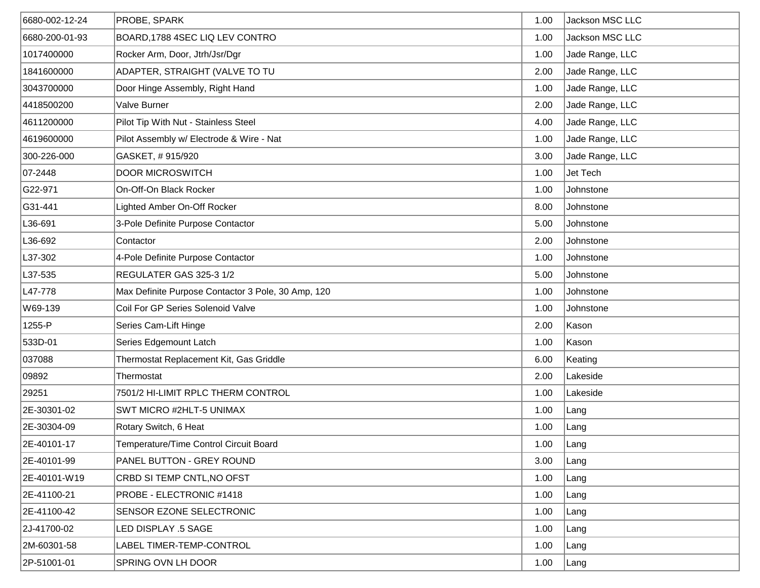| | | | |
|---|---|---|---|
| 6680-002-12-24 | PROBE, SPARK | 1.00 | Jackson MSC LLC |
| 6680-200-01-93 | BOARD,1788 4SEC LIQ LEV CONTRO | 1.00 | Jackson MSC LLC |
| 1017400000 | Rocker Arm, Door, Jtrh/Jsr/Dgr | 1.00 | Jade Range, LLC |
| 1841600000 | ADAPTER, STRAIGHT (VALVE TO TU | 2.00 | Jade Range, LLC |
| 3043700000 | Door Hinge Assembly, Right Hand | 1.00 | Jade Range, LLC |
| 4418500200 | Valve Burner | 2.00 | Jade Range, LLC |
| 4611200000 | Pilot Tip With Nut - Stainless Steel | 4.00 | Jade Range, LLC |
| 4619600000 | Pilot Assembly w/ Electrode & Wire - Nat | 1.00 | Jade Range, LLC |
| 300-226-000 | GASKET, # 915/920 | 3.00 | Jade Range, LLC |
| 07-2448 | DOOR MICROSWITCH | 1.00 | Jet Tech |
| G22-971 | On-Off-On Black Rocker | 1.00 | Johnstone |
| G31-441 | Lighted Amber On-Off Rocker | 8.00 | Johnstone |
| L36-691 | 3-Pole Definite Purpose Contactor | 5.00 | Johnstone |
| L36-692 | Contactor | 2.00 | Johnstone |
| L37-302 | 4-Pole Definite Purpose Contactor | 1.00 | Johnstone |
| L37-535 | REGULATER GAS 325-3 1/2 | 5.00 | Johnstone |
| L47-778 | Max Definite Purpose Contactor 3 Pole, 30 Amp, 120 | 1.00 | Johnstone |
| W69-139 | Coil For GP Series Solenoid Valve | 1.00 | Johnstone |
| 1255-P | Series Cam-Lift Hinge | 2.00 | Kason |
| 533D-01 | Series Edgemount Latch | 1.00 | Kason |
| 037088 | Thermostat Replacement Kit, Gas Griddle | 6.00 | Keating |
| 09892 | Thermostat | 2.00 | Lakeside |
| 29251 | 7501/2 HI-LIMIT RPLC THERM CONTROL | 1.00 | Lakeside |
| 2E-30301-02 | SWT MICRO #2HLT-5 UNIMAX | 1.00 | Lang |
| 2E-30304-09 | Rotary Switch, 6 Heat | 1.00 | Lang |
| 2E-40101-17 | Temperature/Time Control Circuit Board | 1.00 | Lang |
| 2E-40101-99 | PANEL BUTTON - GREY ROUND | 3.00 | Lang |
| 2E-40101-W19 | CRBD SI TEMP CNTL,NO OFST | 1.00 | Lang |
| 2E-41100-21 | PROBE - ELECTRONIC #1418 | 1.00 | Lang |
| 2E-41100-42 | SENSOR EZONE SELECTRONIC | 1.00 | Lang |
| 2J-41700-02 | LED DISPLAY .5 SAGE | 1.00 | Lang |
| 2M-60301-58 | LABEL TIMER-TEMP-CONTROL | 1.00 | Lang |
| 2P-51001-01 | SPRING OVN LH DOOR | 1.00 | Lang |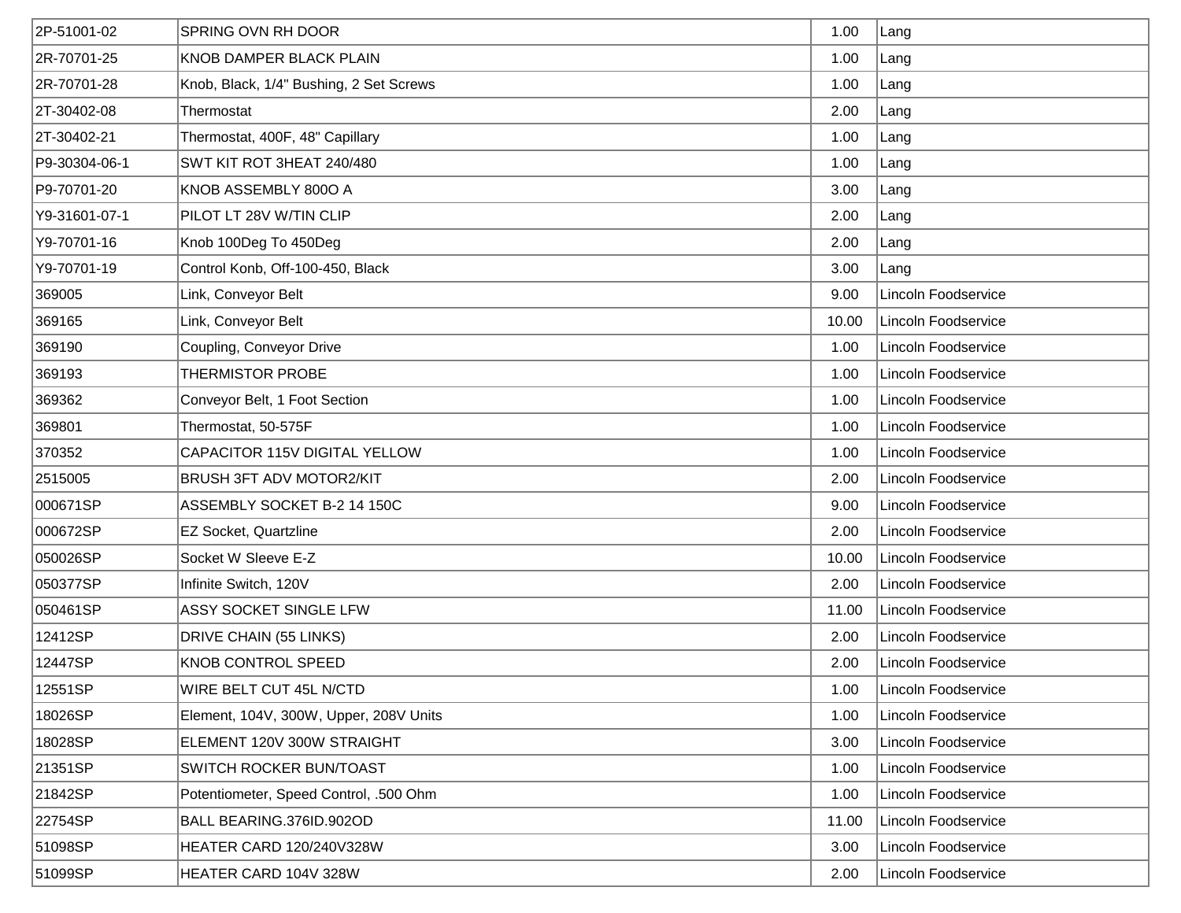| | | | |
|---|---|---|---|
| 2P-51001-02 | SPRING OVN RH DOOR | 1.00 | Lang |
| 2R-70701-25 | KNOB DAMPER BLACK PLAIN | 1.00 | Lang |
| 2R-70701-28 | Knob, Black, 1/4" Bushing, 2 Set Screws | 1.00 | Lang |
| 2T-30402-08 | Thermostat | 2.00 | Lang |
| 2T-30402-21 | Thermostat, 400F, 48" Capillary | 1.00 | Lang |
| P9-30304-06-1 | SWT KIT ROT 3HEAT 240/480 | 1.00 | Lang |
| P9-70701-20 | KNOB ASSEMBLY 800O A | 3.00 | Lang |
| Y9-31601-07-1 | PILOT LT 28V W/TIN CLIP | 2.00 | Lang |
| Y9-70701-16 | Knob 100Deg To 450Deg | 2.00 | Lang |
| Y9-70701-19 | Control Konb, Off-100-450, Black | 3.00 | Lang |
| 369005 | Link, Conveyor Belt | 9.00 | Lincoln Foodservice |
| 369165 | Link, Conveyor Belt | 10.00 | Lincoln Foodservice |
| 369190 | Coupling, Conveyor Drive | 1.00 | Lincoln Foodservice |
| 369193 | THERMISTOR PROBE | 1.00 | Lincoln Foodservice |
| 369362 | Conveyor Belt, 1 Foot Section | 1.00 | Lincoln Foodservice |
| 369801 | Thermostat, 50-575F | 1.00 | Lincoln Foodservice |
| 370352 | CAPACITOR 115V DIGITAL YELLOW | 1.00 | Lincoln Foodservice |
| 2515005 | BRUSH 3FT ADV MOTOR2/KIT | 2.00 | Lincoln Foodservice |
| 000671SP | ASSEMBLY SOCKET B-2 14 150C | 9.00 | Lincoln Foodservice |
| 000672SP | EZ Socket, Quartzline | 2.00 | Lincoln Foodservice |
| 050026SP | Socket W Sleeve E-Z | 10.00 | Lincoln Foodservice |
| 050377SP | Infinite Switch, 120V | 2.00 | Lincoln Foodservice |
| 050461SP | ASSY SOCKET SINGLE LFW | 11.00 | Lincoln Foodservice |
| 12412SP | DRIVE CHAIN (55 LINKS) | 2.00 | Lincoln Foodservice |
| 12447SP | KNOB CONTROL SPEED | 2.00 | Lincoln Foodservice |
| 12551SP | WIRE BELT CUT 45L N/CTD | 1.00 | Lincoln Foodservice |
| 18026SP | Element, 104V, 300W, Upper, 208V Units | 1.00 | Lincoln Foodservice |
| 18028SP | ELEMENT 120V 300W STRAIGHT | 3.00 | Lincoln Foodservice |
| 21351SP | SWITCH ROCKER BUN/TOAST | 1.00 | Lincoln Foodservice |
| 21842SP | Potentiometer, Speed Control, .500 Ohm | 1.00 | Lincoln Foodservice |
| 22754SP | BALL BEARING.376ID.902OD | 11.00 | Lincoln Foodservice |
| 51098SP | HEATER CARD 120/240V328W | 3.00 | Lincoln Foodservice |
| 51099SP | HEATER CARD 104V 328W | 2.00 | Lincoln Foodservice |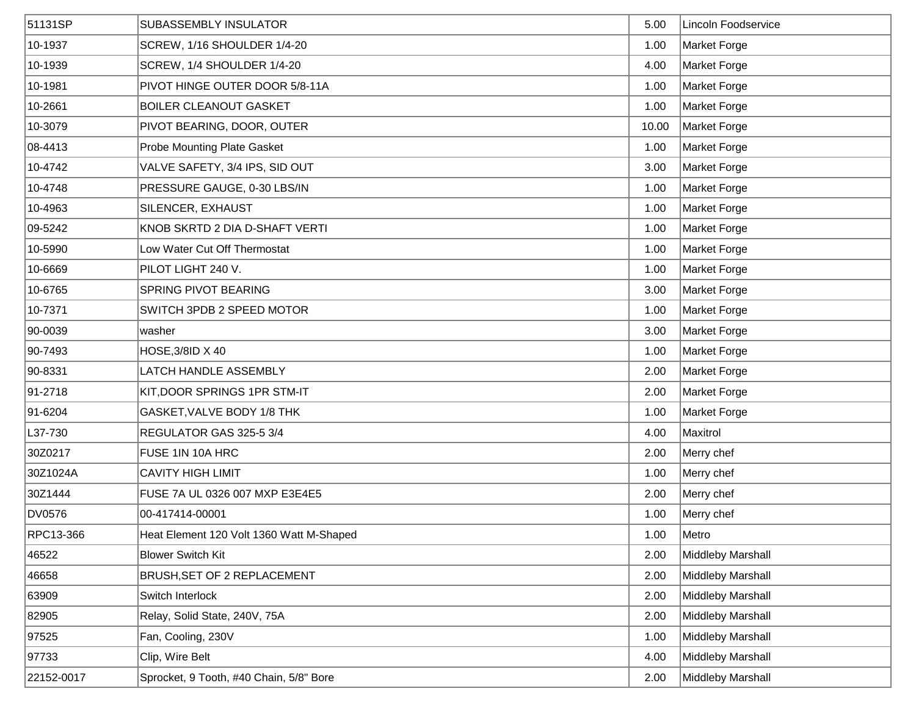| | | | |
|---|---|---|---|
| 51131SP | SUBASSEMBLY INSULATOR | 5.00 | Lincoln Foodservice |
| 10-1937 | SCREW, 1/16 SHOULDER 1/4-20 | 1.00 | Market Forge |
| 10-1939 | SCREW, 1/4 SHOULDER 1/4-20 | 4.00 | Market Forge |
| 10-1981 | PIVOT HINGE OUTER DOOR 5/8-11A | 1.00 | Market Forge |
| 10-2661 | BOILER CLEANOUT GASKET | 1.00 | Market Forge |
| 10-3079 | PIVOT BEARING, DOOR, OUTER | 10.00 | Market Forge |
| 08-4413 | Probe Mounting Plate Gasket | 1.00 | Market Forge |
| 10-4742 | VALVE SAFETY, 3/4 IPS, SID OUT | 3.00 | Market Forge |
| 10-4748 | PRESSURE GAUGE, 0-30 LBS/IN | 1.00 | Market Forge |
| 10-4963 | SILENCER, EXHAUST | 1.00 | Market Forge |
| 09-5242 | KNOB SKRTD 2 DIA D-SHAFT VERTI | 1.00 | Market Forge |
| 10-5990 | Low Water Cut Off Thermostat | 1.00 | Market Forge |
| 10-6669 | PILOT LIGHT 240 V. | 1.00 | Market Forge |
| 10-6765 | SPRING PIVOT BEARING | 3.00 | Market Forge |
| 10-7371 | SWITCH 3PDB 2 SPEED MOTOR | 1.00 | Market Forge |
| 90-0039 | washer | 3.00 | Market Forge |
| 90-7493 | HOSE,3/8ID X 40 | 1.00 | Market Forge |
| 90-8331 | LATCH HANDLE ASSEMBLY | 2.00 | Market Forge |
| 91-2718 | KIT,DOOR SPRINGS 1PR STM-IT | 2.00 | Market Forge |
| 91-6204 | GASKET,VALVE BODY 1/8 THK | 1.00 | Market Forge |
| L37-730 | REGULATOR GAS 325-5 3/4 | 4.00 | Maxitrol |
| 30Z0217 | FUSE 1IN 10A HRC | 2.00 | Merry chef |
| 30Z1024A | CAVITY HIGH LIMIT | 1.00 | Merry chef |
| 30Z1444 | FUSE 7A UL 0326 007 MXP E3E4E5 | 2.00 | Merry chef |
| DV0576 | 00-417414-00001 | 1.00 | Merry chef |
| RPC13-366 | Heat Element 120 Volt 1360 Watt M-Shaped | 1.00 | Metro |
| 46522 | Blower Switch Kit | 2.00 | Middleby Marshall |
| 46658 | BRUSH,SET OF 2 REPLACEMENT | 2.00 | Middleby Marshall |
| 63909 | Switch Interlock | 2.00 | Middleby Marshall |
| 82905 | Relay, Solid State, 240V, 75A | 2.00 | Middleby Marshall |
| 97525 | Fan, Cooling, 230V | 1.00 | Middleby Marshall |
| 97733 | Clip, Wire Belt | 4.00 | Middleby Marshall |
| 22152-0017 | Sprocket, 9 Tooth, #40 Chain, 5/8" Bore | 2.00 | Middleby Marshall |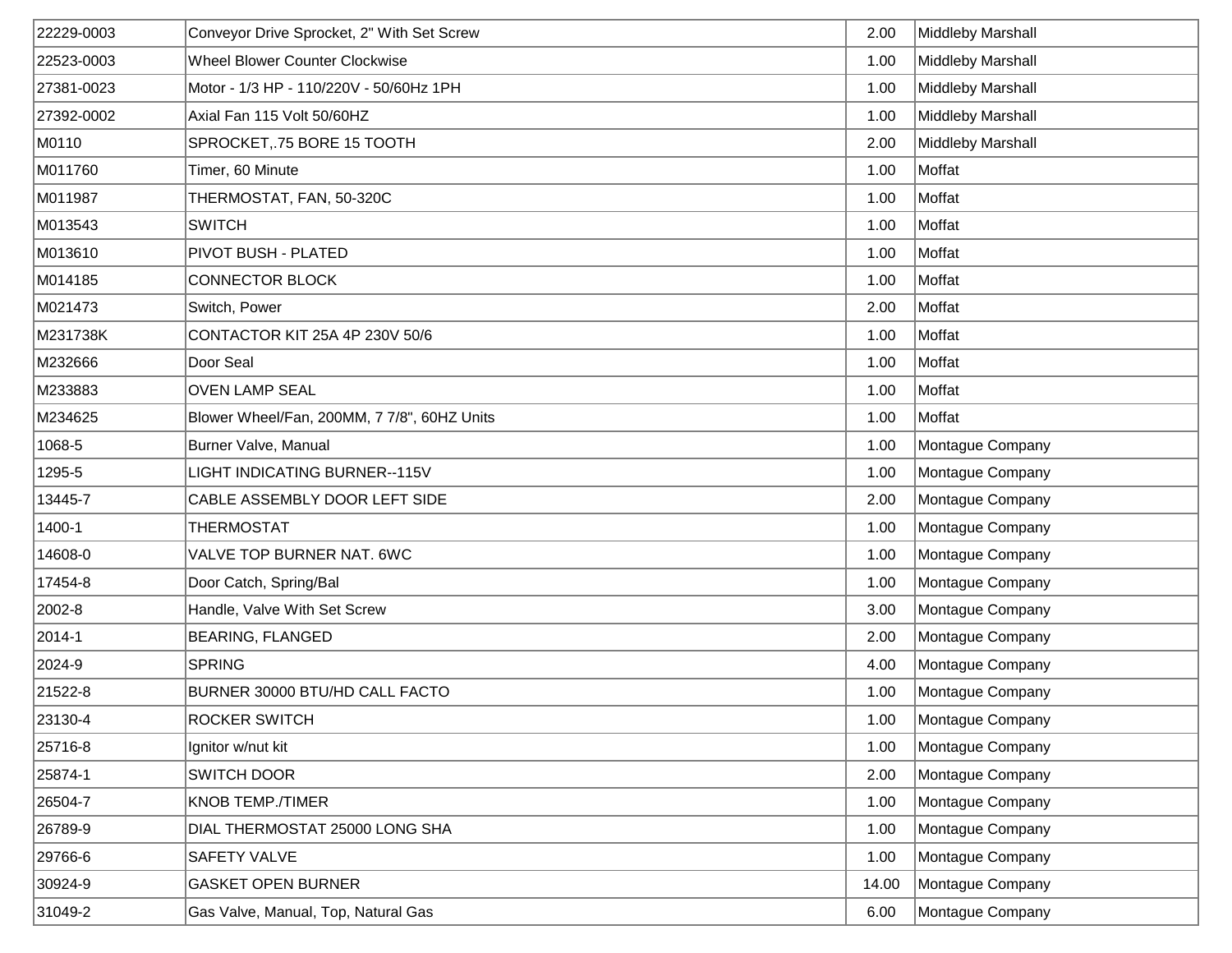| | | | |
|---|---|---|---|
| 22229-0003 | Conveyor Drive Sprocket, 2" With Set Screw | 2.00 | Middleby Marshall |
| 22523-0003 | Wheel Blower Counter Clockwise | 1.00 | Middleby Marshall |
| 27381-0023 | Motor - 1/3 HP - 110/220V - 50/60Hz 1PH | 1.00 | Middleby Marshall |
| 27392-0002 | Axial Fan 115 Volt 50/60HZ | 1.00 | Middleby Marshall |
| M0110 | SPROCKET,.75 BORE 15 TOOTH | 2.00 | Middleby Marshall |
| M011760 | Timer, 60 Minute | 1.00 | Moffat |
| M011987 | THERMOSTAT, FAN, 50-320C | 1.00 | Moffat |
| M013543 | SWITCH | 1.00 | Moffat |
| M013610 | PIVOT BUSH - PLATED | 1.00 | Moffat |
| M014185 | CONNECTOR BLOCK | 1.00 | Moffat |
| M021473 | Switch, Power | 2.00 | Moffat |
| M231738K | CONTACTOR KIT 25A 4P 230V 50/6 | 1.00 | Moffat |
| M232666 | Door Seal | 1.00 | Moffat |
| M233883 | OVEN LAMP SEAL | 1.00 | Moffat |
| M234625 | Blower Wheel/Fan, 200MM, 7 7/8", 60HZ Units | 1.00 | Moffat |
| 1068-5 | Burner Valve, Manual | 1.00 | Montague Company |
| 1295-5 | LIGHT INDICATING BURNER--115V | 1.00 | Montague Company |
| 13445-7 | CABLE ASSEMBLY DOOR LEFT SIDE | 2.00 | Montague Company |
| 1400-1 | THERMOSTAT | 1.00 | Montague Company |
| 14608-0 | VALVE TOP BURNER NAT. 6WC | 1.00 | Montague Company |
| 17454-8 | Door Catch, Spring/Bal | 1.00 | Montague Company |
| 2002-8 | Handle, Valve With Set Screw | 3.00 | Montague Company |
| 2014-1 | BEARING, FLANGED | 2.00 | Montague Company |
| 2024-9 | SPRING | 4.00 | Montague Company |
| 21522-8 | BURNER 30000 BTU/HD CALL FACTO | 1.00 | Montague Company |
| 23130-4 | ROCKER SWITCH | 1.00 | Montague Company |
| 25716-8 | Ignitor w/nut kit | 1.00 | Montague Company |
| 25874-1 | SWITCH DOOR | 2.00 | Montague Company |
| 26504-7 | KNOB TEMP./TIMER | 1.00 | Montague Company |
| 26789-9 | DIAL THERMOSTAT 25000 LONG SHA | 1.00 | Montague Company |
| 29766-6 | SAFETY VALVE | 1.00 | Montague Company |
| 30924-9 | GASKET OPEN BURNER | 14.00 | Montague Company |
| 31049-2 | Gas Valve, Manual, Top, Natural Gas | 6.00 | Montague Company |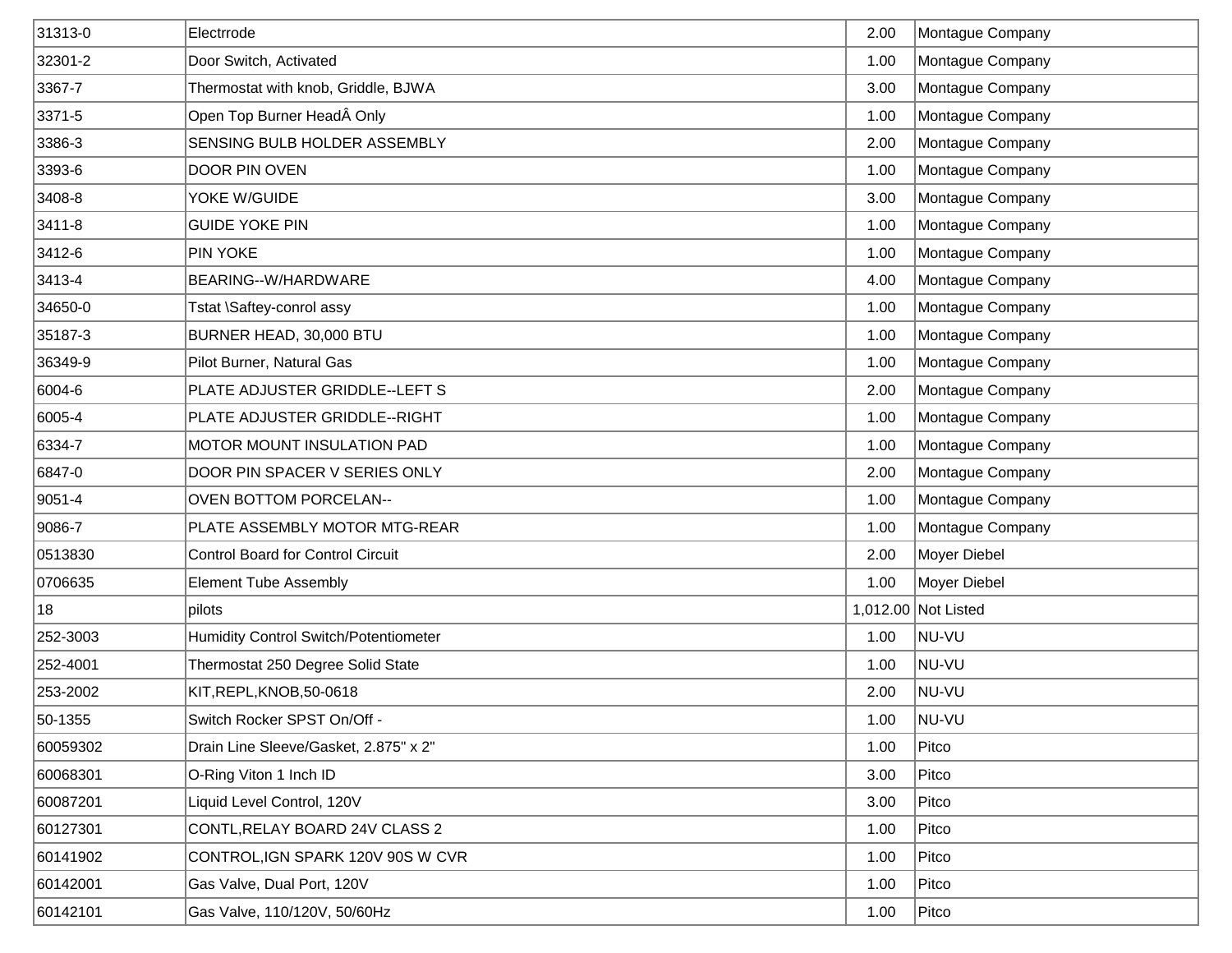| 31313-0 | Electrrode | 2.00 | Montague Company |
|---|---|---|---|
| 32301-2 | Door Switch, Activated | 1.00 | Montague Company |
| 3367-7 | Thermostat with knob, Griddle, BJWA | 3.00 | Montague Company |
| 3371-5 | Open Top Burner HeadÂ Only | 1.00 | Montague Company |
| 3386-3 | SENSING BULB HOLDER ASSEMBLY | 2.00 | Montague Company |
| 3393-6 | DOOR PIN OVEN | 1.00 | Montague Company |
| 3408-8 | YOKE W/GUIDE | 3.00 | Montague Company |
| 3411-8 | GUIDE YOKE PIN | 1.00 | Montague Company |
| 3412-6 | PIN YOKE | 1.00 | Montague Company |
| 3413-4 | BEARING--W/HARDWARE | 4.00 | Montague Company |
| 34650-0 | Tstat \Saftey-conrol assy | 1.00 | Montague Company |
| 35187-3 | BURNER HEAD, 30,000 BTU | 1.00 | Montague Company |
| 36349-9 | Pilot Burner, Natural Gas | 1.00 | Montague Company |
| 6004-6 | PLATE ADJUSTER GRIDDLE--LEFT S | 2.00 | Montague Company |
| 6005-4 | PLATE ADJUSTER GRIDDLE--RIGHT | 1.00 | Montague Company |
| 6334-7 | MOTOR MOUNT INSULATION PAD | 1.00 | Montague Company |
| 6847-0 | DOOR PIN SPACER V SERIES ONLY | 2.00 | Montague Company |
| 9051-4 | OVEN BOTTOM PORCELAN-- | 1.00 | Montague Company |
| 9086-7 | PLATE ASSEMBLY MOTOR MTG-REAR | 1.00 | Montague Company |
| 0513830 | Control Board for Control Circuit | 2.00 | Moyer Diebel |
| 0706635 | Element Tube Assembly | 1.00 | Moyer Diebel |
| 18 | pilots | 1,012.00 | Not Listed |
| 252-3003 | Humidity Control Switch/Potentiometer | 1.00 | NU-VU |
| 252-4001 | Thermostat 250 Degree Solid State | 1.00 | NU-VU |
| 253-2002 | KIT,REPL,KNOB,50-0618 | 2.00 | NU-VU |
| 50-1355 | Switch Rocker SPST On/Off - | 1.00 | NU-VU |
| 60059302 | Drain Line Sleeve/Gasket, 2.875" x 2" | 1.00 | Pitco |
| 60068301 | O-Ring Viton 1 Inch ID | 3.00 | Pitco |
| 60087201 | Liquid Level Control, 120V | 3.00 | Pitco |
| 60127301 | CONTL,RELAY BOARD 24V CLASS 2 | 1.00 | Pitco |
| 60141902 | CONTROL,IGN SPARK 120V 90S W CVR | 1.00 | Pitco |
| 60142001 | Gas Valve, Dual Port, 120V | 1.00 | Pitco |
| 60142101 | Gas Valve, 110/120V, 50/60Hz | 1.00 | Pitco |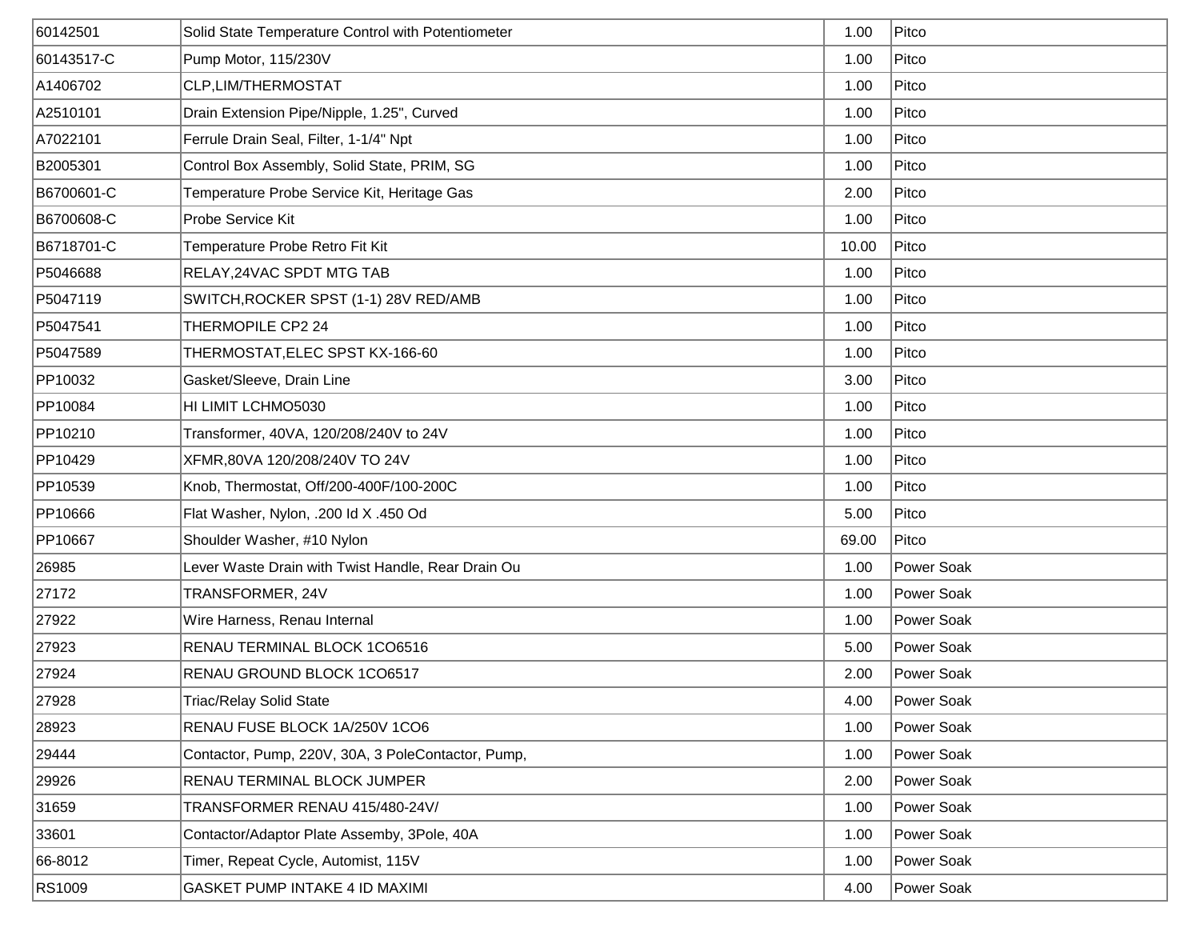| | | | |
|---|---|---|---|
| 60142501 | Solid State Temperature Control with Potentiometer | 1.00 | Pitco |
| 60143517-C | Pump Motor, 115/230V | 1.00 | Pitco |
| A1406702 | CLP,LIM/THERMOSTAT | 1.00 | Pitco |
| A2510101 | Drain Extension Pipe/Nipple, 1.25", Curved | 1.00 | Pitco |
| A7022101 | Ferrule Drain Seal, Filter, 1-1/4" Npt | 1.00 | Pitco |
| B2005301 | Control Box Assembly, Solid State, PRIM, SG | 1.00 | Pitco |
| B6700601-C | Temperature Probe Service Kit, Heritage Gas | 2.00 | Pitco |
| B6700608-C | Probe Service Kit | 1.00 | Pitco |
| B6718701-C | Temperature Probe Retro Fit Kit | 10.00 | Pitco |
| P5046688 | RELAY,24VAC SPDT MTG TAB | 1.00 | Pitco |
| P5047119 | SWITCH,ROCKER SPST (1-1) 28V RED/AMB | 1.00 | Pitco |
| P5047541 | THERMOPILE CP2 24 | 1.00 | Pitco |
| P5047589 | THERMOSTAT,ELEC SPST KX-166-60 | 1.00 | Pitco |
| PP10032 | Gasket/Sleeve, Drain Line | 3.00 | Pitco |
| PP10084 | HI LIMIT LCHMO5030 | 1.00 | Pitco |
| PP10210 | Transformer, 40VA, 120/208/240V to 24V | 1.00 | Pitco |
| PP10429 | XFMR,80VA 120/208/240V TO 24V | 1.00 | Pitco |
| PP10539 | Knob, Thermostat, Off/200-400F/100-200C | 1.00 | Pitco |
| PP10666 | Flat Washer, Nylon, .200 Id X .450 Od | 5.00 | Pitco |
| PP10667 | Shoulder Washer, #10 Nylon | 69.00 | Pitco |
| 26985 | Lever Waste Drain with Twist Handle, Rear Drain Ou | 1.00 | Power Soak |
| 27172 | TRANSFORMER, 24V | 1.00 | Power Soak |
| 27922 | Wire Harness, Renau Internal | 1.00 | Power Soak |
| 27923 | RENAU TERMINAL BLOCK 1CO6516 | 5.00 | Power Soak |
| 27924 | RENAU GROUND BLOCK 1CO6517 | 2.00 | Power Soak |
| 27928 | Triac/Relay Solid State | 4.00 | Power Soak |
| 28923 | RENAU FUSE BLOCK 1A/250V 1CO6 | 1.00 | Power Soak |
| 29444 | Contactor, Pump, 220V, 30A, 3 PoleContactor, Pump, | 1.00 | Power Soak |
| 29926 | RENAU TERMINAL BLOCK JUMPER | 2.00 | Power Soak |
| 31659 | TRANSFORMER RENAU 415/480-24V/ | 1.00 | Power Soak |
| 33601 | Contactor/Adaptor Plate Assemby, 3Pole, 40A | 1.00 | Power Soak |
| 66-8012 | Timer, Repeat Cycle, Automist, 115V | 1.00 | Power Soak |
| RS1009 | GASKET PUMP INTAKE 4 ID MAXIMI | 4.00 | Power Soak |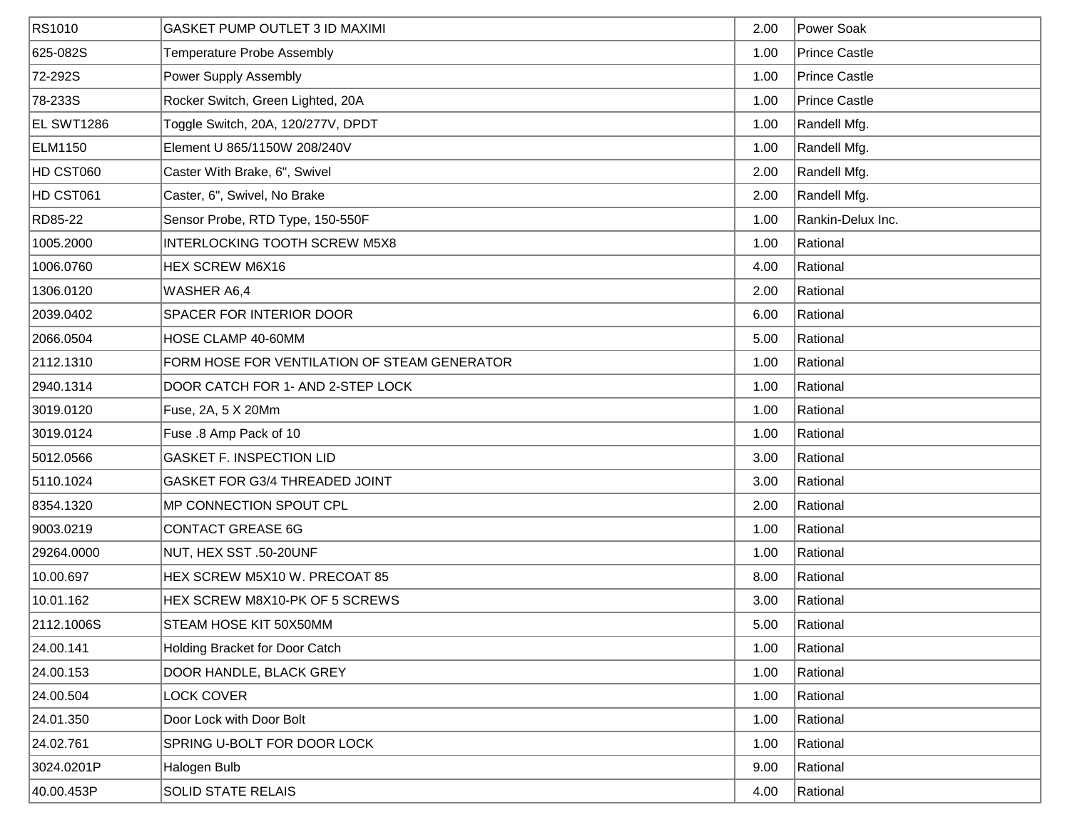| | | | |
|---|---|---|---|
| RS1010 | GASKET PUMP OUTLET 3 ID MAXIMI | 2.00 | Power Soak |
| 625-082S | Temperature Probe Assembly | 1.00 | Prince Castle |
| 72-292S | Power Supply Assembly | 1.00 | Prince Castle |
| 78-233S | Rocker Switch, Green Lighted, 20A | 1.00 | Prince Castle |
| EL SWT1286 | Toggle Switch, 20A, 120/277V, DPDT | 1.00 | Randell Mfg. |
| ELM1150 | Element U 865/1150W 208/240V | 1.00 | Randell Mfg. |
| HD CST060 | Caster With Brake, 6", Swivel | 2.00 | Randell Mfg. |
| HD CST061 | Caster, 6", Swivel, No Brake | 2.00 | Randell Mfg. |
| RD85-22 | Sensor Probe, RTD Type, 150-550F | 1.00 | Rankin-Delux Inc. |
| 1005.2000 | INTERLOCKING TOOTH SCREW M5X8 | 1.00 | Rational |
| 1006.0760 | HEX SCREW M6X16 | 4.00 | Rational |
| 1306.0120 | WASHER A6,4 | 2.00 | Rational |
| 2039.0402 | SPACER FOR INTERIOR DOOR | 6.00 | Rational |
| 2066.0504 | HOSE CLAMP 40-60MM | 5.00 | Rational |
| 2112.1310 | FORM HOSE FOR VENTILATION OF STEAM GENERATOR | 1.00 | Rational |
| 2940.1314 | DOOR CATCH FOR 1- AND 2-STEP LOCK | 1.00 | Rational |
| 3019.0120 | Fuse, 2A, 5 X 20Mm | 1.00 | Rational |
| 3019.0124 | Fuse .8 Amp Pack of 10 | 1.00 | Rational |
| 5012.0566 | GASKET F. INSPECTION LID | 3.00 | Rational |
| 5110.1024 | GASKET FOR G3/4 THREADED JOINT | 3.00 | Rational |
| 8354.1320 | MP CONNECTION SPOUT CPL | 2.00 | Rational |
| 9003.0219 | CONTACT GREASE 6G | 1.00 | Rational |
| 29264.0000 | NUT, HEX SST .50-20UNF | 1.00 | Rational |
| 10.00.697 | HEX SCREW M5X10 W. PRECOAT 85 | 8.00 | Rational |
| 10.01.162 | HEX SCREW M8X10-PK OF 5 SCREWS | 3.00 | Rational |
| 2112.1006S | STEAM HOSE KIT 50X50MM | 5.00 | Rational |
| 24.00.141 | Holding Bracket for Door Catch | 1.00 | Rational |
| 24.00.153 | DOOR HANDLE, BLACK GREY | 1.00 | Rational |
| 24.00.504 | LOCK COVER | 1.00 | Rational |
| 24.01.350 | Door Lock with Door Bolt | 1.00 | Rational |
| 24.02.761 | SPRING U-BOLT FOR DOOR LOCK | 1.00 | Rational |
| 3024.0201P | Halogen Bulb | 9.00 | Rational |
| 40.00.453P | SOLID STATE RELAIS | 4.00 | Rational |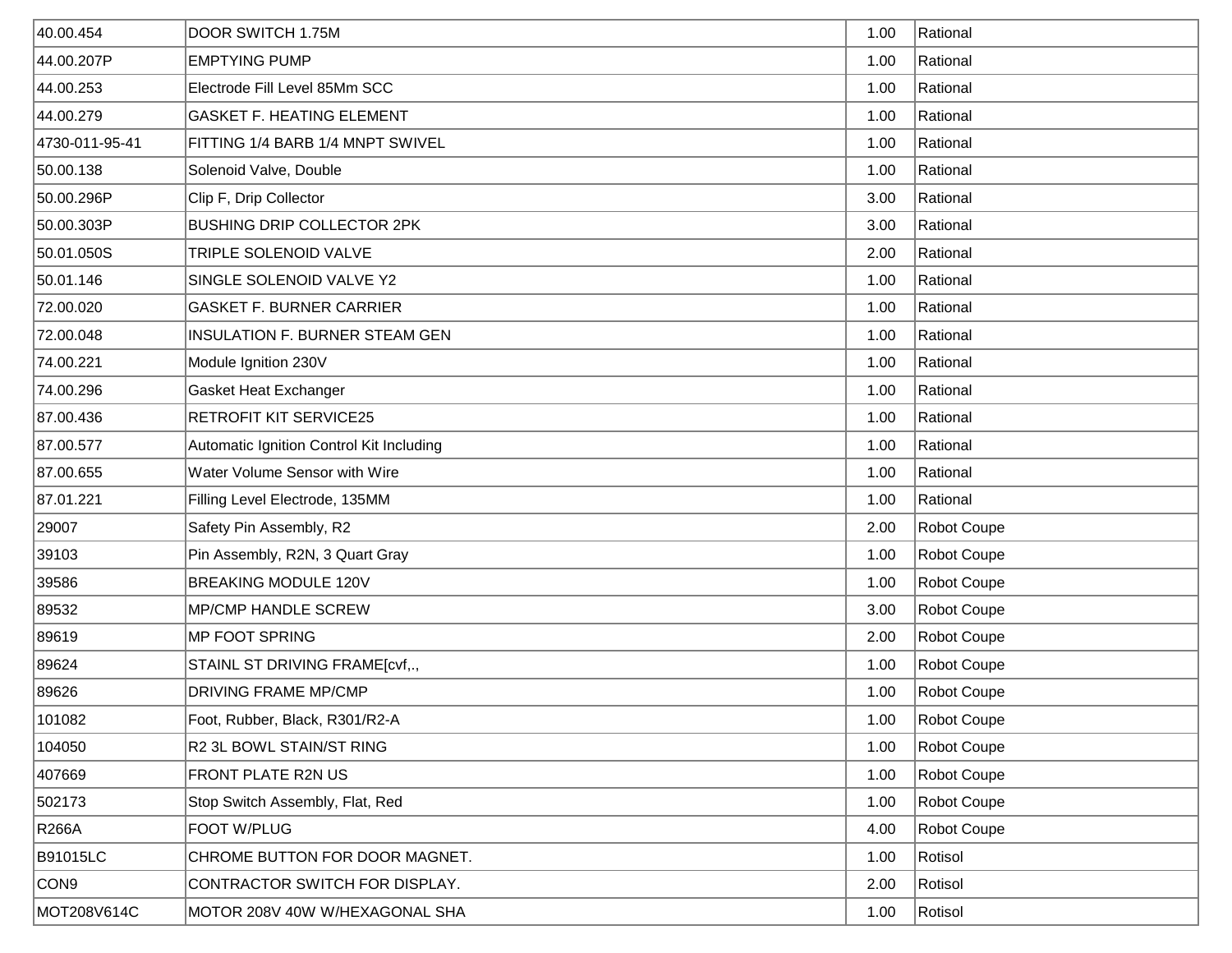| | | | |
|---|---|---|---|
| 40.00.454 | DOOR SWITCH 1.75M | 1.00 | Rational |
| 44.00.207P | EMPTYING PUMP | 1.00 | Rational |
| 44.00.253 | Electrode Fill Level 85Mm SCC | 1.00 | Rational |
| 44.00.279 | GASKET F. HEATING ELEMENT | 1.00 | Rational |
| 4730-011-95-41 | FITTING 1/4 BARB 1/4 MNPT SWIVEL | 1.00 | Rational |
| 50.00.138 | Solenoid Valve, Double | 1.00 | Rational |
| 50.00.296P | Clip F, Drip Collector | 3.00 | Rational |
| 50.00.303P | BUSHING DRIP COLLECTOR 2PK | 3.00 | Rational |
| 50.01.050S | TRIPLE SOLENOID VALVE | 2.00 | Rational |
| 50.01.146 | SINGLE SOLENOID VALVE Y2 | 1.00 | Rational |
| 72.00.020 | GASKET F. BURNER CARRIER | 1.00 | Rational |
| 72.00.048 | INSULATION F. BURNER STEAM GEN | 1.00 | Rational |
| 74.00.221 | Module Ignition 230V | 1.00 | Rational |
| 74.00.296 | Gasket Heat Exchanger | 1.00 | Rational |
| 87.00.436 | RETROFIT KIT SERVICE25 | 1.00 | Rational |
| 87.00.577 | Automatic Ignition Control Kit Including | 1.00 | Rational |
| 87.00.655 | Water Volume Sensor with Wire | 1.00 | Rational |
| 87.01.221 | Filling Level Electrode, 135MM | 1.00 | Rational |
| 29007 | Safety Pin Assembly, R2 | 2.00 | Robot Coupe |
| 39103 | Pin Assembly, R2N, 3 Quart Gray | 1.00 | Robot Coupe |
| 39586 | BREAKING MODULE 120V | 1.00 | Robot Coupe |
| 89532 | MP/CMP HANDLE SCREW | 3.00 | Robot Coupe |
| 89619 | MP FOOT SPRING | 2.00 | Robot Coupe |
| 89624 | STAINL ST DRIVING FRAME[cvf,., | 1.00 | Robot Coupe |
| 89626 | DRIVING FRAME MP/CMP | 1.00 | Robot Coupe |
| 101082 | Foot, Rubber, Black, R301/R2-A | 1.00 | Robot Coupe |
| 104050 | R2 3L BOWL STAIN/ST RING | 1.00 | Robot Coupe |
| 407669 | FRONT PLATE R2N US | 1.00 | Robot Coupe |
| 502173 | Stop Switch Assembly, Flat, Red | 1.00 | Robot Coupe |
| R266A | FOOT W/PLUG | 4.00 | Robot Coupe |
| B91015LC | CHROME BUTTON FOR DOOR MAGNET. | 1.00 | Rotisol |
| CON9 | CONTRACTOR SWITCH FOR DISPLAY. | 2.00 | Rotisol |
| MOT208V614C | MOTOR 208V 40W W/HEXAGONAL SHA | 1.00 | Rotisol |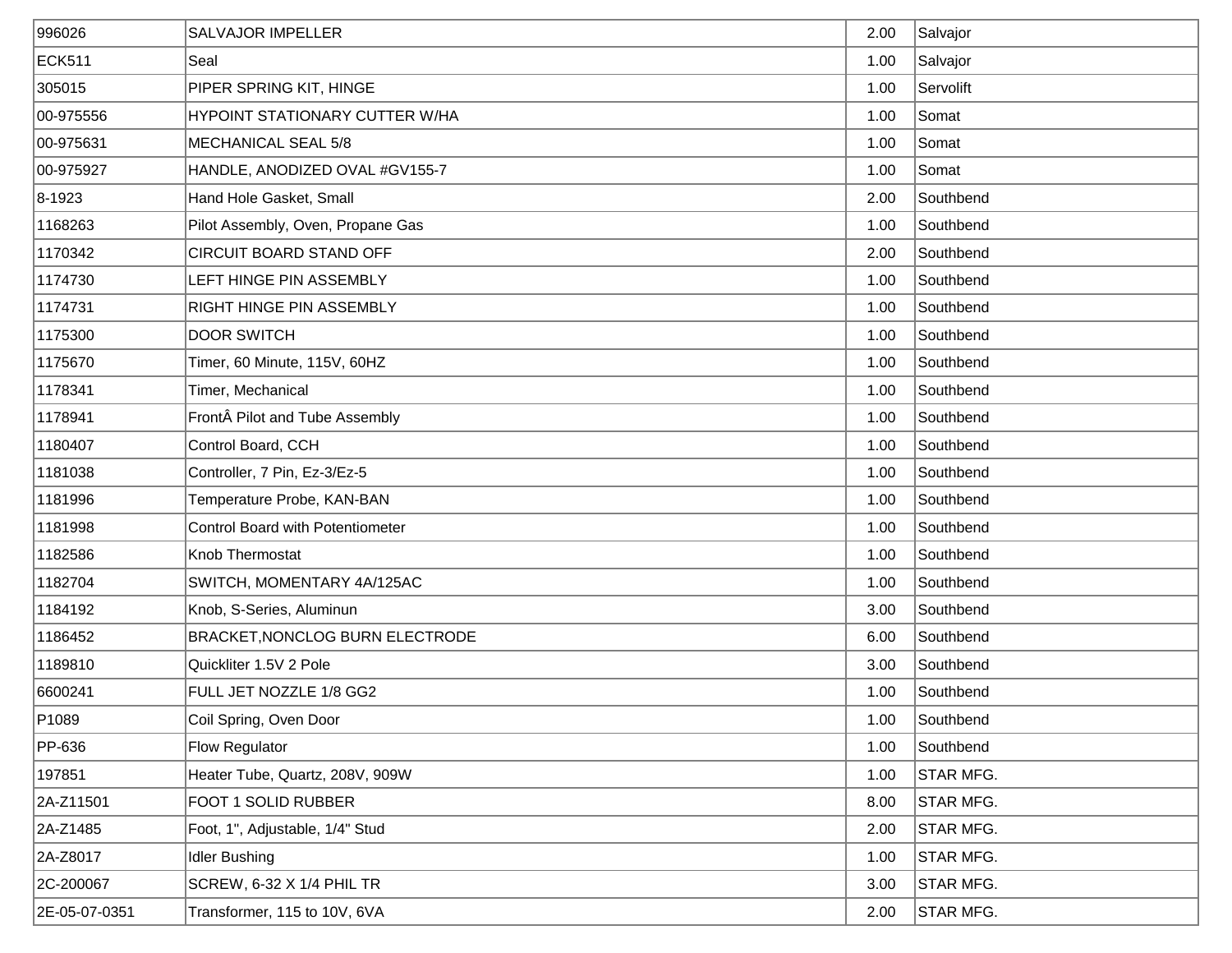| | | | |
|---|---|---|---|
| 996026 | SALVAJOR IMPELLER | 2.00 | Salvajor |
| ECK511 | Seal | 1.00 | Salvajor |
| 305015 | PIPER SPRING KIT, HINGE | 1.00 | Servolift |
| 00-975556 | HYPOINT STATIONARY CUTTER W/HA | 1.00 | Somat |
| 00-975631 | MECHANICAL SEAL 5/8 | 1.00 | Somat |
| 00-975927 | HANDLE, ANODIZED OVAL #GV155-7 | 1.00 | Somat |
| 8-1923 | Hand Hole Gasket, Small | 2.00 | Southbend |
| 1168263 | Pilot Assembly, Oven, Propane Gas | 1.00 | Southbend |
| 1170342 | CIRCUIT BOARD STAND OFF | 2.00 | Southbend |
| 1174730 | LEFT HINGE PIN ASSEMBLY | 1.00 | Southbend |
| 1174731 | RIGHT HINGE PIN ASSEMBLY | 1.00 | Southbend |
| 1175300 | DOOR SWITCH | 1.00 | Southbend |
| 1175670 | Timer, 60 Minute, 115V, 60HZ | 1.00 | Southbend |
| 1178341 | Timer, Mechanical | 1.00 | Southbend |
| 1178941 | FrontÂ Pilot and Tube Assembly | 1.00 | Southbend |
| 1180407 | Control Board, CCH | 1.00 | Southbend |
| 1181038 | Controller, 7 Pin, Ez-3/Ez-5 | 1.00 | Southbend |
| 1181996 | Temperature Probe, KAN-BAN | 1.00 | Southbend |
| 1181998 | Control Board with Potentiometer | 1.00 | Southbend |
| 1182586 | Knob Thermostat | 1.00 | Southbend |
| 1182704 | SWITCH, MOMENTARY 4A/125AC | 1.00 | Southbend |
| 1184192 | Knob, S-Series, Aluminun | 3.00 | Southbend |
| 1186452 | BRACKET,NONCLOG BURN ELECTRODE | 6.00 | Southbend |
| 1189810 | Quickliter 1.5V 2 Pole | 3.00 | Southbend |
| 6600241 | FULL JET NOZZLE 1/8 GG2 | 1.00 | Southbend |
| P1089 | Coil Spring, Oven Door | 1.00 | Southbend |
| PP-636 | Flow Regulator | 1.00 | Southbend |
| 197851 | Heater Tube, Quartz, 208V, 909W | 1.00 | STAR MFG. |
| 2A-Z11501 | FOOT 1 SOLID RUBBER | 8.00 | STAR MFG. |
| 2A-Z1485 | Foot, 1", Adjustable, 1/4" Stud | 2.00 | STAR MFG. |
| 2A-Z8017 | Idler Bushing | 1.00 | STAR MFG. |
| 2C-200067 | SCREW, 6-32 X 1/4 PHIL TR | 3.00 | STAR MFG. |
| 2E-05-07-0351 | Transformer, 115 to 10V, 6VA | 2.00 | STAR MFG. |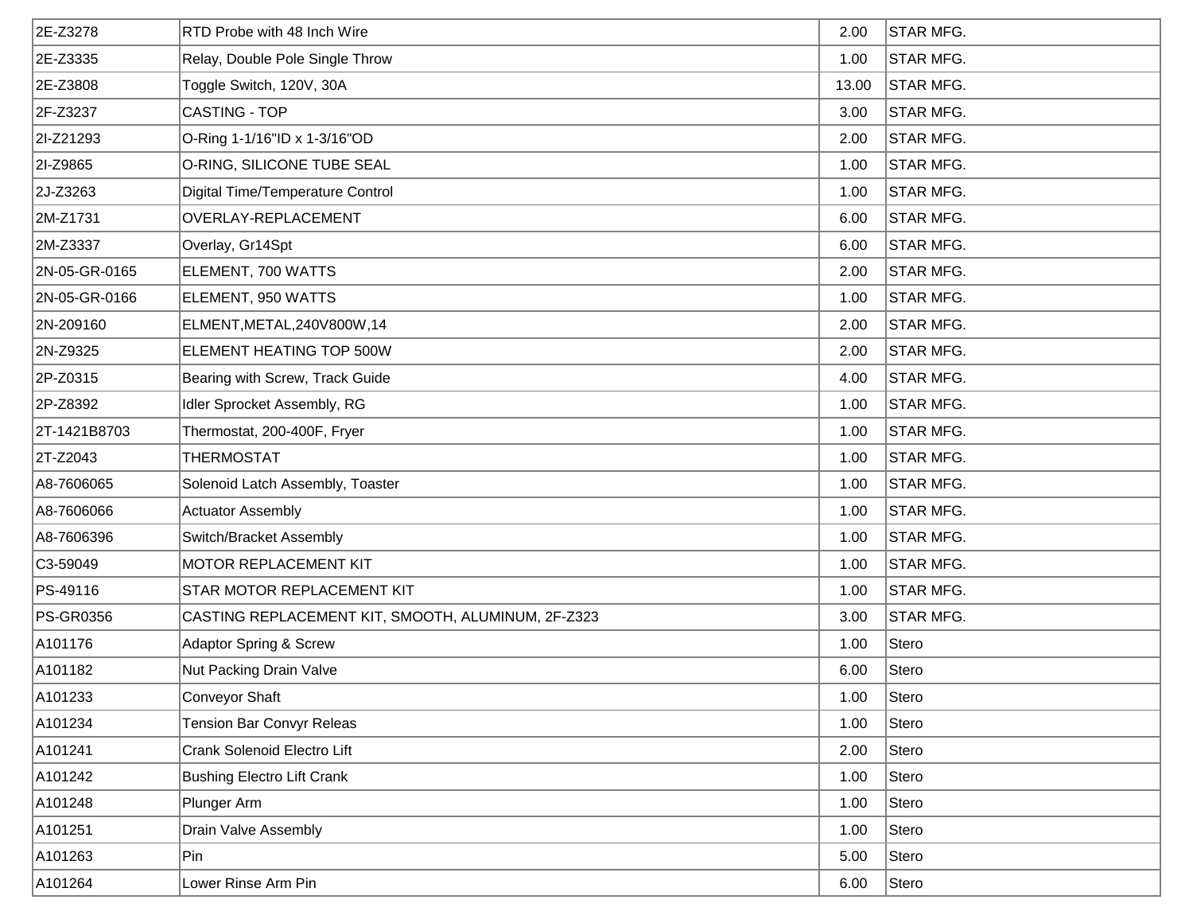| | | | |
|---|---|---|---|
| 2E-Z3278 | RTD Probe with 48 Inch Wire | 2.00 | STAR MFG. |
| 2E-Z3335 | Relay, Double Pole Single Throw | 1.00 | STAR MFG. |
| 2E-Z3808 | Toggle Switch, 120V, 30A | 13.00 | STAR MFG. |
| 2F-Z3237 | CASTING - TOP | 3.00 | STAR MFG. |
| 2I-Z21293 | O-Ring 1-1/16"ID x 1-3/16"OD | 2.00 | STAR MFG. |
| 2I-Z9865 | O-RING, SILICONE TUBE SEAL | 1.00 | STAR MFG. |
| 2J-Z3263 | Digital Time/Temperature Control | 1.00 | STAR MFG. |
| 2M-Z1731 | OVERLAY-REPLACEMENT | 6.00 | STAR MFG. |
| 2M-Z3337 | Overlay, Gr14Spt | 6.00 | STAR MFG. |
| 2N-05-GR-0165 | ELEMENT, 700 WATTS | 2.00 | STAR MFG. |
| 2N-05-GR-0166 | ELEMENT, 950 WATTS | 1.00 | STAR MFG. |
| 2N-209160 | ELMENT,METAL,240V800W,14 | 2.00 | STAR MFG. |
| 2N-Z9325 | ELEMENT HEATING TOP 500W | 2.00 | STAR MFG. |
| 2P-Z0315 | Bearing with Screw, Track Guide | 4.00 | STAR MFG. |
| 2P-Z8392 | Idler Sprocket Assembly, RG | 1.00 | STAR MFG. |
| 2T-1421B8703 | Thermostat, 200-400F, Fryer | 1.00 | STAR MFG. |
| 2T-Z2043 | THERMOSTAT | 1.00 | STAR MFG. |
| A8-7606065 | Solenoid Latch Assembly, Toaster | 1.00 | STAR MFG. |
| A8-7606066 | Actuator Assembly | 1.00 | STAR MFG. |
| A8-7606396 | Switch/Bracket Assembly | 1.00 | STAR MFG. |
| C3-59049 | MOTOR REPLACEMENT KIT | 1.00 | STAR MFG. |
| PS-49116 | STAR MOTOR REPLACEMENT KIT | 1.00 | STAR MFG. |
| PS-GR0356 | CASTING REPLACEMENT KIT, SMOOTH, ALUMINUM, 2F-Z323 | 3.00 | STAR MFG. |
| A101176 | Adaptor Spring & Screw | 1.00 | Stero |
| A101182 | Nut Packing Drain Valve | 6.00 | Stero |
| A101233 | Conveyor Shaft | 1.00 | Stero |
| A101234 | Tension Bar Convyr Releas | 1.00 | Stero |
| A101241 | Crank Solenoid Electro Lift | 2.00 | Stero |
| A101242 | Bushing Electro Lift Crank | 1.00 | Stero |
| A101248 | Plunger Arm | 1.00 | Stero |
| A101251 | Drain Valve Assembly | 1.00 | Stero |
| A101263 | Pin | 5.00 | Stero |
| A101264 | Lower Rinse Arm Pin | 6.00 | Stero |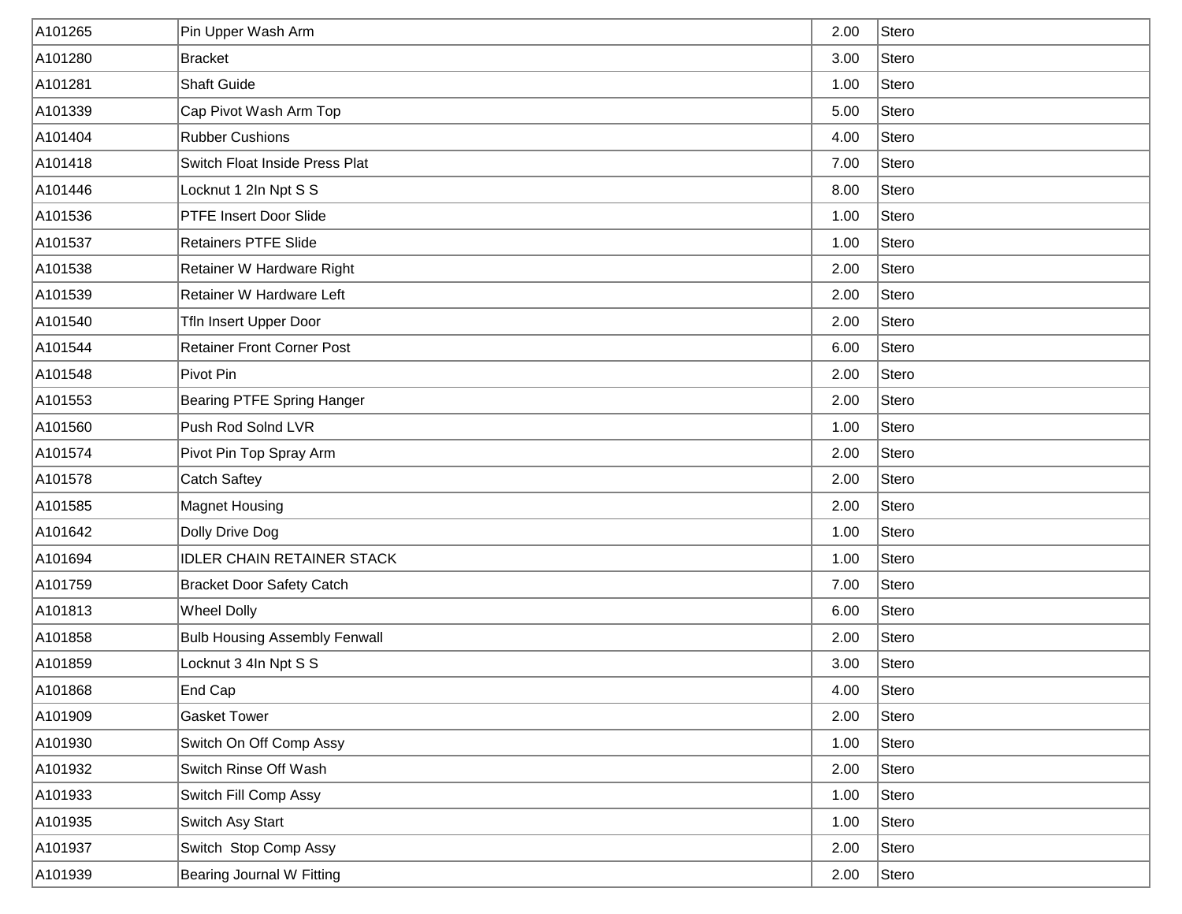| | | | |
|---|---|---|---|
| A101265 | Pin Upper Wash Arm | 2.00 | Stero |
| A101280 | Bracket | 3.00 | Stero |
| A101281 | Shaft Guide | 1.00 | Stero |
| A101339 | Cap Pivot Wash Arm Top | 5.00 | Stero |
| A101404 | Rubber Cushions | 4.00 | Stero |
| A101418 | Switch Float Inside Press Plat | 7.00 | Stero |
| A101446 | Locknut 1 2In Npt S S | 8.00 | Stero |
| A101536 | PTFE Insert Door Slide | 1.00 | Stero |
| A101537 | Retainers PTFE Slide | 1.00 | Stero |
| A101538 | Retainer W Hardware Right | 2.00 | Stero |
| A101539 | Retainer W Hardware Left | 2.00 | Stero |
| A101540 | Tfln Insert Upper Door | 2.00 | Stero |
| A101544 | Retainer Front Corner Post | 6.00 | Stero |
| A101548 | Pivot Pin | 2.00 | Stero |
| A101553 | Bearing PTFE Spring Hanger | 2.00 | Stero |
| A101560 | Push Rod Solnd LVR | 1.00 | Stero |
| A101574 | Pivot Pin Top Spray Arm | 2.00 | Stero |
| A101578 | Catch Saftey | 2.00 | Stero |
| A101585 | Magnet Housing | 2.00 | Stero |
| A101642 | Dolly Drive Dog | 1.00 | Stero |
| A101694 | IDLER CHAIN RETAINER STACK | 1.00 | Stero |
| A101759 | Bracket Door Safety Catch | 7.00 | Stero |
| A101813 | Wheel Dolly | 6.00 | Stero |
| A101858 | Bulb Housing Assembly Fenwall | 2.00 | Stero |
| A101859 | Locknut 3 4In Npt S S | 3.00 | Stero |
| A101868 | End Cap | 4.00 | Stero |
| A101909 | Gasket Tower | 2.00 | Stero |
| A101930 | Switch On Off Comp Assy | 1.00 | Stero |
| A101932 | Switch Rinse Off Wash | 2.00 | Stero |
| A101933 | Switch Fill Comp Assy | 1.00 | Stero |
| A101935 | Switch Asy Start | 1.00 | Stero |
| A101937 | Switch  Stop Comp Assy | 2.00 | Stero |
| A101939 | Bearing Journal W Fitting | 2.00 | Stero |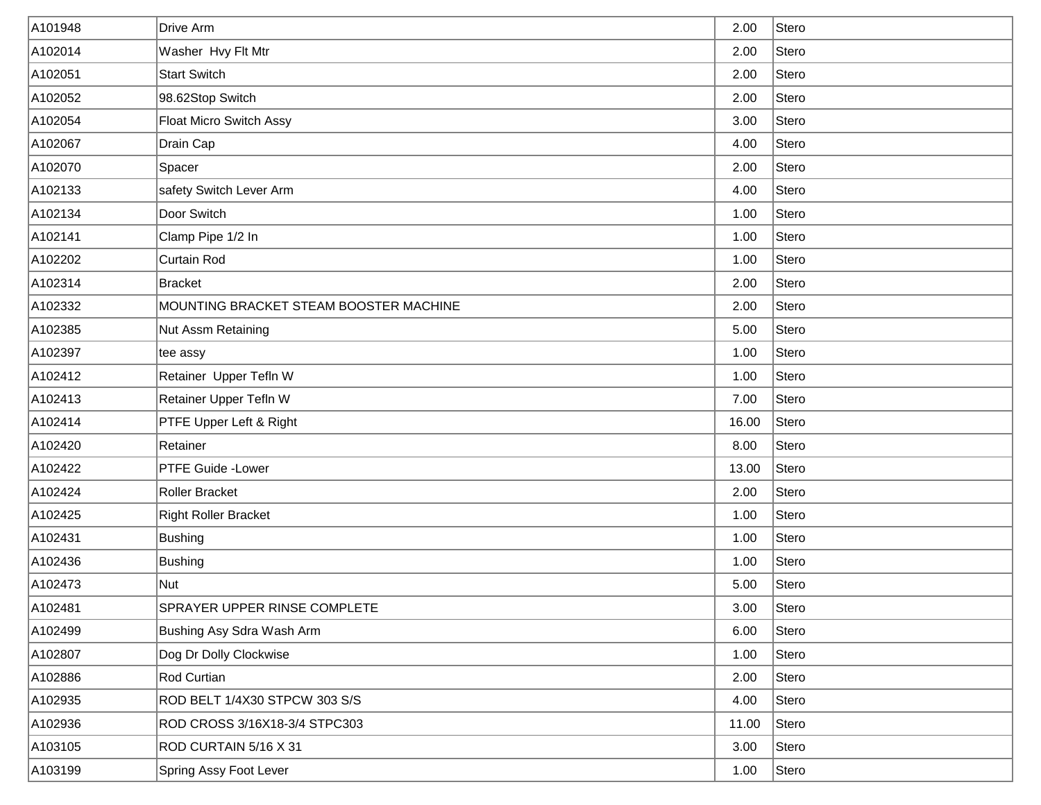| | | | |
|---|---|---|---|
| A101948 | Drive Arm | 2.00 | Stero |
| A102014 | Washer  Hvy Flt Mtr | 2.00 | Stero |
| A102051 | Start Switch | 2.00 | Stero |
| A102052 | 98.62Stop Switch | 2.00 | Stero |
| A102054 | Float Micro Switch Assy | 3.00 | Stero |
| A102067 | Drain Cap | 4.00 | Stero |
| A102070 | Spacer | 2.00 | Stero |
| A102133 | safety Switch Lever Arm | 4.00 | Stero |
| A102134 | Door Switch | 1.00 | Stero |
| A102141 | Clamp Pipe 1/2 In | 1.00 | Stero |
| A102202 | Curtain Rod | 1.00 | Stero |
| A102314 | Bracket | 2.00 | Stero |
| A102332 | MOUNTING BRACKET STEAM BOOSTER MACHINE | 2.00 | Stero |
| A102385 | Nut Assm Retaining | 5.00 | Stero |
| A102397 | tee assy | 1.00 | Stero |
| A102412 | Retainer  Upper Tefln W | 1.00 | Stero |
| A102413 | Retainer Upper Tefln W | 7.00 | Stero |
| A102414 | PTFE Upper Left & Right | 16.00 | Stero |
| A102420 | Retainer | 8.00 | Stero |
| A102422 | PTFE Guide -Lower | 13.00 | Stero |
| A102424 | Roller Bracket | 2.00 | Stero |
| A102425 | Right Roller Bracket | 1.00 | Stero |
| A102431 | Bushing | 1.00 | Stero |
| A102436 | Bushing | 1.00 | Stero |
| A102473 | Nut | 5.00 | Stero |
| A102481 | SPRAYER UPPER RINSE COMPLETE | 3.00 | Stero |
| A102499 | Bushing Asy Sdra Wash Arm | 6.00 | Stero |
| A102807 | Dog Dr Dolly Clockwise | 1.00 | Stero |
| A102886 | Rod Curtian | 2.00 | Stero |
| A102935 | ROD BELT 1/4X30 STPCW 303 S/S | 4.00 | Stero |
| A102936 | ROD CROSS 3/16X18-3/4 STPC303 | 11.00 | Stero |
| A103105 | ROD CURTAIN 5/16 X 31 | 3.00 | Stero |
| A103199 | Spring Assy Foot Lever | 1.00 | Stero |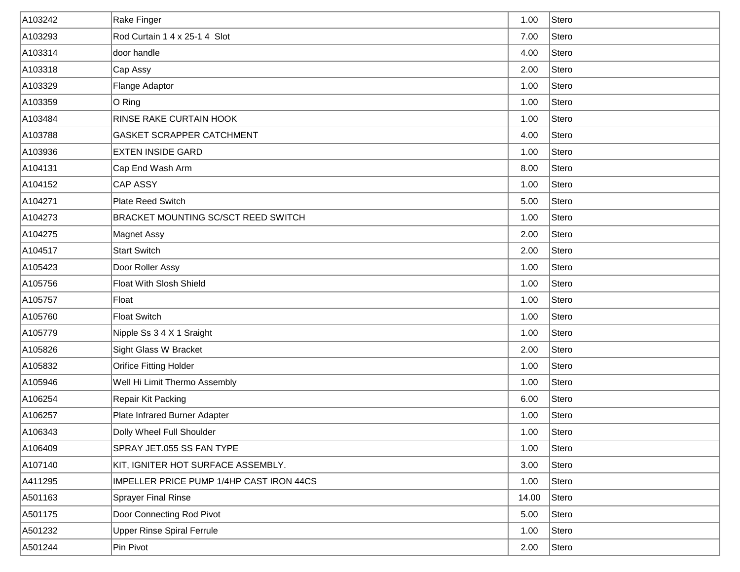| | | | |
|---|---|---|---|
| A103242 | Rake Finger | 1.00 | Stero |
| A103293 | Rod Curtain 1 4 x 25-1 4  Slot | 7.00 | Stero |
| A103314 | door handle | 4.00 | Stero |
| A103318 | Cap Assy | 2.00 | Stero |
| A103329 | Flange Adaptor | 1.00 | Stero |
| A103359 | O Ring | 1.00 | Stero |
| A103484 | RINSE RAKE CURTAIN HOOK | 1.00 | Stero |
| A103788 | GASKET SCRAPPER CATCHMENT | 4.00 | Stero |
| A103936 | EXTEN INSIDE GARD | 1.00 | Stero |
| A104131 | Cap End Wash Arm | 8.00 | Stero |
| A104152 | CAP ASSY | 1.00 | Stero |
| A104271 | Plate Reed Switch | 5.00 | Stero |
| A104273 | BRACKET MOUNTING SC/SCT REED SWITCH | 1.00 | Stero |
| A104275 | Magnet Assy | 2.00 | Stero |
| A104517 | Start Switch | 2.00 | Stero |
| A105423 | Door Roller Assy | 1.00 | Stero |
| A105756 | Float With Slosh Shield | 1.00 | Stero |
| A105757 | Float | 1.00 | Stero |
| A105760 | Float Switch | 1.00 | Stero |
| A105779 | Nipple Ss 3 4 X 1 Sraight | 1.00 | Stero |
| A105826 | Sight Glass W Bracket | 2.00 | Stero |
| A105832 | Orifice Fitting Holder | 1.00 | Stero |
| A105946 | Well Hi Limit Thermo Assembly | 1.00 | Stero |
| A106254 | Repair Kit Packing | 6.00 | Stero |
| A106257 | Plate Infrared Burner Adapter | 1.00 | Stero |
| A106343 | Dolly Wheel Full Shoulder | 1.00 | Stero |
| A106409 | SPRAY JET.055 SS FAN TYPE | 1.00 | Stero |
| A107140 | KIT, IGNITER HOT SURFACE ASSEMBLY. | 3.00 | Stero |
| A411295 | IMPELLER PRICE PUMP 1/4HP CAST IRON 44CS | 1.00 | Stero |
| A501163 | Sprayer Final Rinse | 14.00 | Stero |
| A501175 | Door Connecting Rod Pivot | 5.00 | Stero |
| A501232 | Upper Rinse Spiral Ferrule | 1.00 | Stero |
| A501244 | Pin Pivot | 2.00 | Stero |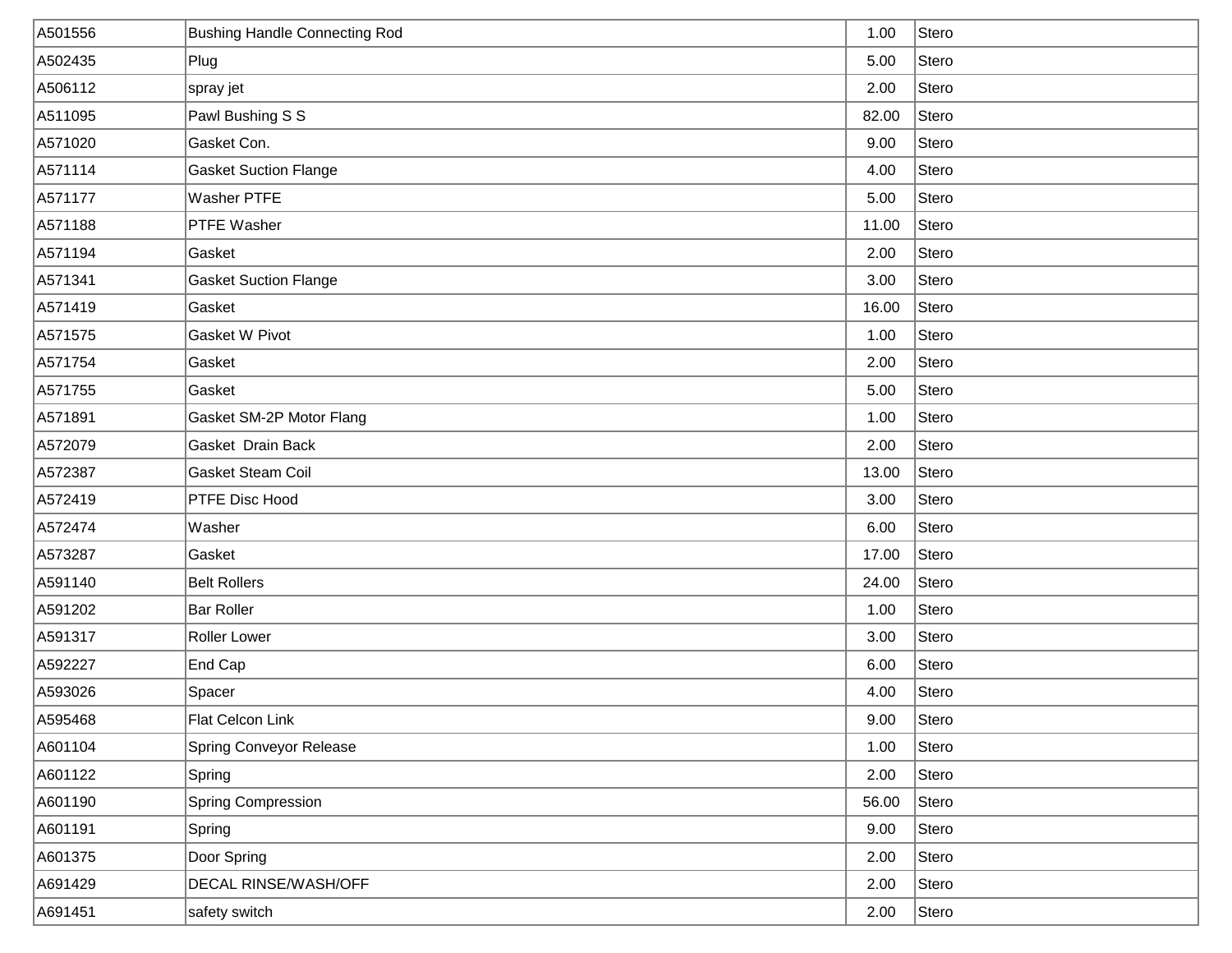| | | | |
|---|---|---|---|
| A501556 | Bushing Handle Connecting Rod | 1.00 | Stero |
| A502435 | Plug | 5.00 | Stero |
| A506112 | spray jet | 2.00 | Stero |
| A511095 | Pawl Bushing S S | 82.00 | Stero |
| A571020 | Gasket Con. | 9.00 | Stero |
| A571114 | Gasket Suction Flange | 4.00 | Stero |
| A571177 | Washer PTFE | 5.00 | Stero |
| A571188 | PTFE Washer | 11.00 | Stero |
| A571194 | Gasket | 2.00 | Stero |
| A571341 | Gasket Suction Flange | 3.00 | Stero |
| A571419 | Gasket | 16.00 | Stero |
| A571575 | Gasket W Pivot | 1.00 | Stero |
| A571754 | Gasket | 2.00 | Stero |
| A571755 | Gasket | 5.00 | Stero |
| A571891 | Gasket SM-2P Motor Flang | 1.00 | Stero |
| A572079 | Gasket Drain Back | 2.00 | Stero |
| A572387 | Gasket Steam Coil | 13.00 | Stero |
| A572419 | PTFE Disc Hood | 3.00 | Stero |
| A572474 | Washer | 6.00 | Stero |
| A573287 | Gasket | 17.00 | Stero |
| A591140 | Belt Rollers | 24.00 | Stero |
| A591202 | Bar Roller | 1.00 | Stero |
| A591317 | Roller Lower | 3.00 | Stero |
| A592227 | End Cap | 6.00 | Stero |
| A593026 | Spacer | 4.00 | Stero |
| A595468 | Flat Celcon Link | 9.00 | Stero |
| A601104 | Spring Conveyor Release | 1.00 | Stero |
| A601122 | Spring | 2.00 | Stero |
| A601190 | Spring Compression | 56.00 | Stero |
| A601191 | Spring | 9.00 | Stero |
| A601375 | Door Spring | 2.00 | Stero |
| A691429 | DECAL RINSE/WASH/OFF | 2.00 | Stero |
| A691451 | safety switch | 2.00 | Stero |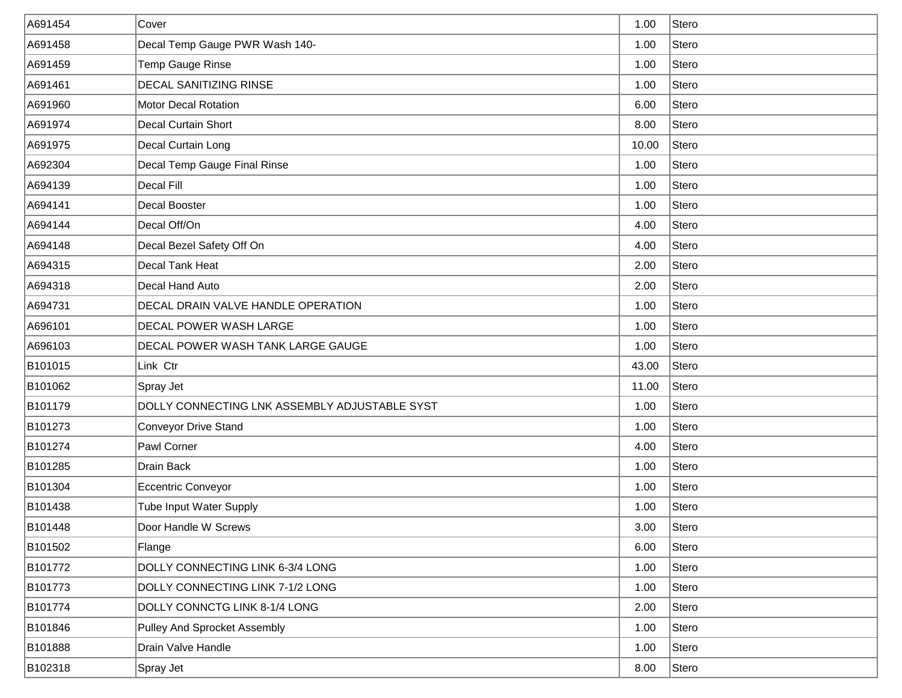| | | | |
|---|---|---|---|
| A691454 | Cover | 1.00 | Stero |
| A691458 | Decal Temp Gauge PWR Wash 140- | 1.00 | Stero |
| A691459 | Temp Gauge Rinse | 1.00 | Stero |
| A691461 | DECAL SANITIZING RINSE | 1.00 | Stero |
| A691960 | Motor Decal Rotation | 6.00 | Stero |
| A691974 | Decal Curtain Short | 8.00 | Stero |
| A691975 | Decal Curtain Long | 10.00 | Stero |
| A692304 | Decal Temp Gauge Final Rinse | 1.00 | Stero |
| A694139 | Decal Fill | 1.00 | Stero |
| A694141 | Decal Booster | 1.00 | Stero |
| A694144 | Decal Off/On | 4.00 | Stero |
| A694148 | Decal Bezel Safety Off On | 4.00 | Stero |
| A694315 | Decal Tank Heat | 2.00 | Stero |
| A694318 | Decal Hand Auto | 2.00 | Stero |
| A694731 | DECAL DRAIN VALVE HANDLE OPERATION | 1.00 | Stero |
| A696101 | DECAL POWER WASH LARGE | 1.00 | Stero |
| A696103 | DECAL POWER WASH TANK LARGE GAUGE | 1.00 | Stero |
| B101015 | Link Ctr | 43.00 | Stero |
| B101062 | Spray Jet | 11.00 | Stero |
| B101179 | DOLLY CONNECTING LNK ASSEMBLY ADJUSTABLE SYST | 1.00 | Stero |
| B101273 | Conveyor Drive Stand | 1.00 | Stero |
| B101274 | Pawl Corner | 4.00 | Stero |
| B101285 | Drain Back | 1.00 | Stero |
| B101304 | Eccentric Conveyor | 1.00 | Stero |
| B101438 | Tube Input Water Supply | 1.00 | Stero |
| B101448 | Door Handle W Screws | 3.00 | Stero |
| B101502 | Flange | 6.00 | Stero |
| B101772 | DOLLY CONNECTING LINK 6-3/4 LONG | 1.00 | Stero |
| B101773 | DOLLY CONNECTING LINK 7-1/2 LONG | 1.00 | Stero |
| B101774 | DOLLY CONNCTG LINK 8-1/4 LONG | 2.00 | Stero |
| B101846 | Pulley And Sprocket Assembly | 1.00 | Stero |
| B101888 | Drain Valve Handle | 1.00 | Stero |
| B102318 | Spray Jet | 8.00 | Stero |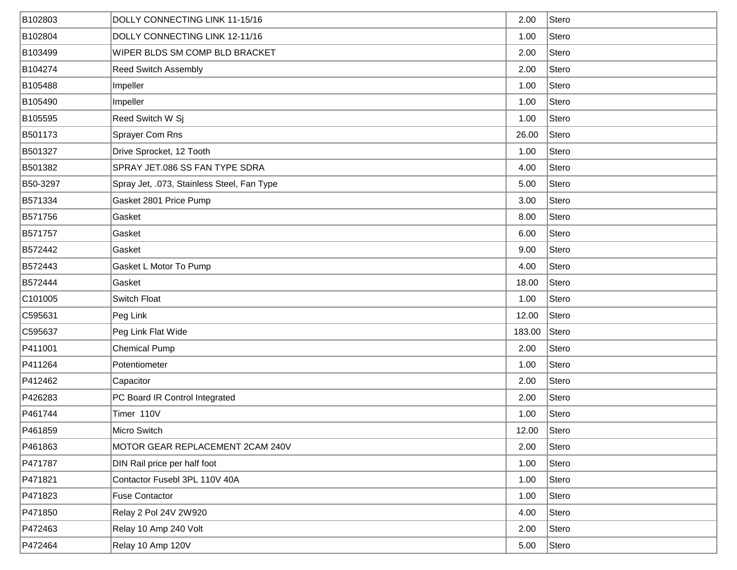| | | | |
|---|---|---|---|
| B102803 | DOLLY CONNECTING LINK 11-15/16 | 2.00 | Stero |
| B102804 | DOLLY CONNECTING LINK 12-11/16 | 1.00 | Stero |
| B103499 | WIPER BLDS SM COMP BLD BRACKET | 2.00 | Stero |
| B104274 | Reed Switch Assembly | 2.00 | Stero |
| B105488 | Impeller | 1.00 | Stero |
| B105490 | Impeller | 1.00 | Stero |
| B105595 | Reed Switch W Sj | 1.00 | Stero |
| B501173 | Sprayer Com Rns | 26.00 | Stero |
| B501327 | Drive Sprocket, 12 Tooth | 1.00 | Stero |
| B501382 | SPRAY JET.086 SS FAN TYPE SDRA | 4.00 | Stero |
| B50-3297 | Spray Jet, .073, Stainless Steel, Fan Type | 5.00 | Stero |
| B571334 | Gasket 2801 Price Pump | 3.00 | Stero |
| B571756 | Gasket | 8.00 | Stero |
| B571757 | Gasket | 6.00 | Stero |
| B572442 | Gasket | 9.00 | Stero |
| B572443 | Gasket L Motor To Pump | 4.00 | Stero |
| B572444 | Gasket | 18.00 | Stero |
| C101005 | Switch Float | 1.00 | Stero |
| C595631 | Peg Link | 12.00 | Stero |
| C595637 | Peg Link Flat Wide | 183.00 | Stero |
| P411001 | Chemical Pump | 2.00 | Stero |
| P411264 | Potentiometer | 1.00 | Stero |
| P412462 | Capacitor | 2.00 | Stero |
| P426283 | PC Board IR Control Integrated | 2.00 | Stero |
| P461744 | Timer 110V | 1.00 | Stero |
| P461859 | Micro Switch | 12.00 | Stero |
| P461863 | MOTOR GEAR REPLACEMENT 2CAM 240V | 2.00 | Stero |
| P471787 | DIN Rail price per half foot | 1.00 | Stero |
| P471821 | Contactor Fusebl 3PL 110V 40A | 1.00 | Stero |
| P471823 | Fuse Contactor | 1.00 | Stero |
| P471850 | Relay 2 Pol 24V 2W920 | 4.00 | Stero |
| P472463 | Relay 10 Amp 240 Volt | 2.00 | Stero |
| P472464 | Relay 10 Amp 120V | 5.00 | Stero |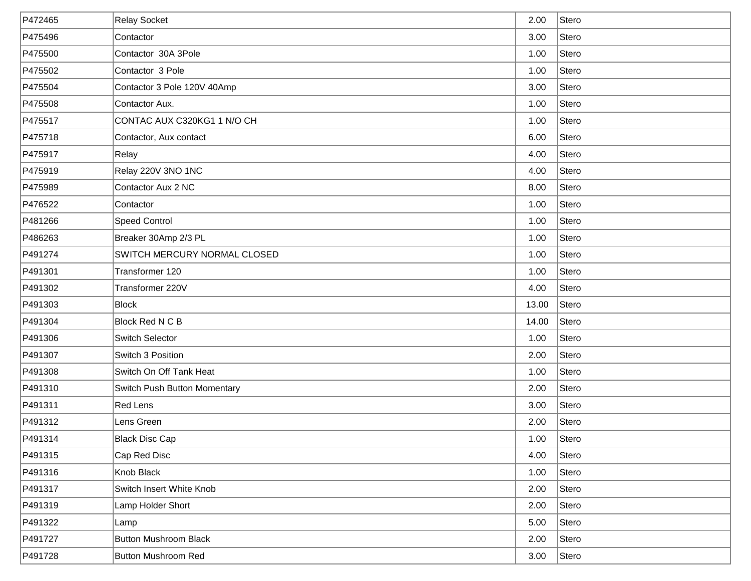| | | | |
|---|---|---|---|
| P472465 | Relay Socket | 2.00 | Stero |
| P475496 | Contactor | 3.00 | Stero |
| P475500 | Contactor  30A 3Pole | 1.00 | Stero |
| P475502 | Contactor  3 Pole | 1.00 | Stero |
| P475504 | Contactor 3 Pole 120V 40Amp | 3.00 | Stero |
| P475508 | Contactor Aux. | 1.00 | Stero |
| P475517 | CONTAC AUX C320KG1 1 N/O CH | 1.00 | Stero |
| P475718 | Contactor, Aux contact | 6.00 | Stero |
| P475917 | Relay | 4.00 | Stero |
| P475919 | Relay 220V 3NO 1NC | 4.00 | Stero |
| P475989 | Contactor Aux 2 NC | 8.00 | Stero |
| P476522 | Contactor | 1.00 | Stero |
| P481266 | Speed Control | 1.00 | Stero |
| P486263 | Breaker 30Amp 2/3 PL | 1.00 | Stero |
| P491274 | SWITCH MERCURY NORMAL CLOSED | 1.00 | Stero |
| P491301 | Transformer 120 | 1.00 | Stero |
| P491302 | Transformer 220V | 4.00 | Stero |
| P491303 | Block | 13.00 | Stero |
| P491304 | Block Red N C B | 14.00 | Stero |
| P491306 | Switch Selector | 1.00 | Stero |
| P491307 | Switch 3 Position | 2.00 | Stero |
| P491308 | Switch On Off Tank Heat | 1.00 | Stero |
| P491310 | Switch Push Button Momentary | 2.00 | Stero |
| P491311 | Red Lens | 3.00 | Stero |
| P491312 | Lens Green | 2.00 | Stero |
| P491314 | Black Disc Cap | 1.00 | Stero |
| P491315 | Cap Red Disc | 4.00 | Stero |
| P491316 | Knob Black | 1.00 | Stero |
| P491317 | Switch Insert White Knob | 2.00 | Stero |
| P491319 | Lamp Holder Short | 2.00 | Stero |
| P491322 | Lamp | 5.00 | Stero |
| P491727 | Button Mushroom Black | 2.00 | Stero |
| P491728 | Button Mushroom Red | 3.00 | Stero |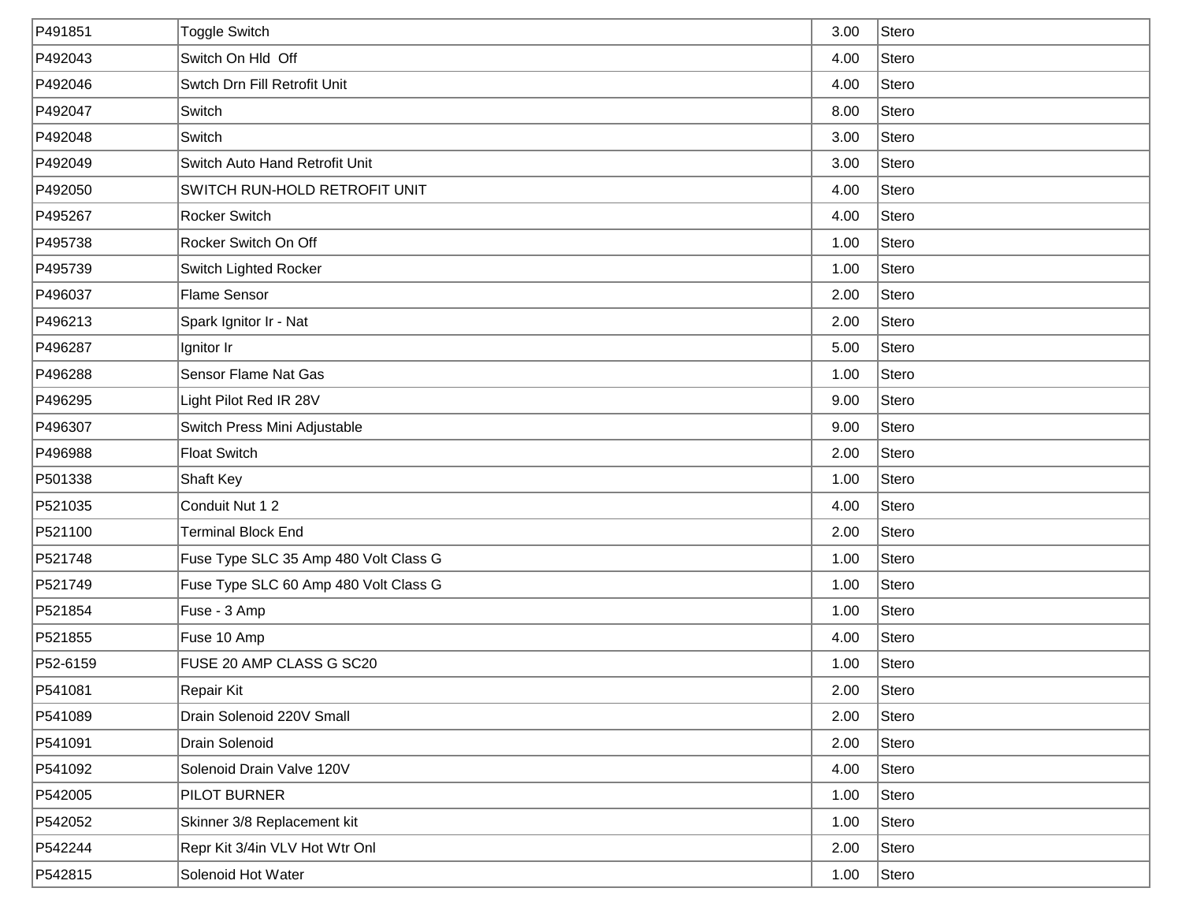| | | | |
|---|---|---|---|
| P491851 | Toggle Switch | 3.00 | Stero |
| P492043 | Switch On Hld  Off | 4.00 | Stero |
| P492046 | Swtch Drn Fill Retrofit Unit | 4.00 | Stero |
| P492047 | Switch | 8.00 | Stero |
| P492048 | Switch | 3.00 | Stero |
| P492049 | Switch Auto Hand Retrofit Unit | 3.00 | Stero |
| P492050 | SWITCH RUN-HOLD RETROFIT UNIT | 4.00 | Stero |
| P495267 | Rocker Switch | 4.00 | Stero |
| P495738 | Rocker Switch On Off | 1.00 | Stero |
| P495739 | Switch Lighted Rocker | 1.00 | Stero |
| P496037 | Flame Sensor | 2.00 | Stero |
| P496213 | Spark Ignitor Ir - Nat | 2.00 | Stero |
| P496287 | Ignitor Ir | 5.00 | Stero |
| P496288 | Sensor Flame Nat Gas | 1.00 | Stero |
| P496295 | Light Pilot Red IR 28V | 9.00 | Stero |
| P496307 | Switch Press Mini Adjustable | 9.00 | Stero |
| P496988 | Float Switch | 2.00 | Stero |
| P501338 | Shaft Key | 1.00 | Stero |
| P521035 | Conduit Nut 1 2 | 4.00 | Stero |
| P521100 | Terminal Block End | 2.00 | Stero |
| P521748 | Fuse Type SLC 35 Amp 480 Volt Class G | 1.00 | Stero |
| P521749 | Fuse Type SLC 60 Amp 480 Volt Class G | 1.00 | Stero |
| P521854 | Fuse - 3 Amp | 1.00 | Stero |
| P521855 | Fuse 10 Amp | 4.00 | Stero |
| P52-6159 | FUSE 20 AMP CLASS G SC20 | 1.00 | Stero |
| P541081 | Repair Kit | 2.00 | Stero |
| P541089 | Drain Solenoid 220V Small | 2.00 | Stero |
| P541091 | Drain Solenoid | 2.00 | Stero |
| P541092 | Solenoid Drain Valve 120V | 4.00 | Stero |
| P542005 | PILOT BURNER | 1.00 | Stero |
| P542052 | Skinner 3/8 Replacement kit | 1.00 | Stero |
| P542244 | Repr Kit 3/4in VLV Hot Wtr Onl | 2.00 | Stero |
| P542815 | Solenoid Hot Water | 1.00 | Stero |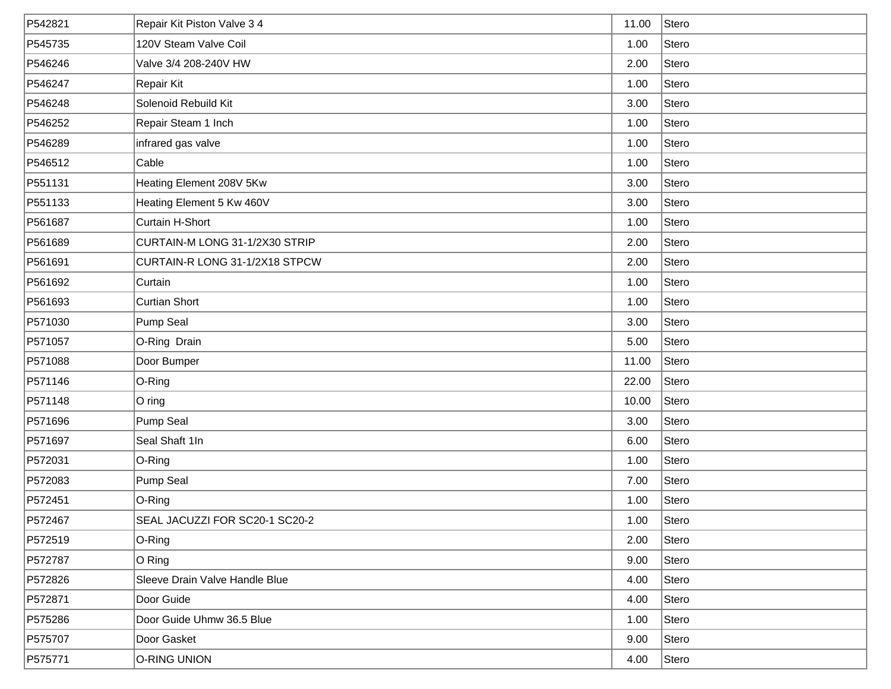| | | | |
|---|---|---|---|
| P542821 | Repair Kit Piston Valve 3 4 | 11.00 | Stero |
| P545735 | 120V Steam Valve Coil | 1.00 | Stero |
| P546246 | Valve 3/4 208-240V HW | 2.00 | Stero |
| P546247 | Repair Kit | 1.00 | Stero |
| P546248 | Solenoid Rebuild Kit | 3.00 | Stero |
| P546252 | Repair Steam 1 Inch | 1.00 | Stero |
| P546289 | infrared gas valve | 1.00 | Stero |
| P546512 | Cable | 1.00 | Stero |
| P551131 | Heating Element 208V 5Kw | 3.00 | Stero |
| P551133 | Heating Element 5 Kw 460V | 3.00 | Stero |
| P561687 | Curtain H-Short | 1.00 | Stero |
| P561689 | CURTAIN-M LONG 31-1/2X30 STRIP | 2.00 | Stero |
| P561691 | CURTAIN-R LONG 31-1/2X18 STPCW | 2.00 | Stero |
| P561692 | Curtain | 1.00 | Stero |
| P561693 | Curtian Short | 1.00 | Stero |
| P571030 | Pump Seal | 3.00 | Stero |
| P571057 | O-Ring  Drain | 5.00 | Stero |
| P571088 | Door Bumper | 11.00 | Stero |
| P571146 | O-Ring | 22.00 | Stero |
| P571148 | O ring | 10.00 | Stero |
| P571696 | Pump Seal | 3.00 | Stero |
| P571697 | Seal Shaft 1In | 6.00 | Stero |
| P572031 | O-Ring | 1.00 | Stero |
| P572083 | Pump Seal | 7.00 | Stero |
| P572451 | O-Ring | 1.00 | Stero |
| P572467 | SEAL JACUZZI FOR SC20-1 SC20-2 | 1.00 | Stero |
| P572519 | O-Ring | 2.00 | Stero |
| P572787 | O Ring | 9.00 | Stero |
| P572826 | Sleeve Drain Valve Handle Blue | 4.00 | Stero |
| P572871 | Door Guide | 4.00 | Stero |
| P575286 | Door Guide Uhmw 36.5 Blue | 1.00 | Stero |
| P575707 | Door Gasket | 9.00 | Stero |
| P575771 | O-RING UNION | 4.00 | Stero |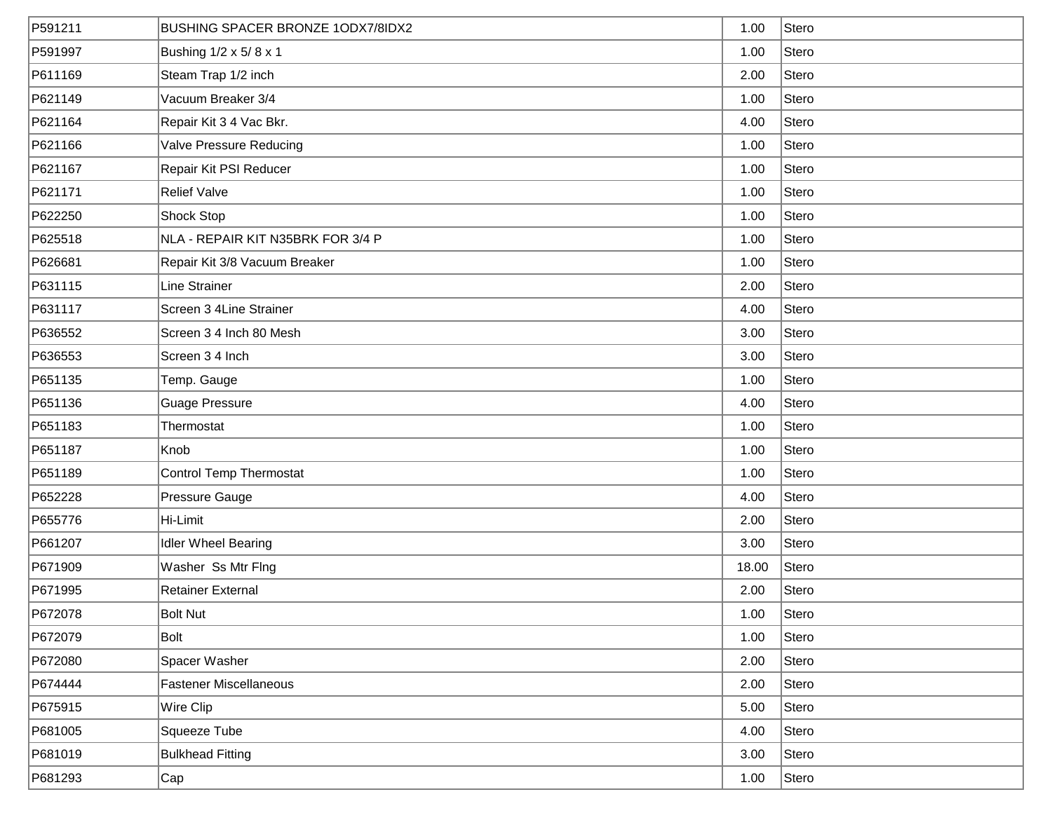| | | | |
|---|---|---|---|
| P591211 | BUSHING SPACER BRONZE 1ODX7/8IDX2 | 1.00 | Stero |
| P591997 | Bushing 1/2 x 5/ 8 x 1 | 1.00 | Stero |
| P611169 | Steam Trap 1/2 inch | 2.00 | Stero |
| P621149 | Vacuum Breaker 3/4 | 1.00 | Stero |
| P621164 | Repair Kit 3 4 Vac Bkr. | 4.00 | Stero |
| P621166 | Valve Pressure Reducing | 1.00 | Stero |
| P621167 | Repair Kit PSI Reducer | 1.00 | Stero |
| P621171 | Relief Valve | 1.00 | Stero |
| P622250 | Shock Stop | 1.00 | Stero |
| P625518 | NLA - REPAIR KIT N35BRK FOR 3/4 P | 1.00 | Stero |
| P626681 | Repair Kit 3/8 Vacuum Breaker | 1.00 | Stero |
| P631115 | Line Strainer | 2.00 | Stero |
| P631117 | Screen 3 4Line Strainer | 4.00 | Stero |
| P636552 | Screen 3 4 Inch 80 Mesh | 3.00 | Stero |
| P636553 | Screen 3 4 Inch | 3.00 | Stero |
| P651135 | Temp. Gauge | 1.00 | Stero |
| P651136 | Guage Pressure | 4.00 | Stero |
| P651183 | Thermostat | 1.00 | Stero |
| P651187 | Knob | 1.00 | Stero |
| P651189 | Control Temp Thermostat | 1.00 | Stero |
| P652228 | Pressure Gauge | 4.00 | Stero |
| P655776 | Hi-Limit | 2.00 | Stero |
| P661207 | Idler Wheel Bearing | 3.00 | Stero |
| P671909 | Washer Ss Mtr Flng | 18.00 | Stero |
| P671995 | Retainer External | 2.00 | Stero |
| P672078 | Bolt Nut | 1.00 | Stero |
| P672079 | Bolt | 1.00 | Stero |
| P672080 | Spacer Washer | 2.00 | Stero |
| P674444 | Fastener Miscellaneous | 2.00 | Stero |
| P675915 | Wire Clip | 5.00 | Stero |
| P681005 | Squeeze Tube | 4.00 | Stero |
| P681019 | Bulkhead Fitting | 3.00 | Stero |
| P681293 | Cap | 1.00 | Stero |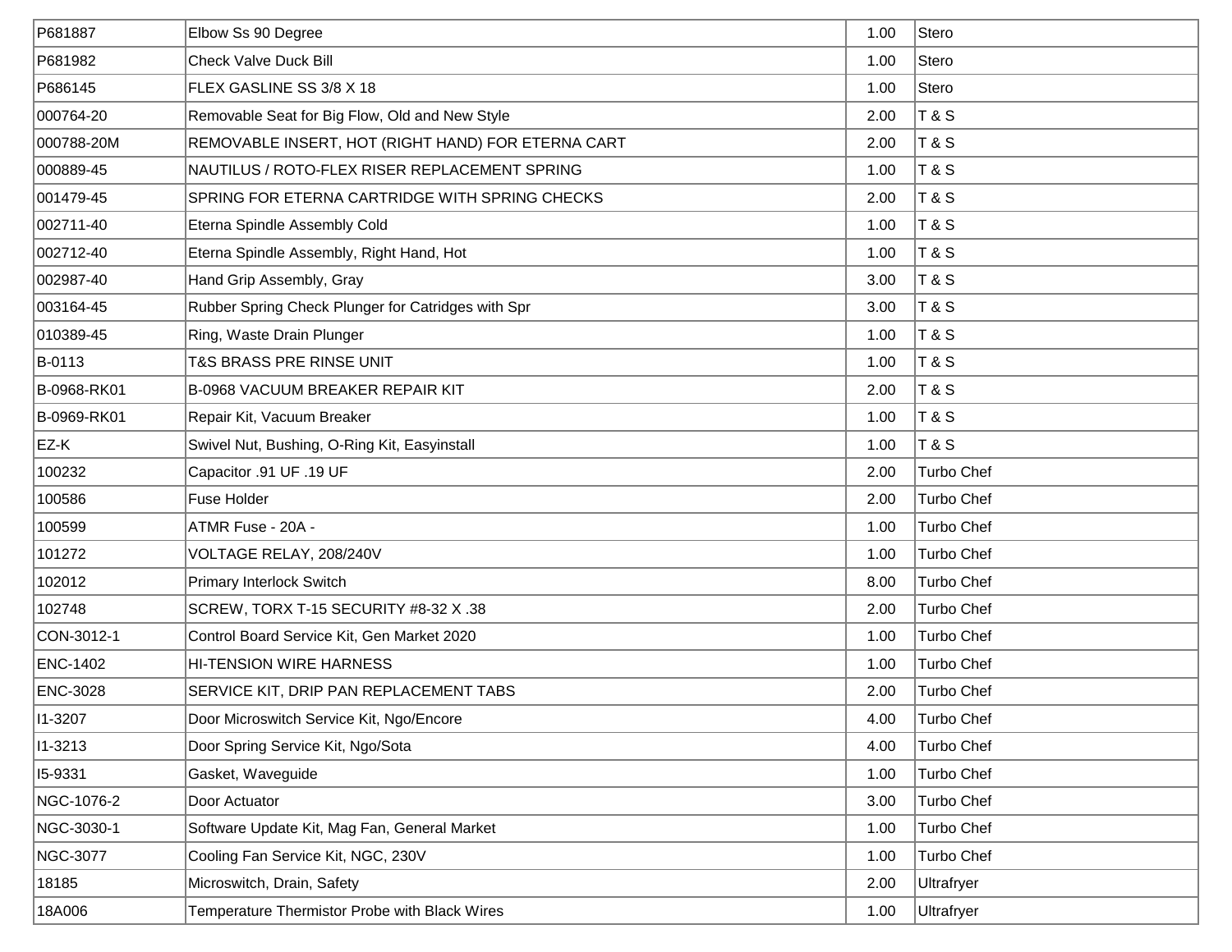| | | | |
|---|---|---|---|
| P681887 | Elbow Ss 90 Degree | 1.00 | Stero |
| P681982 | Check Valve Duck Bill | 1.00 | Stero |
| P686145 | FLEX GASLINE SS 3/8 X 18 | 1.00 | Stero |
| 000764-20 | Removable Seat for Big Flow, Old and New Style | 2.00 | T & S |
| 000788-20M | REMOVABLE INSERT, HOT (RIGHT HAND) FOR ETERNA CART | 2.00 | T & S |
| 000889-45 | NAUTILUS / ROTO-FLEX RISER REPLACEMENT SPRING | 1.00 | T & S |
| 001479-45 | SPRING FOR ETERNA CARTRIDGE WITH SPRING CHECKS | 2.00 | T & S |
| 002711-40 | Eterna Spindle Assembly Cold | 1.00 | T & S |
| 002712-40 | Eterna Spindle Assembly, Right Hand, Hot | 1.00 | T & S |
| 002987-40 | Hand Grip Assembly, Gray | 3.00 | T & S |
| 003164-45 | Rubber Spring Check Plunger for Catridges with Spr | 3.00 | T & S |
| 010389-45 | Ring, Waste Drain Plunger | 1.00 | T & S |
| B-0113 | T&S BRASS PRE RINSE UNIT | 1.00 | T & S |
| B-0968-RK01 | B-0968 VACUUM BREAKER REPAIR KIT | 2.00 | T & S |
| B-0969-RK01 | Repair Kit, Vacuum Breaker | 1.00 | T & S |
| EZ-K | Swivel Nut, Bushing, O-Ring Kit, Easyinstall | 1.00 | T & S |
| 100232 | Capacitor .91 UF .19 UF | 2.00 | Turbo Chef |
| 100586 | Fuse Holder | 2.00 | Turbo Chef |
| 100599 | ATMR Fuse - 20A - | 1.00 | Turbo Chef |
| 101272 | VOLTAGE RELAY, 208/240V | 1.00 | Turbo Chef |
| 102012 | Primary Interlock Switch | 8.00 | Turbo Chef |
| 102748 | SCREW, TORX T-15 SECURITY #8-32 X .38 | 2.00 | Turbo Chef |
| CON-3012-1 | Control Board Service Kit, Gen Market 2020 | 1.00 | Turbo Chef |
| ENC-1402 | HI-TENSION WIRE HARNESS | 1.00 | Turbo Chef |
| ENC-3028 | SERVICE KIT, DRIP PAN REPLACEMENT TABS | 2.00 | Turbo Chef |
| I1-3207 | Door Microswitch Service Kit, Ngo/Encore | 4.00 | Turbo Chef |
| I1-3213 | Door Spring Service Kit, Ngo/Sota | 4.00 | Turbo Chef |
| I5-9331 | Gasket, Waveguide | 1.00 | Turbo Chef |
| NGC-1076-2 | Door Actuator | 3.00 | Turbo Chef |
| NGC-3030-1 | Software Update Kit, Mag Fan, General Market | 1.00 | Turbo Chef |
| NGC-3077 | Cooling Fan Service Kit, NGC, 230V | 1.00 | Turbo Chef |
| 18185 | Microswitch, Drain, Safety | 2.00 | Ultrafryer |
| 18A006 | Temperature Thermistor Probe with Black Wires | 1.00 | Ultrafryer |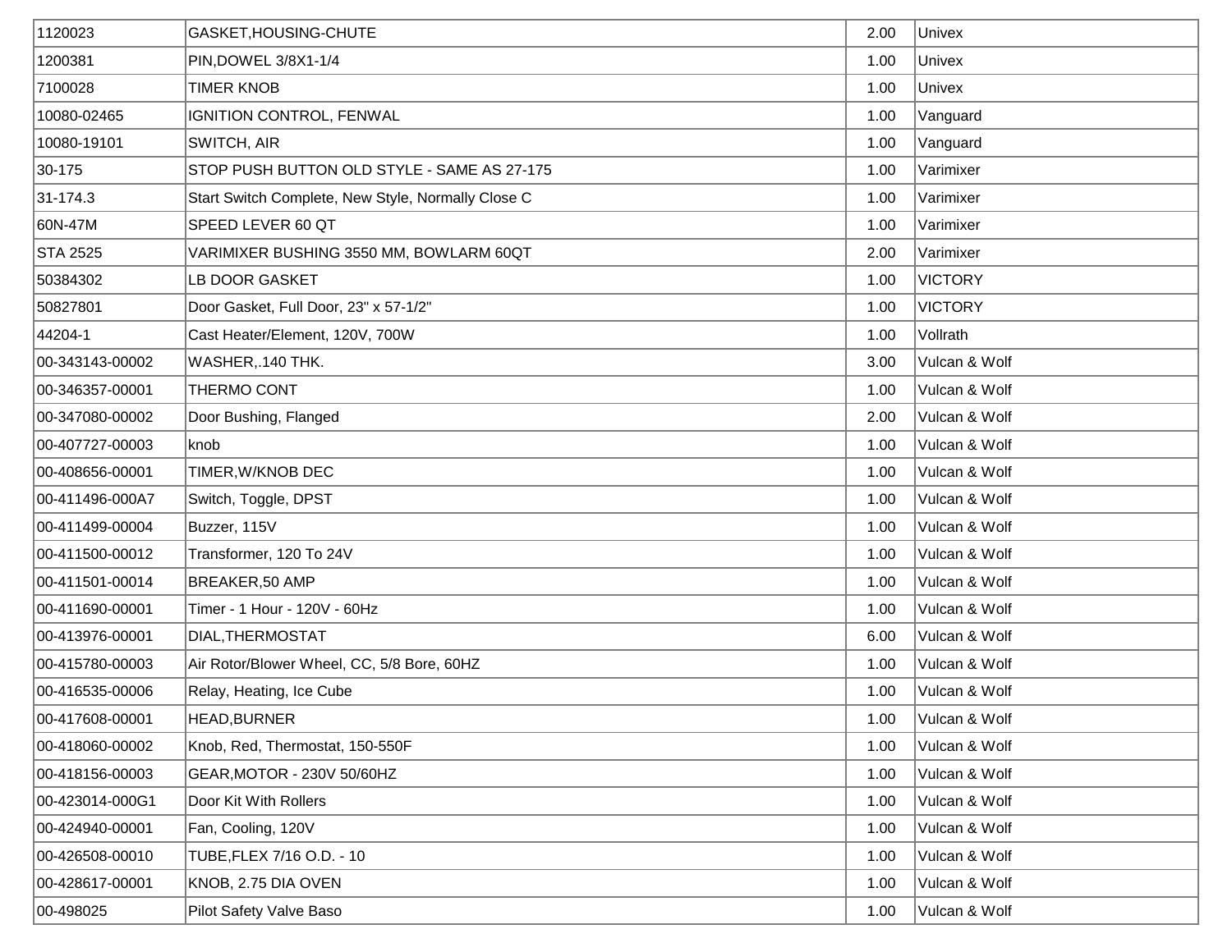| | | | |
|---|---|---|---|
| 1120023 | GASKET,HOUSING-CHUTE | 2.00 | Univex |
| 1200381 | PIN,DOWEL 3/8X1-1/4 | 1.00 | Univex |
| 7100028 | TIMER KNOB | 1.00 | Univex |
| 10080-02465 | IGNITION CONTROL, FENWAL | 1.00 | Vanguard |
| 10080-19101 | SWITCH, AIR | 1.00 | Vanguard |
| 30-175 | STOP PUSH BUTTON OLD STYLE - SAME AS 27-175 | 1.00 | Varimixer |
| 31-174.3 | Start Switch Complete, New Style, Normally Close C | 1.00 | Varimixer |
| 60N-47M | SPEED LEVER 60 QT | 1.00 | Varimixer |
| STA 2525 | VARIMIXER BUSHING 3550 MM, BOWLARM 60QT | 2.00 | Varimixer |
| 50384302 | LB DOOR GASKET | 1.00 | VICTORY |
| 50827801 | Door Gasket, Full Door, 23" x 57-1/2" | 1.00 | VICTORY |
| 44204-1 | Cast Heater/Element, 120V, 700W | 1.00 | Vollrath |
| 00-343143-00002 | WASHER,.140 THK. | 3.00 | Vulcan & Wolf |
| 00-346357-00001 | THERMO CONT | 1.00 | Vulcan & Wolf |
| 00-347080-00002 | Door Bushing, Flanged | 2.00 | Vulcan & Wolf |
| 00-407727-00003 | knob | 1.00 | Vulcan & Wolf |
| 00-408656-00001 | TIMER,W/KNOB DEC | 1.00 | Vulcan & Wolf |
| 00-411496-000A7 | Switch, Toggle, DPST | 1.00 | Vulcan & Wolf |
| 00-411499-00004 | Buzzer, 115V | 1.00 | Vulcan & Wolf |
| 00-411500-00012 | Transformer, 120 To 24V | 1.00 | Vulcan & Wolf |
| 00-411501-00014 | BREAKER,50 AMP | 1.00 | Vulcan & Wolf |
| 00-411690-00001 | Timer - 1 Hour - 120V - 60Hz | 1.00 | Vulcan & Wolf |
| 00-413976-00001 | DIAL,THERMOSTAT | 6.00 | Vulcan & Wolf |
| 00-415780-00003 | Air Rotor/Blower Wheel, CC, 5/8 Bore, 60HZ | 1.00 | Vulcan & Wolf |
| 00-416535-00006 | Relay, Heating, Ice Cube | 1.00 | Vulcan & Wolf |
| 00-417608-00001 | HEAD,BURNER | 1.00 | Vulcan & Wolf |
| 00-418060-00002 | Knob, Red, Thermostat, 150-550F | 1.00 | Vulcan & Wolf |
| 00-418156-00003 | GEAR,MOTOR - 230V 50/60HZ | 1.00 | Vulcan & Wolf |
| 00-423014-000G1 | Door Kit With Rollers | 1.00 | Vulcan & Wolf |
| 00-424940-00001 | Fan, Cooling, 120V | 1.00 | Vulcan & Wolf |
| 00-426508-00010 | TUBE,FLEX 7/16 O.D. - 10 | 1.00 | Vulcan & Wolf |
| 00-428617-00001 | KNOB, 2.75 DIA OVEN | 1.00 | Vulcan & Wolf |
| 00-498025 | Pilot Safety Valve Baso | 1.00 | Vulcan & Wolf |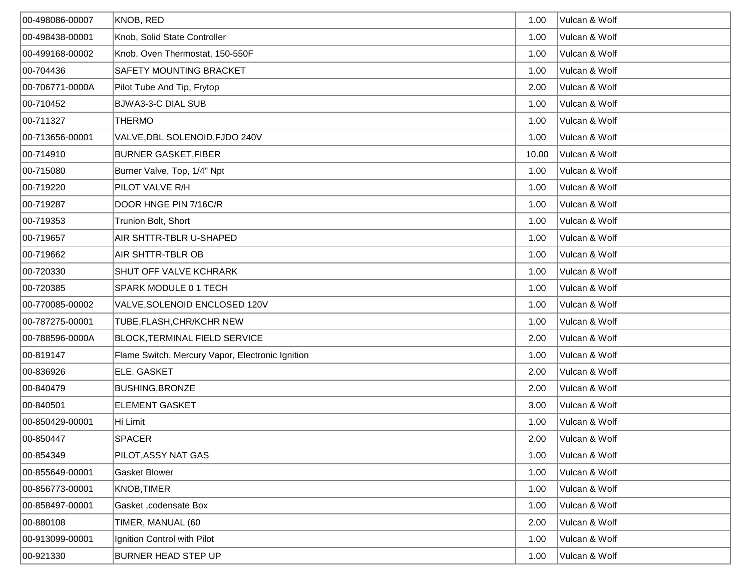| | | | |
|---|---|---|---|
| 00-498086-00007 | KNOB, RED | 1.00 | Vulcan & Wolf |
| 00-498438-00001 | Knob, Solid State Controller | 1.00 | Vulcan & Wolf |
| 00-499168-00002 | Knob, Oven Thermostat, 150-550F | 1.00 | Vulcan & Wolf |
| 00-704436 | SAFETY MOUNTING BRACKET | 1.00 | Vulcan & Wolf |
| 00-706771-0000A | Pilot Tube And Tip, Frytop | 2.00 | Vulcan & Wolf |
| 00-710452 | BJWA3-3-C DIAL SUB | 1.00 | Vulcan & Wolf |
| 00-711327 | THERMO | 1.00 | Vulcan & Wolf |
| 00-713656-00001 | VALVE,DBL SOLENOID,FJDO 240V | 1.00 | Vulcan & Wolf |
| 00-714910 | BURNER GASKET,FIBER | 10.00 | Vulcan & Wolf |
| 00-715080 | Burner Valve, Top, 1/4" Npt | 1.00 | Vulcan & Wolf |
| 00-719220 | PILOT VALVE R/H | 1.00 | Vulcan & Wolf |
| 00-719287 | DOOR HNGE PIN 7/16C/R | 1.00 | Vulcan & Wolf |
| 00-719353 | Trunion Bolt, Short | 1.00 | Vulcan & Wolf |
| 00-719657 | AIR SHTTR-TBLR U-SHAPED | 1.00 | Vulcan & Wolf |
| 00-719662 | AIR SHTTR-TBLR OB | 1.00 | Vulcan & Wolf |
| 00-720330 | SHUT OFF VALVE KCHRARK | 1.00 | Vulcan & Wolf |
| 00-720385 | SPARK MODULE 0 1 TECH | 1.00 | Vulcan & Wolf |
| 00-770085-00002 | VALVE,SOLENOID ENCLOSED 120V | 1.00 | Vulcan & Wolf |
| 00-787275-00001 | TUBE,FLASH,CHR/KCHR NEW | 1.00 | Vulcan & Wolf |
| 00-788596-0000A | BLOCK,TERMINAL FIELD SERVICE | 2.00 | Vulcan & Wolf |
| 00-819147 | Flame Switch, Mercury Vapor, Electronic Ignition | 1.00 | Vulcan & Wolf |
| 00-836926 | ELE. GASKET | 2.00 | Vulcan & Wolf |
| 00-840479 | BUSHING,BRONZE | 2.00 | Vulcan & Wolf |
| 00-840501 | ELEMENT GASKET | 3.00 | Vulcan & Wolf |
| 00-850429-00001 | Hi Limit | 1.00 | Vulcan & Wolf |
| 00-850447 | SPACER | 2.00 | Vulcan & Wolf |
| 00-854349 | PILOT,ASSY NAT GAS | 1.00 | Vulcan & Wolf |
| 00-855649-00001 | Gasket Blower | 1.00 | Vulcan & Wolf |
| 00-856773-00001 | KNOB,TIMER | 1.00 | Vulcan & Wolf |
| 00-858497-00001 | Gasket ,codensate Box | 1.00 | Vulcan & Wolf |
| 00-880108 | TIMER, MANUAL (60 | 2.00 | Vulcan & Wolf |
| 00-913099-00001 | Ignition Control with Pilot | 1.00 | Vulcan & Wolf |
| 00-921330 | BURNER HEAD STEP UP | 1.00 | Vulcan & Wolf |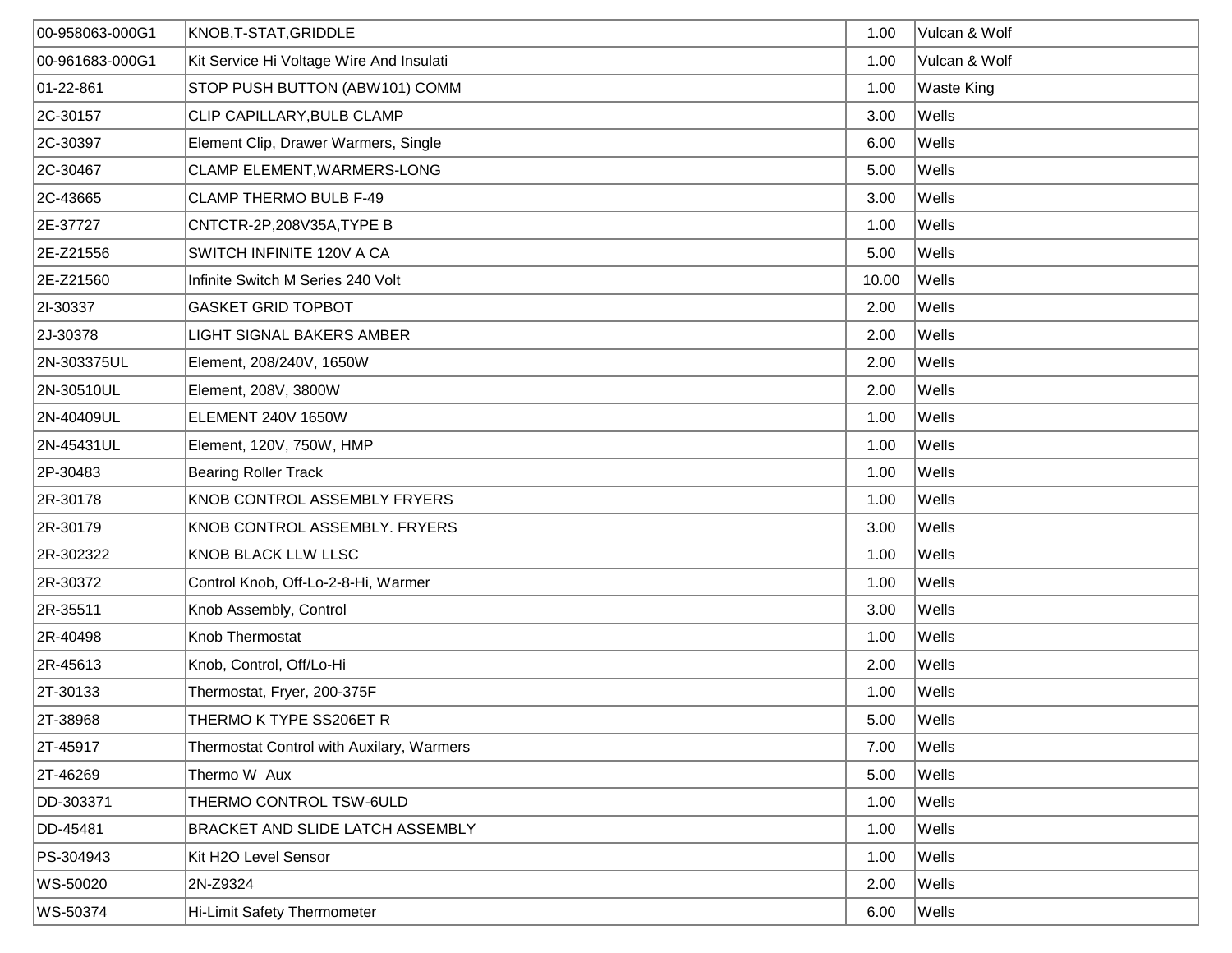| | | | |
|---|---|---|---|
| 00-958063-000G1 | KNOB,T-STAT,GRIDDLE | 1.00 | Vulcan & Wolf |
| 00-961683-000G1 | Kit Service Hi Voltage Wire And Insulati | 1.00 | Vulcan & Wolf |
| 01-22-861 | STOP PUSH BUTTON (ABW101) COMM | 1.00 | Waste King |
| 2C-30157 | CLIP CAPILLARY,BULB CLAMP | 3.00 | Wells |
| 2C-30397 | Element Clip, Drawer Warmers, Single | 6.00 | Wells |
| 2C-30467 | CLAMP ELEMENT,WARMERS-LONG | 5.00 | Wells |
| 2C-43665 | CLAMP THERMO BULB F-49 | 3.00 | Wells |
| 2E-37727 | CNTCTR-2P,208V35A,TYPE B | 1.00 | Wells |
| 2E-Z21556 | SWITCH INFINITE 120V A CA | 5.00 | Wells |
| 2E-Z21560 | Infinite Switch M Series 240 Volt | 10.00 | Wells |
| 2I-30337 | GASKET GRID TOPBOT | 2.00 | Wells |
| 2J-30378 | LIGHT SIGNAL BAKERS AMBER | 2.00 | Wells |
| 2N-303375UL | Element, 208/240V, 1650W | 2.00 | Wells |
| 2N-30510UL | Element, 208V, 3800W | 2.00 | Wells |
| 2N-40409UL | ELEMENT 240V 1650W | 1.00 | Wells |
| 2N-45431UL | Element, 120V, 750W, HMP | 1.00 | Wells |
| 2P-30483 | Bearing Roller Track | 1.00 | Wells |
| 2R-30178 | KNOB CONTROL ASSEMBLY FRYERS | 1.00 | Wells |
| 2R-30179 | KNOB CONTROL ASSEMBLY. FRYERS | 3.00 | Wells |
| 2R-302322 | KNOB BLACK LLW LLSC | 1.00 | Wells |
| 2R-30372 | Control Knob, Off-Lo-2-8-Hi, Warmer | 1.00 | Wells |
| 2R-35511 | Knob Assembly, Control | 3.00 | Wells |
| 2R-40498 | Knob Thermostat | 1.00 | Wells |
| 2R-45613 | Knob, Control, Off/Lo-Hi | 2.00 | Wells |
| 2T-30133 | Thermostat, Fryer, 200-375F | 1.00 | Wells |
| 2T-38968 | THERMO K TYPE SS206ET R | 5.00 | Wells |
| 2T-45917 | Thermostat Control with Auxilary, Warmers | 7.00 | Wells |
| 2T-46269 | Thermo W Aux | 5.00 | Wells |
| DD-303371 | THERMO CONTROL TSW-6ULD | 1.00 | Wells |
| DD-45481 | BRACKET AND SLIDE LATCH ASSEMBLY | 1.00 | Wells |
| PS-304943 | Kit H2O Level Sensor | 1.00 | Wells |
| WS-50020 | 2N-Z9324 | 2.00 | Wells |
| WS-50374 | Hi-Limit Safety Thermometer | 6.00 | Wells |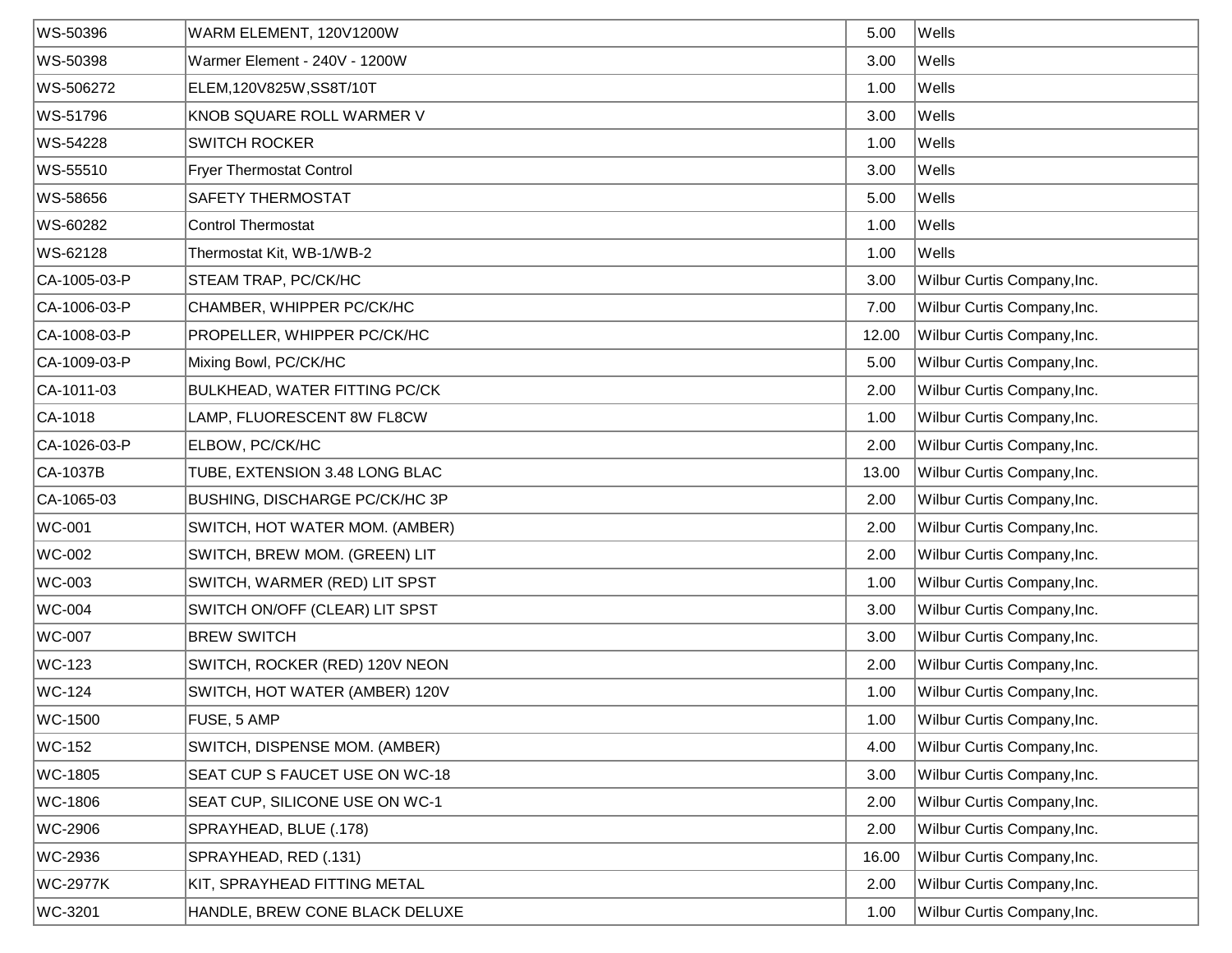| | | | |
|---|---|---|---|
| WS-50396 | WARM ELEMENT, 120V1200W | 5.00 | Wells |
| WS-50398 | Warmer Element - 240V - 1200W | 3.00 | Wells |
| WS-506272 | ELEM,120V825W,SS8T/10T | 1.00 | Wells |
| WS-51796 | KNOB SQUARE ROLL WARMER V | 3.00 | Wells |
| WS-54228 | SWITCH ROCKER | 1.00 | Wells |
| WS-55510 | Fryer Thermostat Control | 3.00 | Wells |
| WS-58656 | SAFETY THERMOSTAT | 5.00 | Wells |
| WS-60282 | Control Thermostat | 1.00 | Wells |
| WS-62128 | Thermostat Kit, WB-1/WB-2 | 1.00 | Wells |
| CA-1005-03-P | STEAM TRAP, PC/CK/HC | 3.00 | Wilbur Curtis Company,Inc. |
| CA-1006-03-P | CHAMBER, WHIPPER PC/CK/HC | 7.00 | Wilbur Curtis Company,Inc. |
| CA-1008-03-P | PROPELLER, WHIPPER PC/CK/HC | 12.00 | Wilbur Curtis Company,Inc. |
| CA-1009-03-P | Mixing Bowl, PC/CK/HC | 5.00 | Wilbur Curtis Company,Inc. |
| CA-1011-03 | BULKHEAD, WATER FITTING PC/CK | 2.00 | Wilbur Curtis Company,Inc. |
| CA-1018 | LAMP, FLUORESCENT 8W FL8CW | 1.00 | Wilbur Curtis Company,Inc. |
| CA-1026-03-P | ELBOW, PC/CK/HC | 2.00 | Wilbur Curtis Company,Inc. |
| CA-1037B | TUBE, EXTENSION 3.48 LONG BLAC | 13.00 | Wilbur Curtis Company,Inc. |
| CA-1065-03 | BUSHING, DISCHARGE PC/CK/HC 3P | 2.00 | Wilbur Curtis Company,Inc. |
| WC-001 | SWITCH, HOT WATER MOM. (AMBER) | 2.00 | Wilbur Curtis Company,Inc. |
| WC-002 | SWITCH, BREW MOM. (GREEN) LIT | 2.00 | Wilbur Curtis Company,Inc. |
| WC-003 | SWITCH, WARMER (RED) LIT SPST | 1.00 | Wilbur Curtis Company,Inc. |
| WC-004 | SWITCH ON/OFF (CLEAR) LIT SPST | 3.00 | Wilbur Curtis Company,Inc. |
| WC-007 | BREW SWITCH | 3.00 | Wilbur Curtis Company,Inc. |
| WC-123 | SWITCH, ROCKER (RED) 120V NEON | 2.00 | Wilbur Curtis Company,Inc. |
| WC-124 | SWITCH, HOT WATER (AMBER) 120V | 1.00 | Wilbur Curtis Company,Inc. |
| WC-1500 | FUSE, 5 AMP | 1.00 | Wilbur Curtis Company,Inc. |
| WC-152 | SWITCH, DISPENSE MOM. (AMBER) | 4.00 | Wilbur Curtis Company,Inc. |
| WC-1805 | SEAT CUP S FAUCET USE ON WC-18 | 3.00 | Wilbur Curtis Company,Inc. |
| WC-1806 | SEAT CUP, SILICONE USE ON WC-1 | 2.00 | Wilbur Curtis Company,Inc. |
| WC-2906 | SPRAYHEAD, BLUE (.178) | 2.00 | Wilbur Curtis Company,Inc. |
| WC-2936 | SPRAYHEAD, RED (.131) | 16.00 | Wilbur Curtis Company,Inc. |
| WC-2977K | KIT, SPRAYHEAD FITTING METAL | 2.00 | Wilbur Curtis Company,Inc. |
| WC-3201 | HANDLE, BREW CONE BLACK DELUXE | 1.00 | Wilbur Curtis Company,Inc. |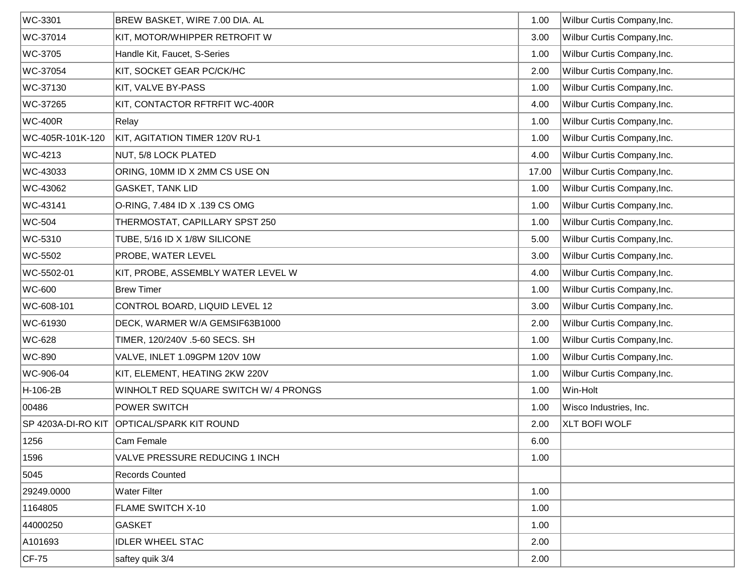| | | | |
|---|---|---|---|
| WC-3301 | BREW BASKET, WIRE 7.00 DIA. AL | 1.00 | Wilbur Curtis Company,Inc. |
| WC-37014 | KIT, MOTOR/WHIPPER RETROFIT W | 3.00 | Wilbur Curtis Company,Inc. |
| WC-3705 | Handle Kit, Faucet, S-Series | 1.00 | Wilbur Curtis Company,Inc. |
| WC-37054 | KIT, SOCKET GEAR PC/CK/HC | 2.00 | Wilbur Curtis Company,Inc. |
| WC-37130 | KIT, VALVE BY-PASS | 1.00 | Wilbur Curtis Company,Inc. |
| WC-37265 | KIT, CONTACTOR RFTRFIT WC-400R | 4.00 | Wilbur Curtis Company,Inc. |
| WC-400R | Relay | 1.00 | Wilbur Curtis Company,Inc. |
| WC-405R-101K-120 | KIT, AGITATION TIMER 120V RU-1 | 1.00 | Wilbur Curtis Company,Inc. |
| WC-4213 | NUT, 5/8 LOCK PLATED | 4.00 | Wilbur Curtis Company,Inc. |
| WC-43033 | ORING, 10MM ID X 2MM CS USE ON | 17.00 | Wilbur Curtis Company,Inc. |
| WC-43062 | GASKET, TANK LID | 1.00 | Wilbur Curtis Company,Inc. |
| WC-43141 | O-RING, 7.484 ID X .139 CS OMG | 1.00 | Wilbur Curtis Company,Inc. |
| WC-504 | THERMOSTAT, CAPILLARY SPST 250 | 1.00 | Wilbur Curtis Company,Inc. |
| WC-5310 | TUBE, 5/16 ID X 1/8W SILICONE | 5.00 | Wilbur Curtis Company,Inc. |
| WC-5502 | PROBE, WATER LEVEL | 3.00 | Wilbur Curtis Company,Inc. |
| WC-5502-01 | KIT, PROBE, ASSEMBLY WATER LEVEL W | 4.00 | Wilbur Curtis Company,Inc. |
| WC-600 | Brew Timer | 1.00 | Wilbur Curtis Company,Inc. |
| WC-608-101 | CONTROL BOARD, LIQUID LEVEL 12 | 3.00 | Wilbur Curtis Company,Inc. |
| WC-61930 | DECK, WARMER W/A GEMSIF63B1000 | 2.00 | Wilbur Curtis Company,Inc. |
| WC-628 | TIMER, 120/240V .5-60 SECS. SH | 1.00 | Wilbur Curtis Company,Inc. |
| WC-890 | VALVE, INLET 1.09GPM 120V 10W | 1.00 | Wilbur Curtis Company,Inc. |
| WC-906-04 | KIT, ELEMENT, HEATING 2KW 220V | 1.00 | Wilbur Curtis Company,Inc. |
| H-106-2B | WINHOLT RED SQUARE SWITCH W/ 4 PRONGS | 1.00 | Win-Holt |
| 00486 | POWER SWITCH | 1.00 | Wisco Industries, Inc. |
| SP 4203A-DI-RO KIT | OPTICAL/SPARK KIT ROUND | 2.00 | XLT BOFI WOLF |
| 1256 | Cam Female | 6.00 | |
| 1596 | VALVE PRESSURE REDUCING 1 INCH | 1.00 | |
| 5045 | Records Counted | | |
| 29249.0000 | Water Filter | 1.00 | |
| 1164805 | FLAME SWITCH X-10 | 1.00 | |
| 44000250 | GASKET | 1.00 | |
| A101693 | IDLER WHEEL STAC | 2.00 | |
| CF-75 | saftey quik 3/4 | 2.00 | |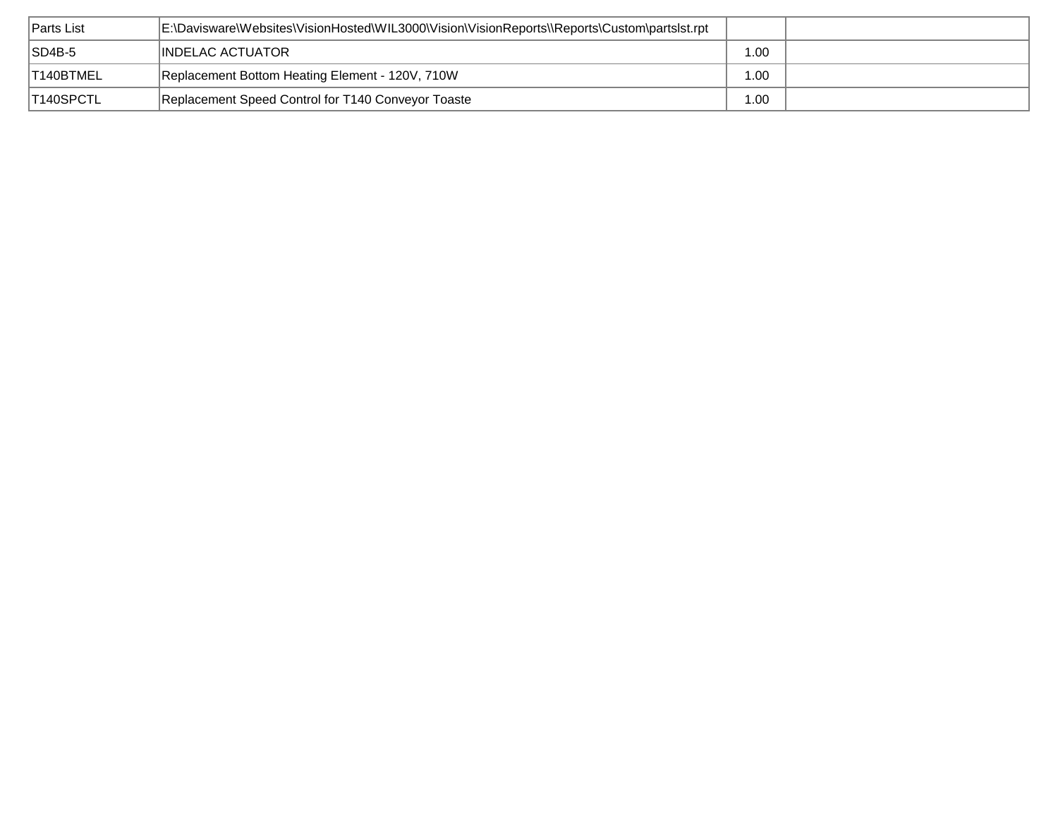| | | | |
|---|---|---|---|
| Parts List | E:\Davisware\Websites\VisionHosted\WIL3000\Vision\VisionReports\\Reports\Custom\partslst.rpt | | |
| SD4B-5 | INDELAC ACTUATOR | 1.00 | |
| T140BTMEL | Replacement Bottom Heating Element - 120V, 710W | 1.00 | |
| T140SPCTL | Replacement Speed Control for T140 Conveyor Toaste | 1.00 | |